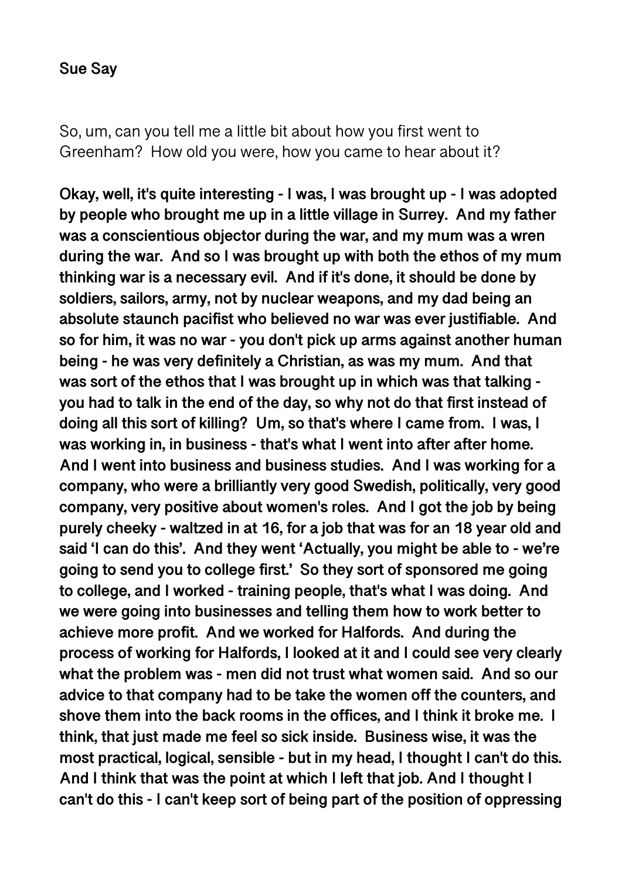**Sue Say**

So, um, can you tell me a little bit about how you first went to Greenham? How old you were, how you came to hear about it?

**Okay, well, it's quite interesting - I was, I was brought up - I was adopted by people who brought me up in a little village in Surrey. And my father was a conscientious objector during the war, and my mum was a wren during the war. And so I was brought up with both the ethos of my mum thinking war is a necessary evil. And if it's done, it should be done by soldiers, sailors, army, not by nuclear weapons, and my dad being an absolute staunch pacifist who believed no war was ever justifiable. And so for him, it was no war - you don't pick up arms against another human being - he was very definitely a Christian, as was my mum. And that was sort of the ethos that I was brought up in which was that talking - you had to talk in the end of the day, so why not do that first instead of doing all this sort of killing? Um, so that's where I came from. I was, I was working in, in business - that's what I went into after after home. And I went into business and business studies. And I was working for a company, who were a brilliantly very good Swedish, politically, very good company, very positive about women's roles. And I got the job by being purely cheeky - waltzed in at 16, for a job that was for an 18 year old and said 'I can do this'. And they went 'Actually, you might be able to - we're going to send you to college first.' So they sort of sponsored me going to college, and I worked - training people, that's what I was doing. And we were going into businesses and telling them how to work better to achieve more profit. And we worked for Halfords. And during the process of working for Halfords, I looked at it and I could see very clearly what the problem was - men did not trust what women said. And so our advice to that company had to be take the women off the counters, and shove them into the back rooms in the offices, and I think it broke me. I think, that just made me feel so sick inside. Business wise, it was the most practical, logical, sensible - but in my head, I thought I can't do this. And I think that was the point at which I left that job. And I thought I can't do this - I can't keep sort of being part of the position of oppressing**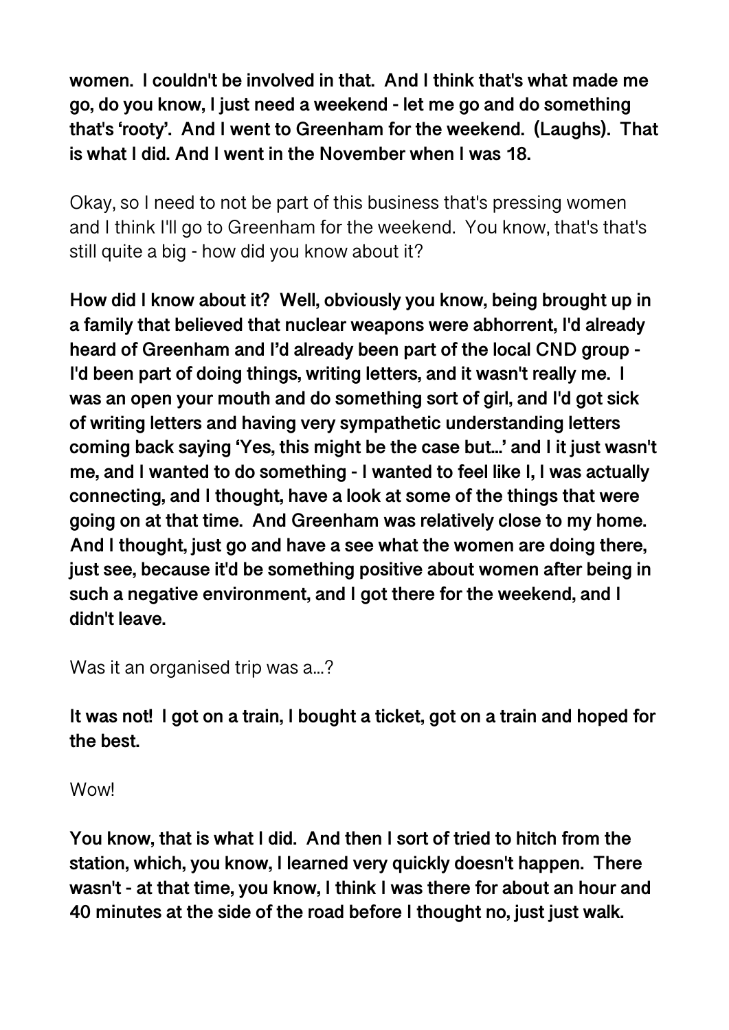**women. I couldn't be involved in that. And I think that's what made me go, do you know, I just need a weekend - let me go and do something that's 'rooty'. And I went to Greenham for the weekend. (Laughs). That is what I did. And I went in the November when I was 18.**

Okay, so I need to not be part of this business that's pressing women and I think I'll go to Greenham for the weekend. You know, that's that's still quite a big - how did you know about it?

**How did I know about it? Well, obviously you know, being brought up in a family that believed that nuclear weapons were abhorrent, I'd already heard of Greenham and I'd already been part of the local CND group - I'd been part of doing things, writing letters, and it wasn't really me. I was an open your mouth and do something sort of girl, and I'd got sick of writing letters and having very sympathetic understanding letters coming back saying 'Yes, this might be the case but...' and I it just wasn't me, and I wanted to do something - I wanted to feel like I, I was actually connecting, and I thought, have a look at some of the things that were going on at that time. And Greenham was relatively close to my home. And I thought, just go and have a see what the women are doing there, just see, because it'd be something positive about women after being in such a negative environment, and I got there for the weekend, and I didn't leave.**

Was it an organised trip was a...?

**It was not! I got on a train, I bought a ticket, got on a train and hoped for the best.**

Wow!

**You know, that is what I did. And then I sort of tried to hitch from the station, which, you know, I learned very quickly doesn't happen. There wasn't - at that time, you know, I think I was there for about an hour and 40 minutes at the side of the road before I thought no, just just walk.**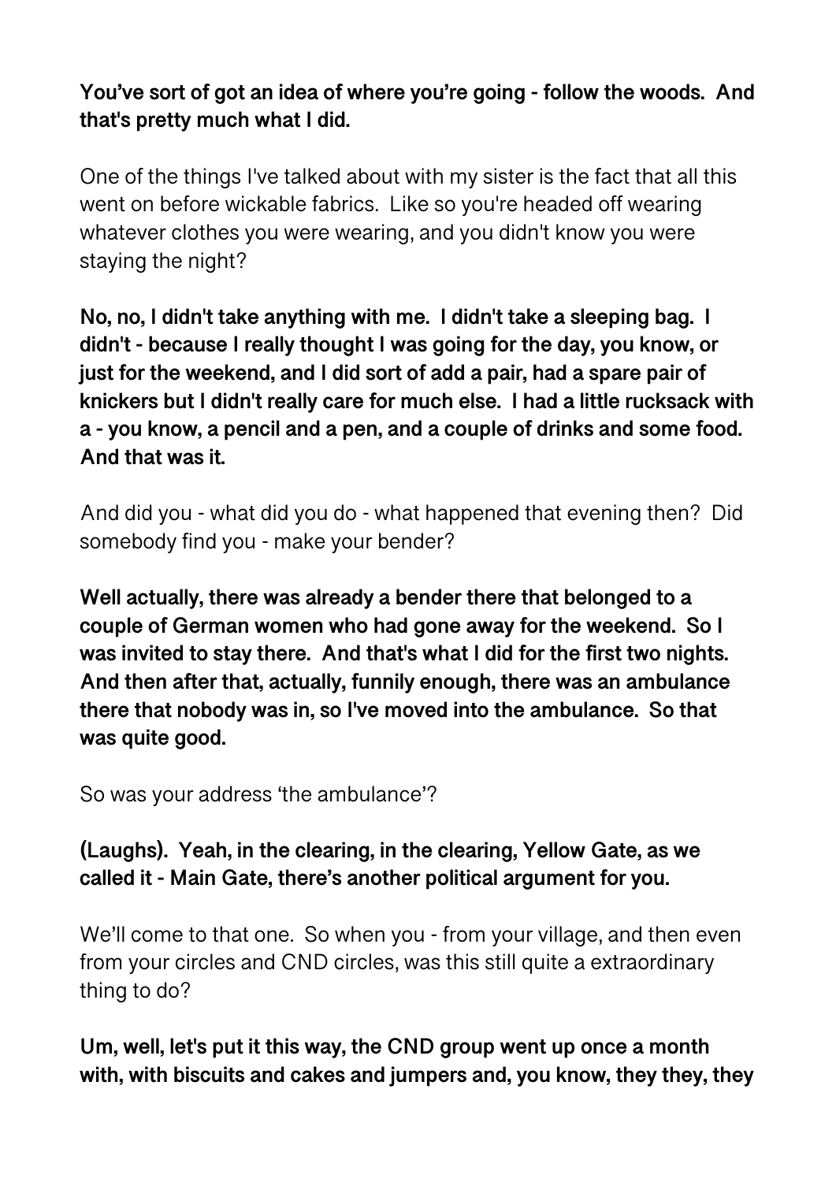**You've sort of got an idea of where you're going - follow the woods. And that's pretty much what I did.**

One of the things I've talked about with my sister is the fact that all this went on before wickable fabrics. Like so you're headed off wearing whatever clothes you were wearing, and you didn't know you were staying the night?

**No, no, I didn't take anything with me. I didn't take a sleeping bag. I didn't - because I really thought I was going for the day, you know, or just for the weekend, and I did sort of add a pair, had a spare pair of knickers but I didn't really care for much else. I had a little rucksack with a - you know, a pencil and a pen, and a couple of drinks and some food. And that was it.**

And did you - what did you do - what happened that evening then? Did somebody find you - make your bender?

**Well actually, there was already a bender there that belonged to a couple of German women who had gone away for the weekend. So I was invited to stay there. And that's what I did for the first two nights. And then after that, actually, funnily enough, there was an ambulance there that nobody was in, so I've moved into the ambulance. So that was quite good.**

So was your address 'the ambulance'?

**(Laughs). Yeah, in the clearing, in the clearing, Yellow Gate, as we called it - Main Gate, there's another political argument for you.**

We'll come to that one. So when you - from your village, and then even from your circles and CND circles, was this still quite a extraordinary thing to do?

**Um, well, let's put it this way, the CND group went up once a month with, with biscuits and cakes and jumpers and, you know, they they, they**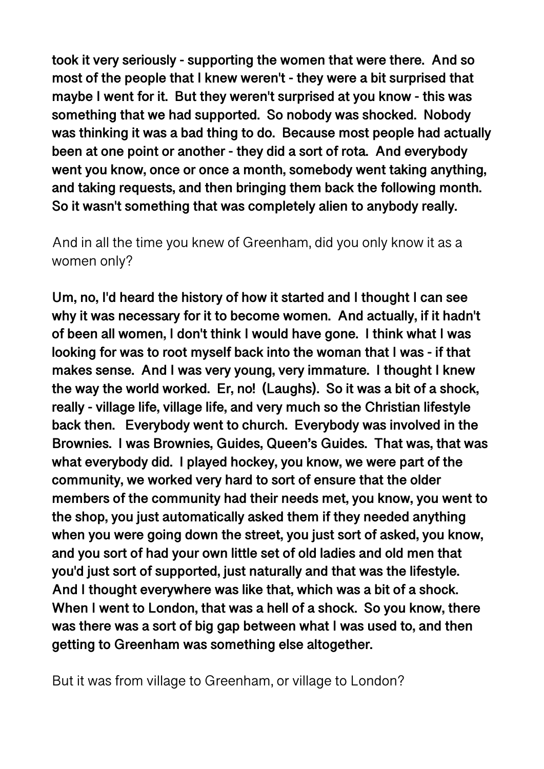**took it very seriously - supporting the women that were there. And so most of the people that I knew weren't - they were a bit surprised that maybe I went for it. But they weren't surprised at you know - this was something that we had supported. So nobody was shocked. Nobody was thinking it was a bad thing to do. Because most people had actually been at one point or another - they did a sort of rota. And everybody went you know, once or once a month, somebody went taking anything, and taking requests, and then bringing them back the following month. So it wasn't something that was completely alien to anybody really.**

And in all the time you knew of Greenham, did you only know it as a women only?

**Um, no, I'd heard the history of how it started and I thought I can see why it was necessary for it to become women. And actually, if it hadn't of been all women, I don't think I would have gone. I think what I was looking for was to root myself back into the woman that I was - if that makes sense. And I was very young, very immature. I thought I knew the way the world worked. Er, no! (Laughs). So it was a bit of a shock, really - village life, village life, and very much so the Christian lifestyle back then. Everybody went to church. Everybody was involved in the Brownies. I was Brownies, Guides, Queen's Guides. That was, that was what everybody did. I played hockey, you know, we were part of the community, we worked very hard to sort of ensure that the older members of the community had their needs met, you know, you went to the shop, you just automatically asked them if they needed anything when you were going down the street, you just sort of asked, you know, and you sort of had your own little set of old ladies and old men that you'd just sort of supported, just naturally and that was the lifestyle. And I thought everywhere was like that, which was a bit of a shock. When I went to London, that was a hell of a shock. So you know, there was there was a sort of big gap between what I was used to, and then getting to Greenham was something else altogether.**

But it was from village to Greenham, or village to London?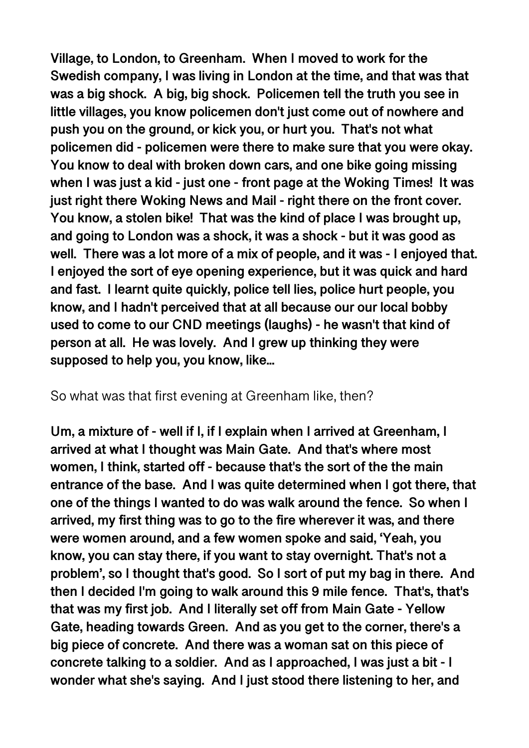**Village, to London, to Greenham. When I moved to work for the Swedish company, I was living in London at the time, and that was that was a big shock. A big, big shock. Policemen tell the truth you see in little villages, you know policemen don't just come out of nowhere and push you on the ground, or kick you, or hurt you. That's not what policemen did - policemen were there to make sure that you were okay. You know to deal with broken down cars, and one bike going missing when I was just a kid - just one - front page at the Woking Times! It was just right there Woking News and Mail - right there on the front cover. You know, a stolen bike! That was the kind of place I was brought up, and going to London was a shock, it was a shock - but it was good as well. There was a lot more of a mix of people, and it was - I enjoyed that. I enjoyed the sort of eye opening experience, but it was quick and hard and fast. I learnt quite quickly, police tell lies, police hurt people, you know, and I hadn't perceived that at all because our our local bobby used to come to our CND meetings (laughs) - he wasn't that kind of person at all. He was lovely. And I grew up thinking they were supposed to help you, you know, like...**

So what was that first evening at Greenham like, then?

**Um, a mixture of - well if I, if I explain when I arrived at Greenham, I arrived at what I thought was Main Gate. And that's where most women, I think, started off - because that's the sort of the the main entrance of the base. And I was quite determined when I got there, that one of the things I wanted to do was walk around the fence. So when I arrived, my first thing was to go to the fire wherever it was, and there were women around, and a few women spoke and said, 'Yeah, you know, you can stay there, if you want to stay overnight. That's not a problem', so I thought that's good. So I sort of put my bag in there. And then I decided I'm going to walk around this 9 mile fence. That's, that's that was my first job. And I literally set off from Main Gate - Yellow Gate, heading towards Green. And as you get to the corner, there's a big piece of concrete. And there was a woman sat on this piece of concrete talking to a soldier. And as I approached, I was just a bit - I wonder what she's saying. And I just stood there listening to her, and**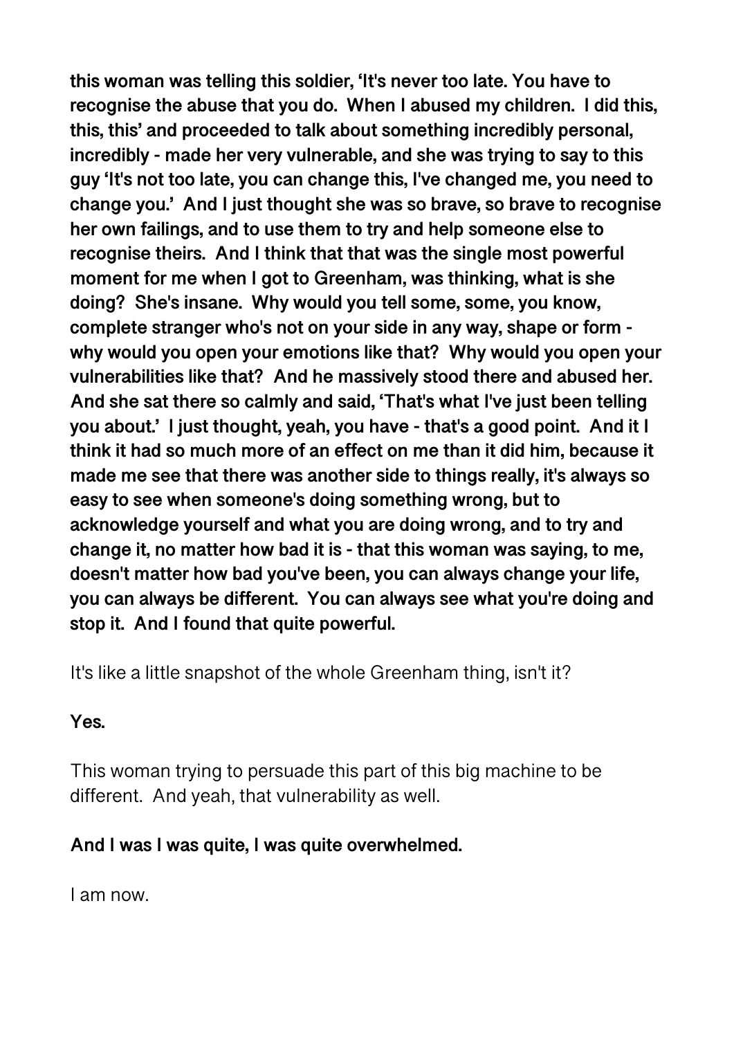**this woman was telling this soldier, 'It's never too late. You have to recognise the abuse that you do. When I abused my children. I did this, this, this' and proceeded to talk about something incredibly personal, incredibly - made her very vulnerable, and she was trying to say to this guy 'It's not too late, you can change this, I've changed me, you need to change you.' And I just thought she was so brave, so brave to recognise her own failings, and to use them to try and help someone else to recognise theirs. And I think that that was the single most powerful moment for me when I got to Greenham, was thinking, what is she doing? She's insane. Why would you tell some, some, you know, complete stranger who's not on your side in any way, shape or form - why would you open your emotions like that? Why would you open your vulnerabilities like that? And he massively stood there and abused her. And she sat there so calmly and said, 'That's what I've just been telling you about.' I just thought, yeah, you have - that's a good point. And it I think it had so much more of an effect on me than it did him, because it made me see that there was another side to things really, it's always so easy to see when someone's doing something wrong, but to acknowledge yourself and what you are doing wrong, and to try and change it, no matter how bad it is - that this woman was saying, to me, doesn't matter how bad you've been, you can always change your life, you can always be different. You can always see what you're doing and stop it. And I found that quite powerful.**

It's like a little snapshot of the whole Greenham thing, isn't it?

**Yes.**

This woman trying to persuade this part of this big machine to be different. And yeah, that vulnerability as well.

**And I was I was quite, I was quite overwhelmed.**

I am now.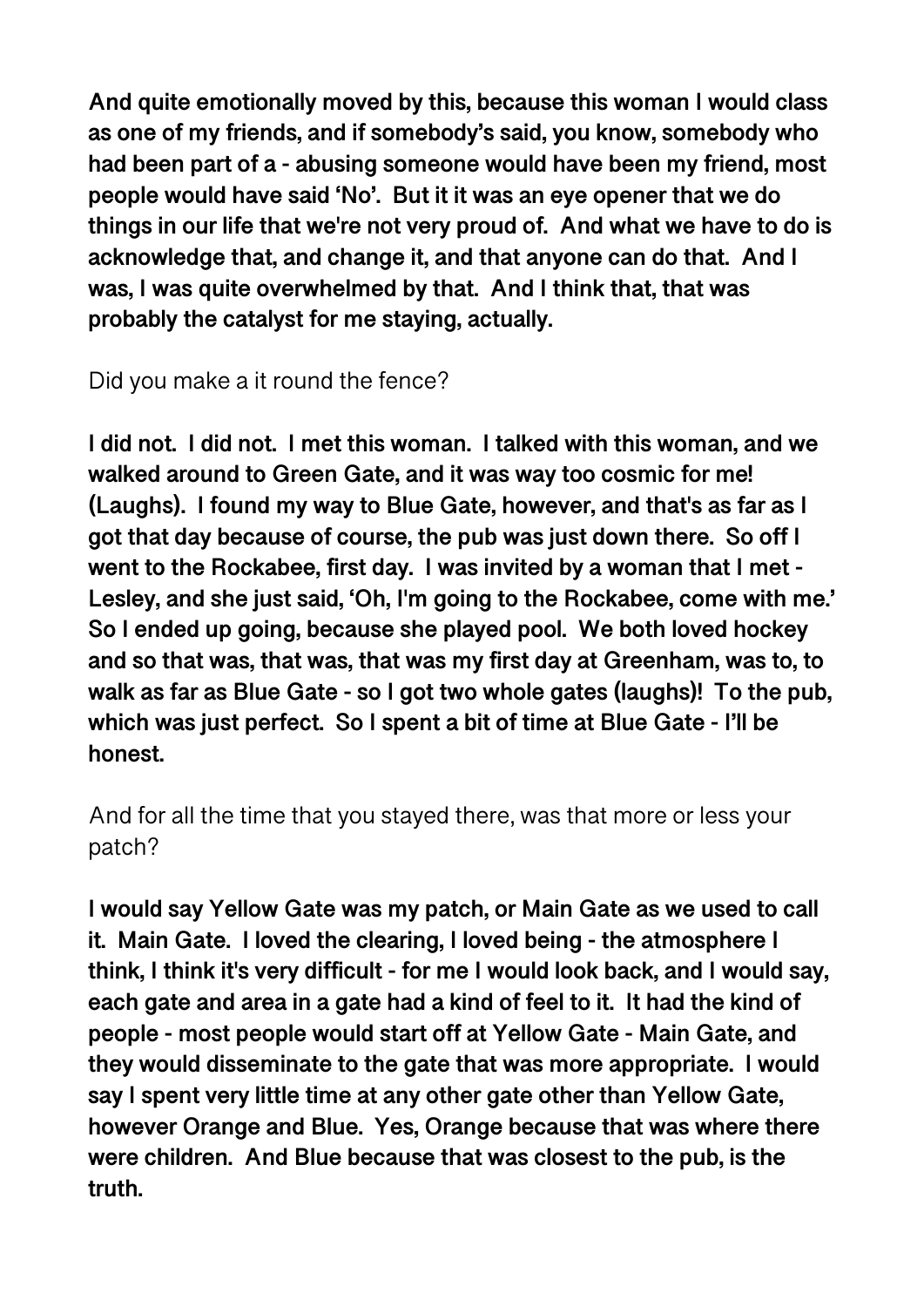**And quite emotionally moved by this, because this woman I would class as one of my friends, and if somebody's said, you know, somebody who had been part of a - abusing someone would have been my friend, most people would have said 'No'. But it it was an eye opener that we do things in our life that we're not very proud of. And what we have to do is acknowledge that, and change it, and that anyone can do that. And I was, I was quite overwhelmed by that. And I think that, that was probably the catalyst for me staying, actually.**

Did you make a it round the fence?

**I did not. I did not. I met this woman. I talked with this woman, and we walked around to Green Gate, and it was way too cosmic for me! (Laughs). I found my way to Blue Gate, however, and that's as far as I got that day because of course, the pub was just down there. So off I went to the Rockabee, first day. I was invited by a woman that I met - Lesley, and she just said, 'Oh, I'm going to the Rockabee, come with me.' So I ended up going, because she played pool. We both loved hockey and so that was, that was, that was my first day at Greenham, was to, to walk as far as Blue Gate - so I got two whole gates (laughs)! To the pub, which was just perfect. So I spent a bit of time at Blue Gate - I'll be honest.**

And for all the time that you stayed there, was that more or less your patch?

**I would say Yellow Gate was my patch, or Main Gate as we used to call it. Main Gate. I loved the clearing, I loved being - the atmosphere I think, I think it's very difficult - for me I would look back, and I would say, each gate and area in a gate had a kind of feel to it. It had the kind of people - most people would start off at Yellow Gate - Main Gate, and they would disseminate to the gate that was more appropriate. I would say I spent very little time at any other gate other than Yellow Gate, however Orange and Blue. Yes, Orange because that was where there were children. And Blue because that was closest to the pub, is the truth.**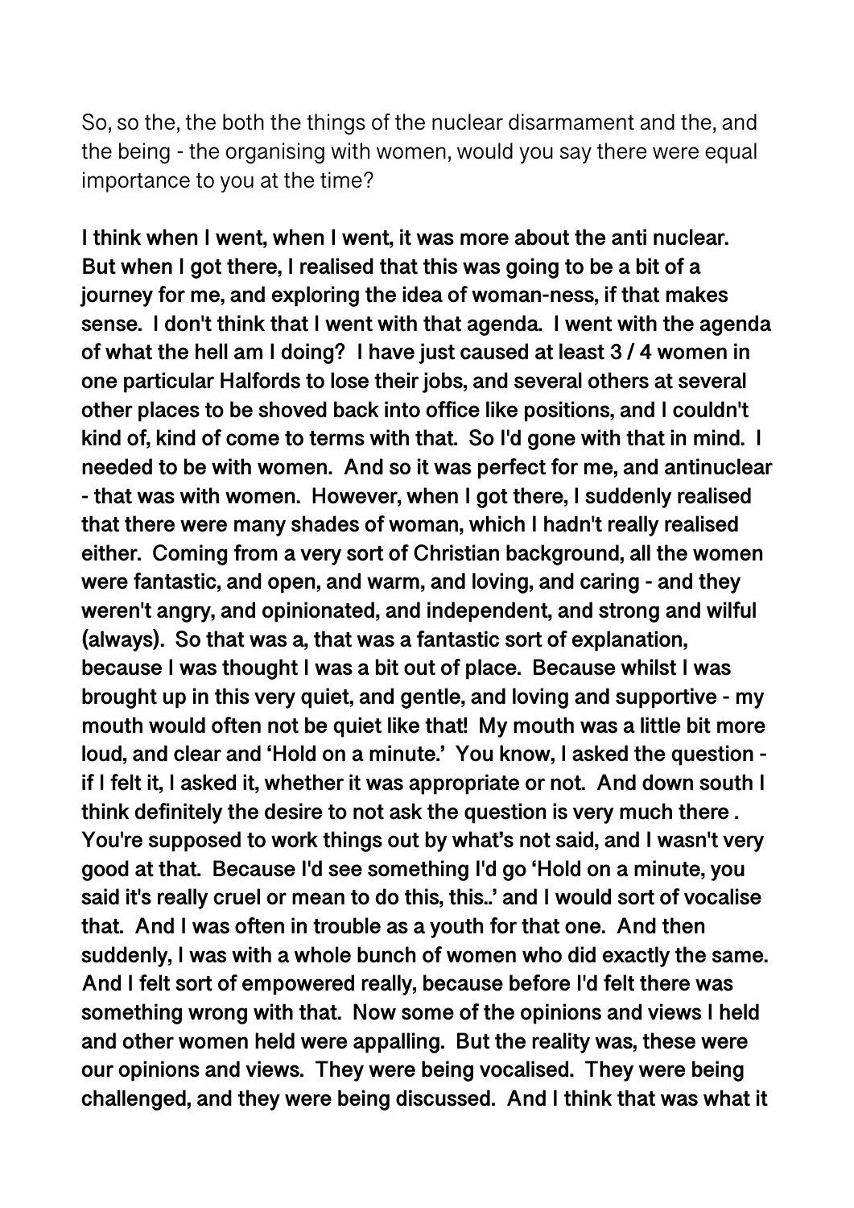So, so the, the both the things of the nuclear disarmament and the, and the being - the organising with women, would you say there were equal importance to you at the time?

**I think when I went, when I went, it was more about the anti nuclear. But when I got there, I realised that this was going to be a bit of a journey for me, and exploring the idea of woman-ness, if that makes sense. I don't think that I went with that agenda. I went with the agenda of what the hell am I doing? I have just caused at least 3 / 4 women in one particular Halfords to lose their jobs, and several others at several other places to be shoved back into office like positions, and I couldn't kind of, kind of come to terms with that. So I'd gone with that in mind. I needed to be with women. And so it was perfect for me, and antinuclear - that was with women. However, when I got there, I suddenly realised that there were many shades of woman, which I hadn't really realised either. Coming from a very sort of Christian background, all the women were fantastic, and open, and warm, and loving, and caring - and they weren't angry, and opinionated, and independent, and strong and wilful (always). So that was a, that was a fantastic sort of explanation, because I was thought I was a bit out of place. Because whilst I was brought up in this very quiet, and gentle, and loving and supportive - my mouth would often not be quiet like that! My mouth was a little bit more loud, and clear and 'Hold on a minute.' You know, I asked the question - if I felt it, I asked it, whether it was appropriate or not. And down south I think definitely the desire to not ask the question is very much there . You're supposed to work things out by what's not said, and I wasn't very good at that. Because I'd see something I'd go 'Hold on a minute, you said it's really cruel or mean to do this, this..' and I would sort of vocalise that. And I was often in trouble as a youth for that one. And then suddenly, I was with a whole bunch of women who did exactly the same. And I felt sort of empowered really, because before I'd felt there was something wrong with that. Now some of the opinions and views I held and other women held were appalling. But the reality was, these were our opinions and views. They were being vocalised. They were being challenged, and they were being discussed. And I think that was what it**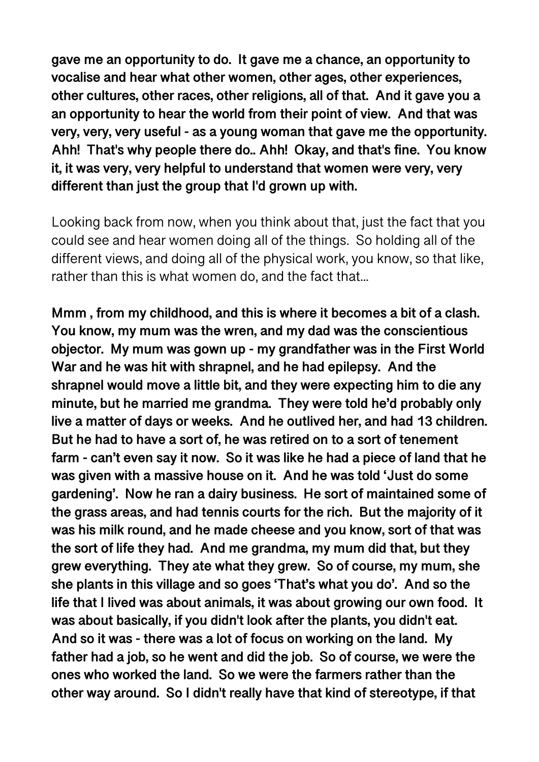**gave me an opportunity to do. It gave me a chance, an opportunity to vocalise and hear what other women, other ages, other experiences, other cultures, other races, other religions, all of that. And it gave you a an opportunity to hear the world from their point of view. And that was very, very, very useful - as a young woman that gave me the opportunity. Ahh! That's why people there do.. Ahh! Okay, and that's fine. You know it, it was very, very helpful to understand that women were very, very different than just the group that I'd grown up with.**

Looking back from now, when you think about that, just the fact that you could see and hear women doing all of the things. So holding all of the different views, and doing all of the physical work, you know, so that like, rather than this is what women do, and the fact that...

**Mmm , from my childhood, and this is where it becomes a bit of a clash. You know, my mum was the wren, and my dad was the conscientious objector. My mum was gown up - my grandfather was in the First World War and he was hit with shrapnel, and he had epilepsy. And the shrapnel would move a little bit, and they were expecting him to die any minute, but he married me grandma. They were told he'd probably only live a matter of days or weeks. And he outlived her, and had 13 children. But he had to have a sort of, he was retired on to a sort of tenement farm - can't even say it now. So it was like he had a piece of land that he was given with a massive house on it. And he was told 'Just do some gardening'. Now he ran a dairy business. He sort of maintained some of the grass areas, and had tennis courts for the rich. But the majority of it was his milk round, and he made cheese and you know, sort of that was the sort of life they had. And me grandma, my mum did that, but they grew everything. They ate what they grew. So of course, my mum, she she plants in this village and so goes 'That's what you do'. And so the life that I lived was about animals, it was about growing our own food. It was about basically, if you didn't look after the plants, you didn't eat. And so it was - there was a lot of focus on working on the land. My father had a job, so he went and did the job. So of course, we were the ones who worked the land. So we were the farmers rather than the other way around. So I didn't really have that kind of stereotype, if that**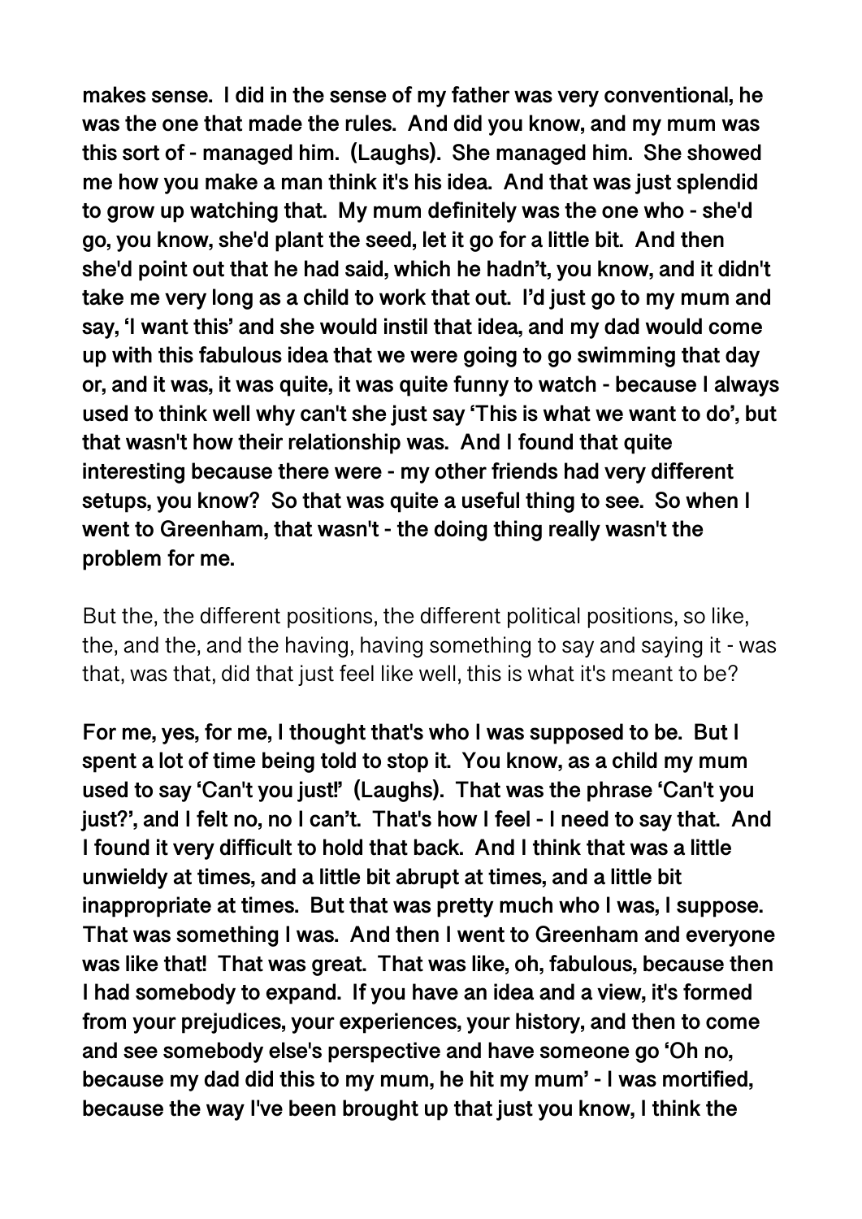**makes sense. I did in the sense of my father was very conventional, he was the one that made the rules. And did you know, and my mum was this sort of - managed him. (Laughs). She managed him. She showed me how you make a man think it's his idea. And that was just splendid to grow up watching that. My mum definitely was the one who - she'd go, you know, she'd plant the seed, let it go for a little bit. And then she'd point out that he had said, which he hadn't, you know, and it didn't take me very long as a child to work that out. I'd just go to my mum and say, 'I want this' and she would instil that idea, and my dad would come up with this fabulous idea that we were going to go swimming that day or, and it was, it was quite, it was quite funny to watch - because I always used to think well why can't she just say 'This is what we want to do', but that wasn't how their relationship was. And I found that quite interesting because there were - my other friends had very different setups, you know? So that was quite a useful thing to see. So when I went to Greenham, that wasn't - the doing thing really wasn't the problem for me.**

But the, the different positions, the different political positions, so like, the, and the, and the having, having something to say and saying it - was that, was that, did that just feel like well, this is what it's meant to be?

**For me, yes, for me, I thought that's who I was supposed to be. But I spent a lot of time being told to stop it. You know, as a child my mum used to say 'Can't you just!' (Laughs). That was the phrase 'Can't you just?', and I felt no, no I can't. That's how I feel - I need to say that. And I found it very difficult to hold that back. And I think that was a little unwieldy at times, and a little bit abrupt at times, and a little bit inappropriate at times. But that was pretty much who I was, I suppose. That was something I was. And then I went to Greenham and everyone was like that! That was great. That was like, oh, fabulous, because then I had somebody to expand. If you have an idea and a view, it's formed from your prejudices, your experiences, your history, and then to come and see somebody else's perspective and have someone go 'Oh no, because my dad did this to my mum, he hit my mum' - I was mortified, because the way I've been brought up that just you know, I think the**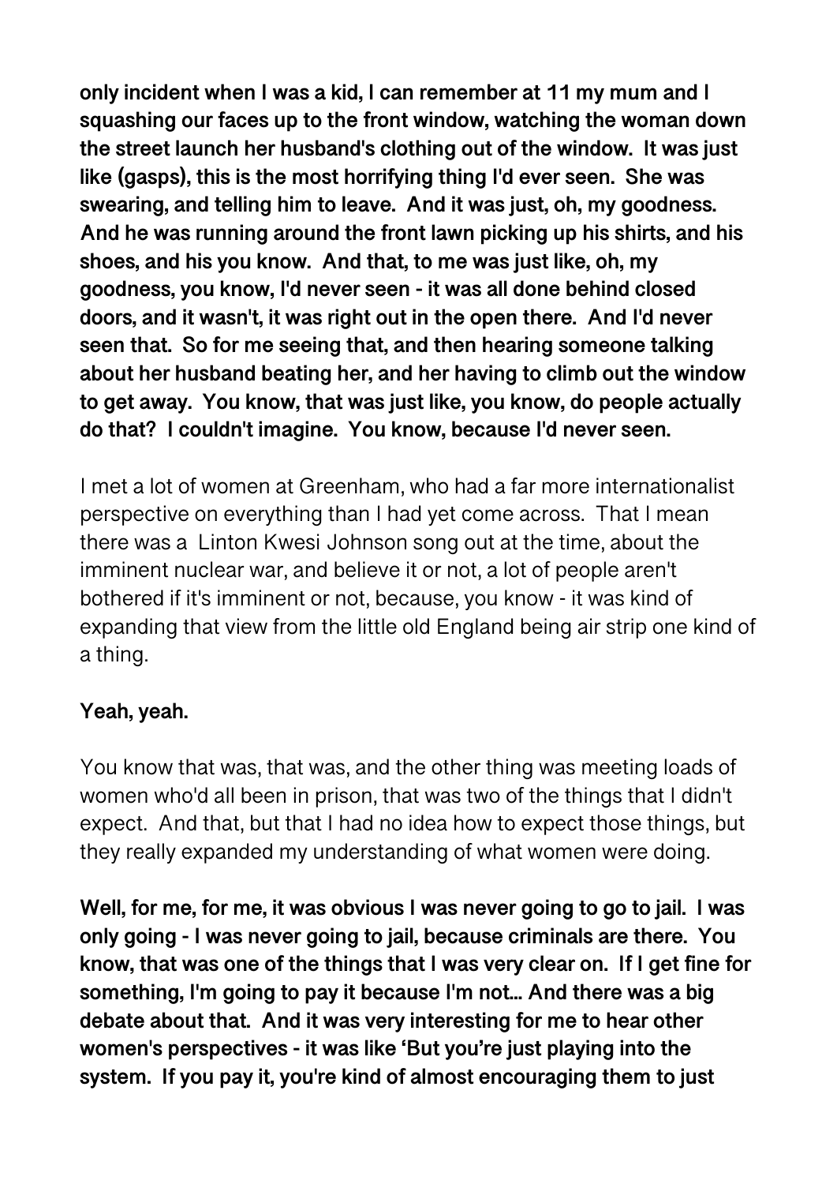**only incident when I was a kid, I can remember at 11 my mum and I squashing our faces up to the front window, watching the woman down the street launch her husband's clothing out of the window. It was just like (gasps), this is the most horrifying thing I'd ever seen. She was swearing, and telling him to leave. And it was just, oh, my goodness. And he was running around the front lawn picking up his shirts, and his shoes, and his you know. And that, to me was just like, oh, my goodness, you know, I'd never seen - it was all done behind closed doors, and it wasn't, it was right out in the open there. And I'd never seen that. So for me seeing that, and then hearing someone talking about her husband beating her, and her having to climb out the window to get away. You know, that was just like, you know, do people actually do that? I couldn't imagine. You know, because I'd never seen.**

I met a lot of women at Greenham, who had a far more internationalist perspective on everything than I had yet come across. That I mean there was a Linton Kwesi Johnson song out at the time, about the imminent nuclear war, and believe it or not, a lot of people aren't bothered if it's imminent or not, because, you know - it was kind of expanding that view from the little old England being air strip one kind of a thing.

**Yeah, yeah.**

You know that was, that was, and the other thing was meeting loads of women who'd all been in prison, that was two of the things that I didn't expect. And that, but that I had no idea how to expect those things, but they really expanded my understanding of what women were doing.

**Well, for me, for me, it was obvious I was never going to go to jail. I was only going - I was never going to jail, because criminals are there. You know, that was one of the things that I was very clear on. If I get fine for something, I'm going to pay it because I'm not... And there was a big debate about that. And it was very interesting for me to hear other women's perspectives - it was like 'But you're just playing into the system. If you pay it, you're kind of almost encouraging them to just**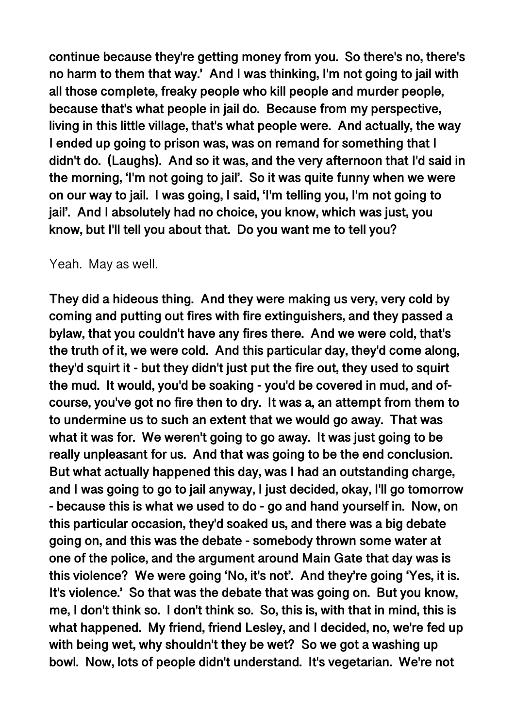**continue because they're getting money from you. So there's no, there's no harm to them that way.' And I was thinking, I'm not going to jail with all those complete, freaky people who kill people and murder people, because that's what people in jail do. Because from my perspective, living in this little village, that's what people were. And actually, the way I ended up going to prison was, was on remand for something that I didn't do. (Laughs). And so it was, and the very afternoon that I'd said in the morning, 'I'm not going to jail'. So it was quite funny when we were on our way to jail. I was going, I said, 'I'm telling you, I'm not going to jail'. And I absolutely had no choice, you know, which was just, you know, but I'll tell you about that. Do you want me to tell you?**

Yeah. May as well.

**They did a hideous thing. And they were making us very, very cold by coming and putting out fires with fire extinguishers, and they passed a bylaw, that you couldn't have any fires there. And we were cold, that's the truth of it, we were cold. And this particular day, they'd come along, they'd squirt it - but they didn't just put the fire out, they used to squirt the mud. It would, you'd be soaking - you'd be covered in mud, and of-course, you've got no fire then to dry. It was a, an attempt from them to to undermine us to such an extent that we would go away. That was what it was for. We weren't going to go away. It was just going to be really unpleasant for us. And that was going to be the end conclusion. But what actually happened this day, was I had an outstanding charge, and I was going to go to jail anyway, I just decided, okay, I'll go tomorrow - because this is what we used to do - go and hand yourself in. Now, on this particular occasion, they'd soaked us, and there was a big debate going on, and this was the debate - somebody thrown some water at one of the police, and the argument around Main Gate that day was is this violence? We were going 'No, it's not'. And they're going 'Yes, it is. It's violence.' So that was the debate that was going on. But you know, me, I don't think so. I don't think so. So, this is, with that in mind, this is what happened. My friend, friend Lesley, and I decided, no, we're fed up with being wet, why shouldn't they be wet? So we got a washing up bowl. Now, lots of people didn't understand. It's vegetarian. We're not**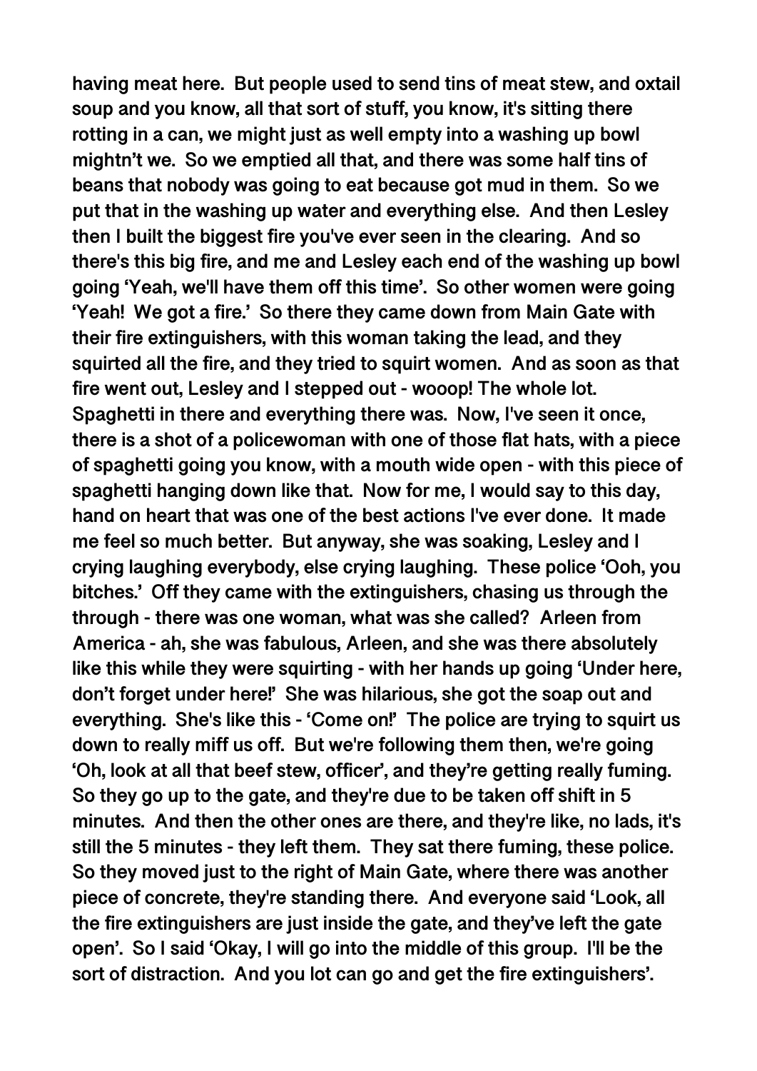having meat here. But people used to send tins of meat stew, and oxtail soup and you know, all that sort of stuff, you know, it's sitting there rotting in a can, we might just as well empty into a washing up bowl mightn't we. So we emptied all that, and there was some half tins of beans that nobody was going to eat because got mud in them. So we put that in the washing up water and everything else. And then Lesley then I built the biggest fire you've ever seen in the clearing. And so there's this big fire, and me and Lesley each end of the washing up bowl going 'Yeah, we'll have them off this time'. So other women were going 'Yeah! We got a fire.' So there they came down from Main Gate with their fire extinguishers, with this woman taking the lead, and they squirted all the fire, and they tried to squirt women. And as soon as that fire went out, Lesley and I stepped out - wooop! The whole lot. Spaghetti in there and everything there was. Now, I've seen it once, there is a shot of a policewoman with one of those flat hats, with a piece of spaghetti going you know, with a mouth wide open - with this piece of spaghetti hanging down like that. Now for me, I would say to this day, hand on heart that was one of the best actions I've ever done. It made me feel so much better. But anyway, she was soaking, Lesley and I crying laughing everybody, else crying laughing. These police 'Ooh, you bitches.' Off they came with the extinguishers, chasing us through the through - there was one woman, what was she called? Arleen from America - ah, she was fabulous, Arleen, and she was there absolutely like this while they were squirting - with her hands up going 'Under here, don't forget under here!' She was hilarious, she got the soap out and everything. She's like this - 'Come on!' The police are trying to squirt us down to really miff us off. But we're following them then, we're going 'Oh, look at all that beef stew, officer', and they're getting really fuming. So they go up to the gate, and they're due to be taken off shift in 5 minutes. And then the other ones are there, and they're like, no lads, it's still the 5 minutes - they left them. They sat there fuming, these police. So they moved just to the right of Main Gate, where there was another piece of concrete, they're standing there. And everyone said 'Look, all the fire extinguishers are just inside the gate, and they've left the gate open'. So I said 'Okay, I will go into the middle of this group. I'll be the sort of distraction. And you lot can go and get the fire extinguishers'.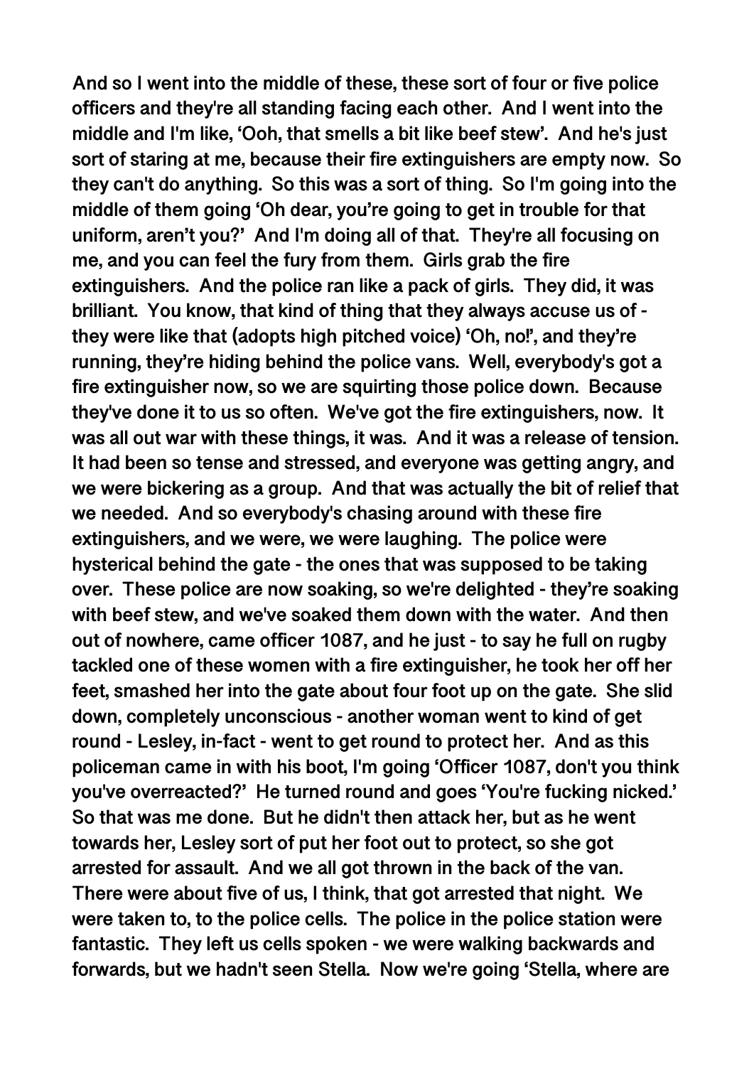**And so I went into the middle of these, these sort of four or five police officers and they're all standing facing each other. And I went into the middle and I'm like, 'Ooh, that smells a bit like beef stew'. And he's just sort of staring at me, because their fire extinguishers are empty now. So they can't do anything. So this was a sort of thing. So I'm going into the middle of them going 'Oh dear, you're going to get in trouble for that uniform, aren't you?' And I'm doing all of that. They're all focusing on me, and you can feel the fury from them. Girls grab the fire extinguishers. And the police ran like a pack of girls. They did, it was brilliant. You know, that kind of thing that they always accuse us of - they were like that (adopts high pitched voice) 'Oh, no!', and they're running, they're hiding behind the police vans. Well, everybody's got a fire extinguisher now, so we are squirting those police down. Because they've done it to us so often. We've got the fire extinguishers, now. It was all out war with these things, it was. And it was a release of tension. It had been so tense and stressed, and everyone was getting angry, and we were bickering as a group. And that was actually the bit of relief that we needed. And so everybody's chasing around with these fire extinguishers, and we were, we were laughing. The police were hysterical behind the gate - the ones that was supposed to be taking over. These police are now soaking, so we're delighted - they're soaking with beef stew, and we've soaked them down with the water. And then out of nowhere, came officer 1087, and he just - to say he full on rugby tackled one of these women with a fire extinguisher, he took her off her feet, smashed her into the gate about four foot up on the gate. She slid down, completely unconscious - another woman went to kind of get round - Lesley, in-fact - went to get round to protect her. And as this policeman came in with his boot, I'm going 'Officer 1087, don't you think you've overreacted?' He turned round and goes 'You're fucking nicked.' So that was me done. But he didn't then attack her, but as he went towards her, Lesley sort of put her foot out to protect, so she got arrested for assault. And we all got thrown in the back of the van. There were about five of us, I think, that got arrested that night. We were taken to, to the police cells. The police in the police station were fantastic. They left us cells spoken - we were walking backwards and forwards, but we hadn't seen Stella. Now we're going 'Stella, where are**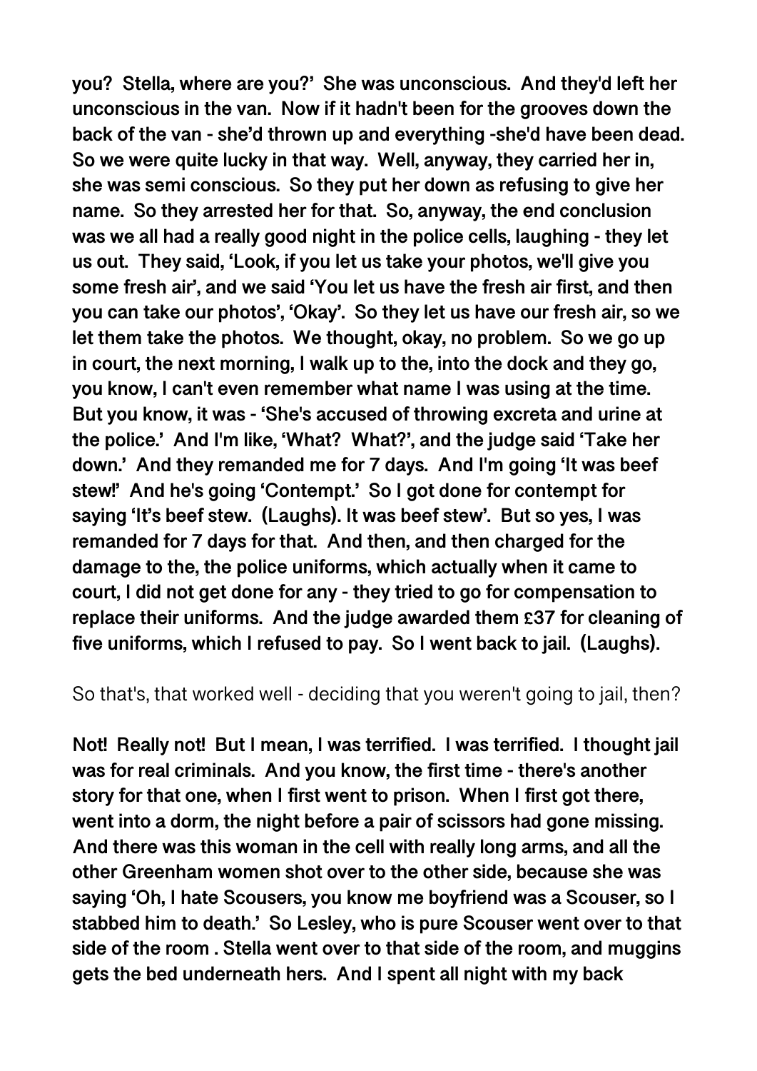**you? Stella, where are you?' She was unconscious. And they'd left her unconscious in the van. Now if it hadn't been for the grooves down the back of the van - she'd thrown up and everything -she'd have been dead. So we were quite lucky in that way. Well, anyway, they carried her in, she was semi conscious. So they put her down as refusing to give her name. So they arrested her for that. So, anyway, the end conclusion was we all had a really good night in the police cells, laughing - they let us out. They said, 'Look, if you let us take your photos, we'll give you some fresh air', and we said 'You let us have the fresh air first, and then you can take our photos', 'Okay'. So they let us have our fresh air, so we let them take the photos. We thought, okay, no problem. So we go up in court, the next morning, I walk up to the, into the dock and they go, you know, I can't even remember what name I was using at the time. But you know, it was - 'She's accused of throwing excreta and urine at the police.' And I'm like, 'What? What?', and the judge said 'Take her down.' And they remanded me for 7 days. And I'm going 'It was beef stew!' And he's going 'Contempt.' So I got done for contempt for saying 'It's beef stew. (Laughs). It was beef stew'. But so yes, I was remanded for 7 days for that. And then, and then charged for the damage to the, the police uniforms, which actually when it came to court, I did not get done for any - they tried to go for compensation to replace their uniforms. And the judge awarded them £37 for cleaning of five uniforms, which I refused to pay. So I went back to jail. (Laughs).**

So that's, that worked well - deciding that you weren't going to jail, then?

**Not! Really not! But I mean, I was terrified. I was terrified. I thought jail was for real criminals. And you know, the first time - there's another story for that one, when I first went to prison. When I first got there, went into a dorm, the night before a pair of scissors had gone missing. And there was this woman in the cell with really long arms, and all the other Greenham women shot over to the other side, because she was saying 'Oh, I hate Scousers, you know me boyfriend was a Scouser, so I stabbed him to death.' So Lesley, who is pure Scouser went over to that side of the room . Stella went over to that side of the room, and muggins gets the bed underneath hers. And I spent all night with my back**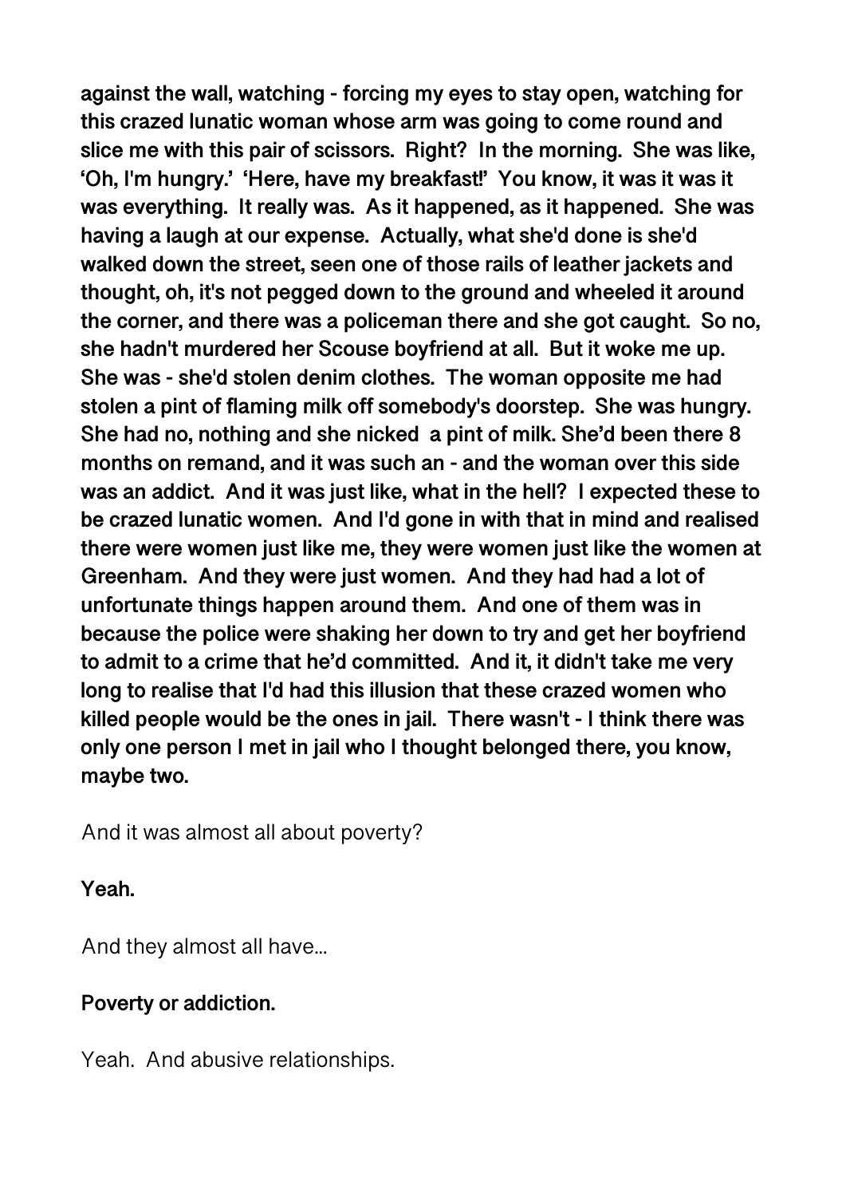**against the wall, watching - forcing my eyes to stay open, watching for this crazed lunatic woman whose arm was going to come round and slice me with this pair of scissors. Right? In the morning. She was like, 'Oh, I'm hungry.' 'Here, have my breakfast!' You know, it was it was it was everything. It really was. As it happened, as it happened. She was having a laugh at our expense. Actually, what she'd done is she'd walked down the street, seen one of those rails of leather jackets and thought, oh, it's not pegged down to the ground and wheeled it around the corner, and there was a policeman there and she got caught. So no, she hadn't murdered her Scouse boyfriend at all. But it woke me up. She was - she'd stolen denim clothes. The woman opposite me had stolen a pint of flaming milk off somebody's doorstep. She was hungry. She had no, nothing and she nicked a pint of milk. She'd been there 8 months on remand, and it was such an - and the woman over this side was an addict. And it was just like, what in the hell? I expected these to be crazed lunatic women. And I'd gone in with that in mind and realised there were women just like me, they were women just like the women at Greenham. And they were just women. And they had had a lot of unfortunate things happen around them. And one of them was in because the police were shaking her down to try and get her boyfriend to admit to a crime that he'd committed. And it, it didn't take me very long to realise that I'd had this illusion that these crazed women who killed people would be the ones in jail. There wasn't - I think there was only one person I met in jail who I thought belonged there, you know, maybe two.**

And it was almost all about poverty?

**Yeah.**

And they almost all have...

**Poverty or addiction.**

Yeah. And abusive relationships.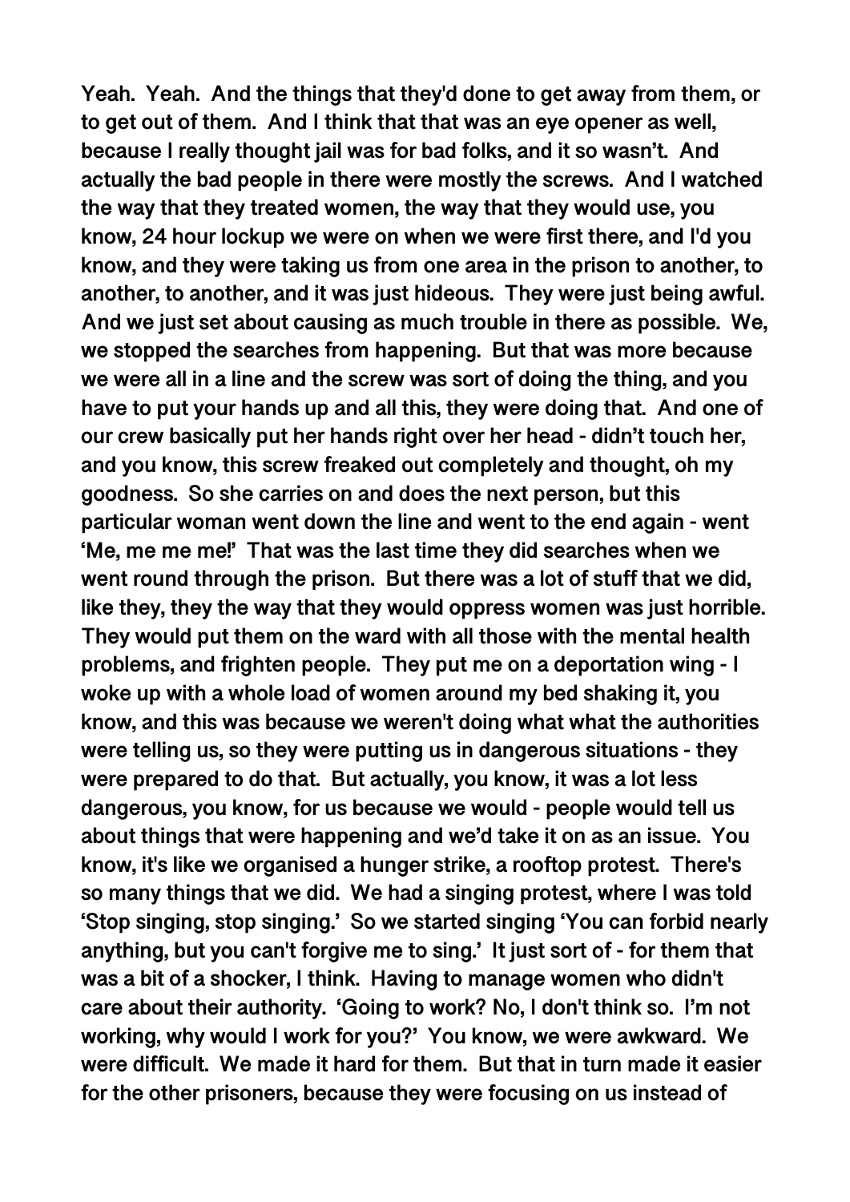Yeah. Yeah. And the things that they'd done to get away from them, or to get out of them. And I think that that was an eye opener as well, because I really thought jail was for bad folks, and it so wasn't. And actually the bad people in there were mostly the screws. And I watched the way that they treated women, the way that they would use, you know, 24 hour lockup we were on when we were first there, and I'd you know, and they were taking us from one area in the prison to another, to another, to another, and it was just hideous. They were just being awful. And we just set about causing as much trouble in there as possible. We, we stopped the searches from happening. But that was more because we were all in a line and the screw was sort of doing the thing, and you have to put your hands up and all this, they were doing that. And one of our crew basically put her hands right over her head - didn't touch her, and you know, this screw freaked out completely and thought, oh my goodness. So she carries on and does the next person, but this particular woman went down the line and went to the end again - went 'Me, me me me!' That was the last time they did searches when we went round through the prison. But there was a lot of stuff that we did, like they, they the way that they would oppress women was just horrible. They would put them on the ward with all those with the mental health problems, and frighten people. They put me on a deportation wing - I woke up with a whole load of women around my bed shaking it, you know, and this was because we weren't doing what what the authorities were telling us, so they were putting us in dangerous situations - they were prepared to do that. But actually, you know, it was a lot less dangerous, you know, for us because we would - people would tell us about things that were happening and we'd take it on as an issue. You know, it's like we organised a hunger strike, a rooftop protest. There's so many things that we did. We had a singing protest, where I was told 'Stop singing, stop singing.' So we started singing 'You can forbid nearly anything, but you can't forgive me to sing.' It just sort of - for them that was a bit of a shocker, I think. Having to manage women who didn't care about their authority. 'Going to work? No, I don't think so. I'm not working, why would I work for you?' You know, we were awkward. We were difficult. We made it hard for them. But that in turn made it easier for the other prisoners, because they were focusing on us instead of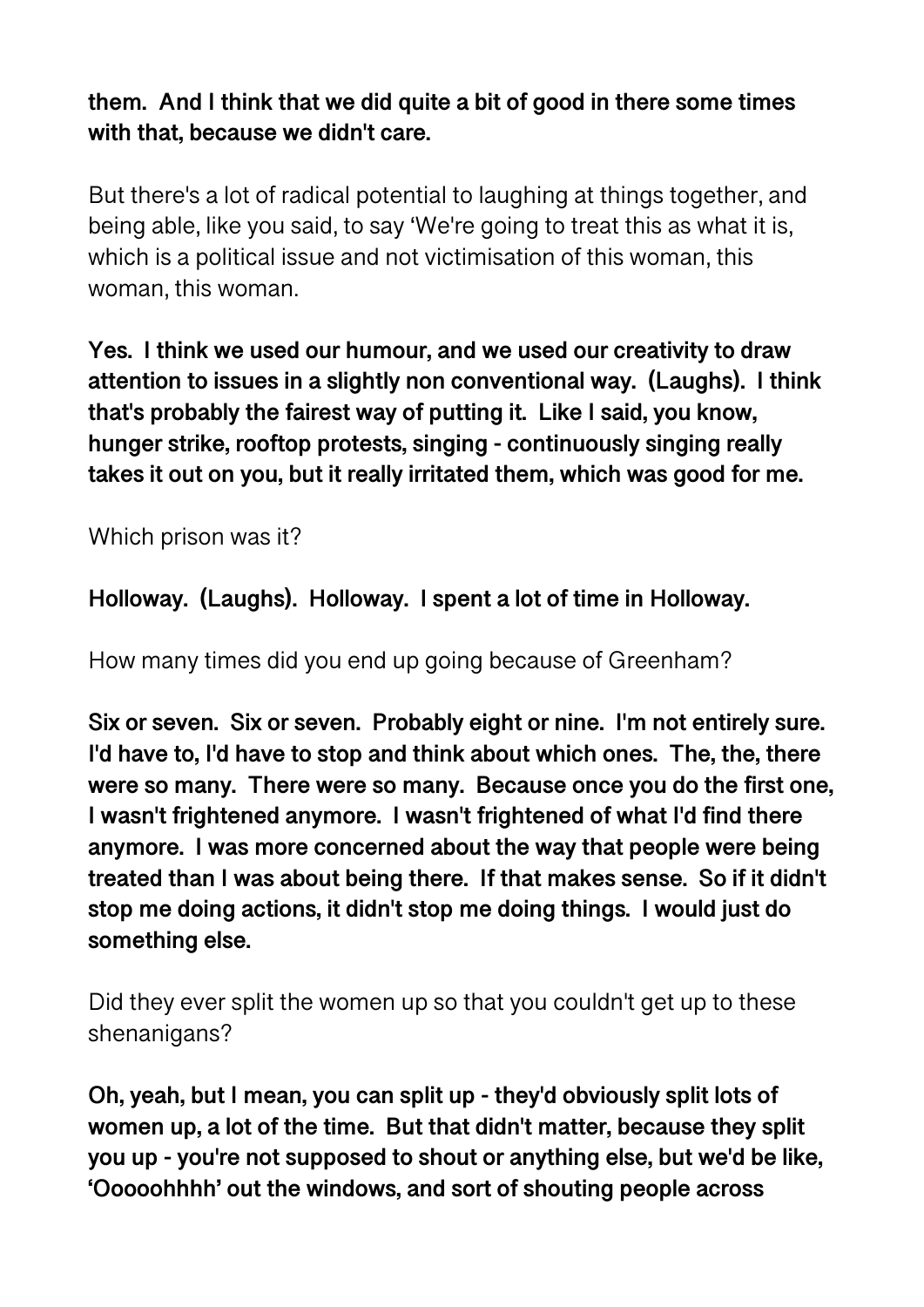**them. And I think that we did quite a bit of good in there some times with that, because we didn't care.**

But there's a lot of radical potential to laughing at things together, and being able, like you said, to say 'We're going to treat this as what it is, which is a political issue and not victimisation of this woman, this woman, this woman.

**Yes. I think we used our humour, and we used our creativity to draw attention to issues in a slightly non conventional way. (Laughs). I think that's probably the fairest way of putting it. Like I said, you know, hunger strike, rooftop protests, singing - continuously singing really takes it out on you, but it really irritated them, which was good for me.**

Which prison was it?

**Holloway. (Laughs). Holloway. I spent a lot of time in Holloway.**

How many times did you end up going because of Greenham?

**Six or seven. Six or seven. Probably eight or nine. I'm not entirely sure. I'd have to, I'd have to stop and think about which ones. The, the, there were so many. There were so many. Because once you do the first one, I wasn't frightened anymore. I wasn't frightened of what I'd find there anymore. I was more concerned about the way that people were being treated than I was about being there. If that makes sense. So if it didn't stop me doing actions, it didn't stop me doing things. I would just do something else.**

Did they ever split the women up so that you couldn't get up to these shenanigans?

**Oh, yeah, but I mean, you can split up - they'd obviously split lots of women up, a lot of the time. But that didn't matter, because they split you up - you're not supposed to shout or anything else, but we'd be like, 'Ooooohhhh' out the windows, and sort of shouting people across**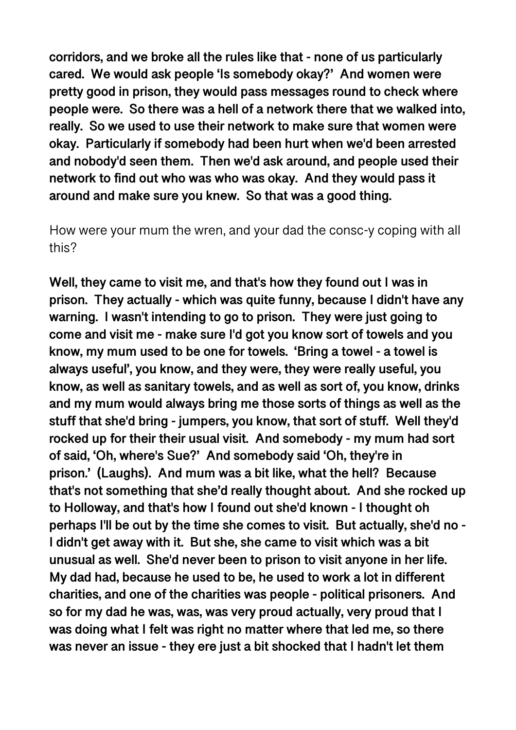**corridors, and we broke all the rules like that - none of us particularly cared. We would ask people 'Is somebody okay?' And women were pretty good in prison, they would pass messages round to check where people were. So there was a hell of a network there that we walked into, really. So we used to use their network to make sure that women were okay. Particularly if somebody had been hurt when we'd been arrested and nobody'd seen them. Then we'd ask around, and people used their network to find out who was who was okay. And they would pass it around and make sure you knew. So that was a good thing.**

How were your mum the wren, and your dad the consc-y coping with all this?

**Well, they came to visit me, and that's how they found out I was in prison. They actually - which was quite funny, because I didn't have any warning. I wasn't intending to go to prison. They were just going to come and visit me - make sure I'd got you know sort of towels and you know, my mum used to be one for towels. 'Bring a towel - a towel is always useful', you know, and they were, they were really useful, you know, as well as sanitary towels, and as well as sort of, you know, drinks and my mum would always bring me those sorts of things as well as the stuff that she'd bring - jumpers, you know, that sort of stuff. Well they'd rocked up for their their usual visit. And somebody - my mum had sort of said, 'Oh, where's Sue?' And somebody said 'Oh, they're in prison.' (Laughs). And mum was a bit like, what the hell? Because that's not something that she'd really thought about. And she rocked up to Holloway, and that's how I found out she'd known - I thought oh perhaps I'll be out by the time she comes to visit. But actually, she'd no - I didn't get away with it. But she, she came to visit which was a bit unusual as well. She'd never been to prison to visit anyone in her life. My dad had, because he used to be, he used to work a lot in different charities, and one of the charities was people - political prisoners. And so for my dad he was, was, was very proud actually, very proud that I was doing what I felt was right no matter where that led me, so there was never an issue - they ere just a bit shocked that I hadn't let them**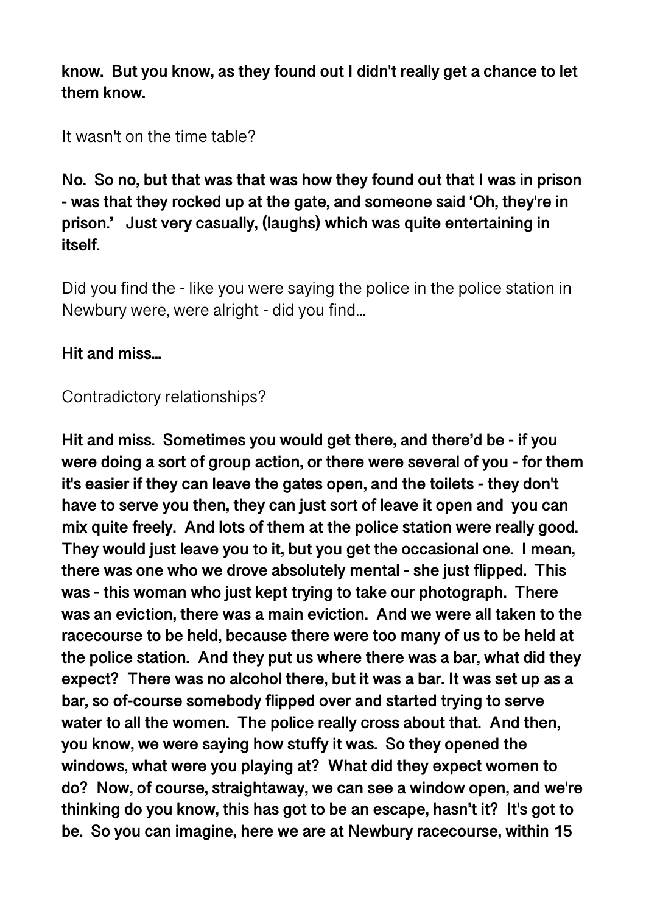**know. But you know, as they found out I didn't really get a chance to let them know.**

It wasn't on the time table?

**No. So no, but that was that was how they found out that I was in prison - was that they rocked up at the gate, and someone said 'Oh, they're in prison.' Just very casually, (laughs) which was quite entertaining in itself.**

Did you find the - like you were saying the police in the police station in Newbury were, were alright - did you find...

**Hit and miss...**

Contradictory relationships?

**Hit and miss. Sometimes you would get there, and there'd be - if you were doing a sort of group action, or there were several of you - for them it's easier if they can leave the gates open, and the toilets - they don't have to serve you then, they can just sort of leave it open and you can mix quite freely. And lots of them at the police station were really good. They would just leave you to it, but you get the occasional one. I mean, there was one who we drove absolutely mental - she just flipped. This was - this woman who just kept trying to take our photograph. There was an eviction, there was a main eviction. And we were all taken to the racecourse to be held, because there were too many of us to be held at the police station. And they put us where there was a bar, what did they expect? There was no alcohol there, but it was a bar. It was set up as a bar, so of-course somebody flipped over and started trying to serve water to all the women. The police really cross about that. And then, you know, we were saying how stuffy it was. So they opened the windows, what were you playing at? What did they expect women to do? Now, of course, straightaway, we can see a window open, and we're thinking do you know, this has got to be an escape, hasn't it? It's got to be. So you can imagine, here we are at Newbury racecourse, within 15**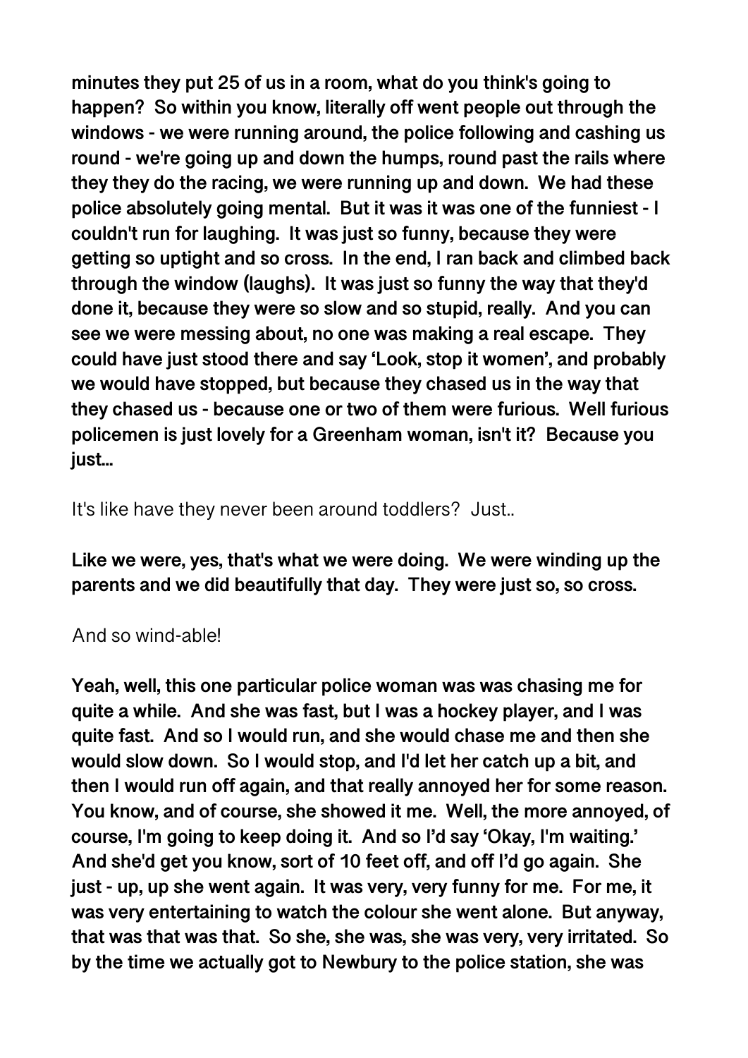**minutes they put 25 of us in a room, what do you think's going to happen? So within you know, literally off went people out through the windows - we were running around, the police following and cashing us round - we're going up and down the humps, round past the rails where they they do the racing, we were running up and down. We had these police absolutely going mental. But it was it was one of the funniest - I couldn't run for laughing. It was just so funny, because they were getting so uptight and so cross. In the end, I ran back and climbed back through the window (laughs). It was just so funny the way that they'd done it, because they were so slow and so stupid, really. And you can see we were messing about, no one was making a real escape. They could have just stood there and say 'Look, stop it women', and probably we would have stopped, but because they chased us in the way that they chased us - because one or two of them were furious. Well furious policemen is just lovely for a Greenham woman, isn't it? Because you just...**

It's like have they never been around toddlers? Just..

**Like we were, yes, that's what we were doing. We were winding up the parents and we did beautifully that day. They were just so, so cross.**

And so wind-able!

**Yeah, well, this one particular police woman was was chasing me for quite a while. And she was fast, but I was a hockey player, and I was quite fast. And so I would run, and she would chase me and then she would slow down. So I would stop, and I'd let her catch up a bit, and then I would run off again, and that really annoyed her for some reason. You know, and of course, she showed it me. Well, the more annoyed, of course, I'm going to keep doing it. And so I'd say 'Okay, I'm waiting.' And she'd get you know, sort of 10 feet off, and off I'd go again. She just - up, up she went again. It was very, very funny for me. For me, it was very entertaining to watch the colour she went alone. But anyway, that was that was that. So she, she was, she was very, very irritated. So by the time we actually got to Newbury to the police station, she was**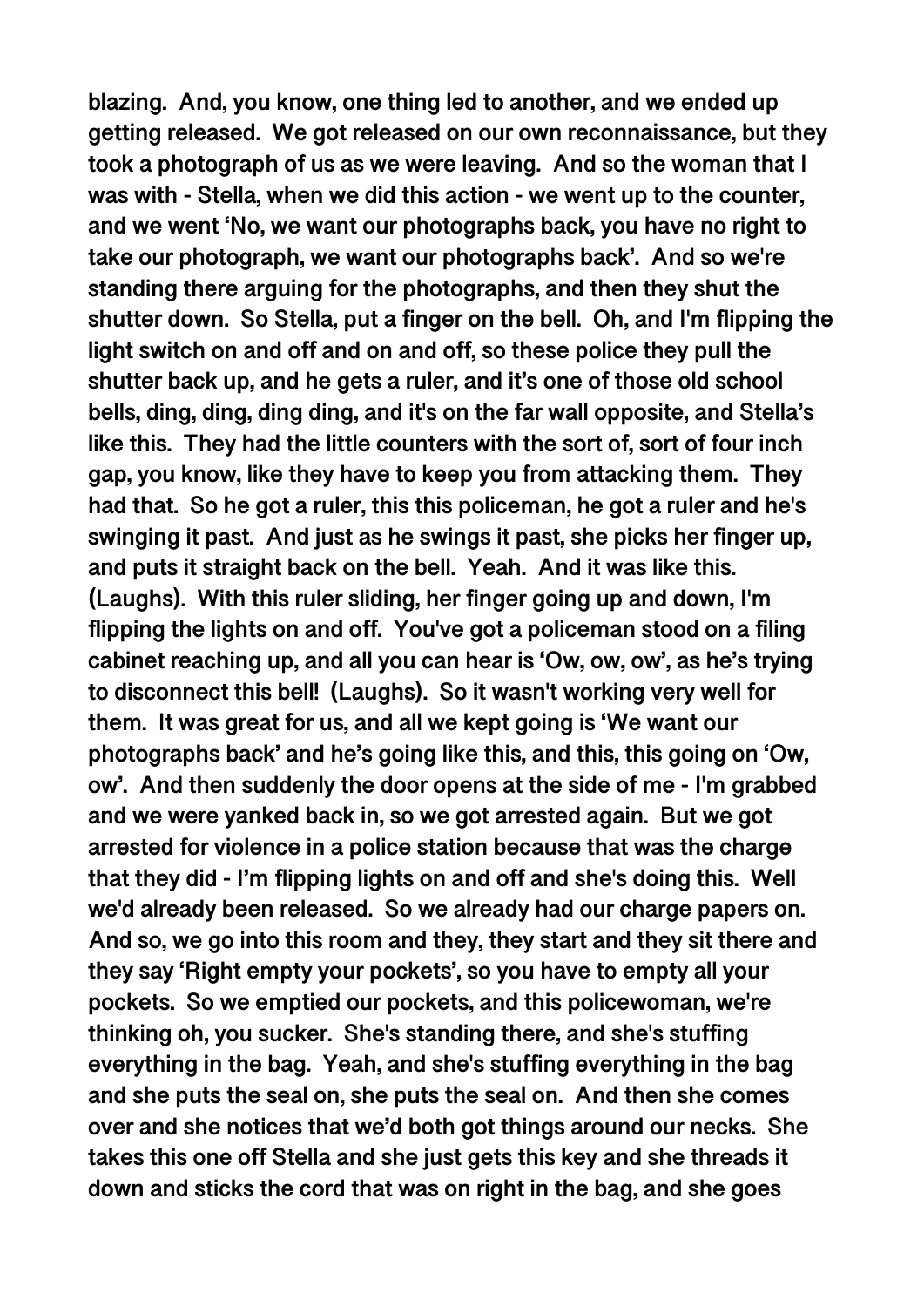**blazing. And, you know, one thing led to another, and we ended up getting released. We got released on our own reconnaissance, but they took a photograph of us as we were leaving. And so the woman that I was with - Stella, when we did this action - we went up to the counter, and we went 'No, we want our photographs back, you have no right to take our photograph, we want our photographs back'. And so we're standing there arguing for the photographs, and then they shut the shutter down. So Stella, put a finger on the bell. Oh, and I'm flipping the light switch on and off and on and off, so these police they pull the shutter back up, and he gets a ruler, and it's one of those old school bells, ding, ding, ding ding, and it's on the far wall opposite, and Stella's like this. They had the little counters with the sort of, sort of four inch gap, you know, like they have to keep you from attacking them. They had that. So he got a ruler, this this policeman, he got a ruler and he's swinging it past. And just as he swings it past, she picks her finger up, and puts it straight back on the bell. Yeah. And it was like this. (Laughs). With this ruler sliding, her finger going up and down, I'm flipping the lights on and off. You've got a policeman stood on a filing cabinet reaching up, and all you can hear is 'Ow, ow, ow', as he's trying to disconnect this bell! (Laughs). So it wasn't working very well for them. It was great for us, and all we kept going is 'We want our photographs back' and he's going like this, and this, this going on 'Ow, ow'. And then suddenly the door opens at the side of me - I'm grabbed and we were yanked back in, so we got arrested again. But we got arrested for violence in a police station because that was the charge that they did - I'm flipping lights on and off and she's doing this. Well we'd already been released. So we already had our charge papers on. And so, we go into this room and they, they start and they sit there and they say 'Right empty your pockets', so you have to empty all your pockets. So we emptied our pockets, and this policewoman, we're thinking oh, you sucker. She's standing there, and she's stuffing everything in the bag. Yeah, and she's stuffing everything in the bag and she puts the seal on, she puts the seal on. And then she comes over and she notices that we'd both got things around our necks. She takes this one off Stella and she just gets this key and she threads it down and sticks the cord that was on right in the bag, and she goes**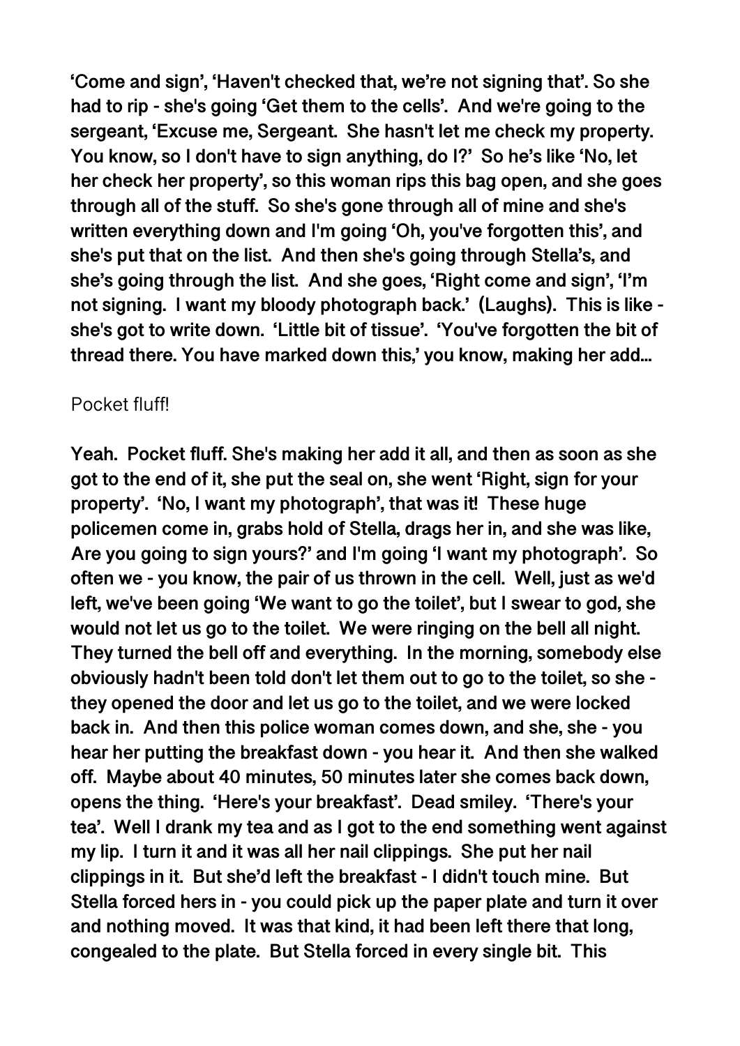**'Come and sign', 'Haven't checked that, we're not signing that'. So she had to rip - she's going 'Get them to the cells'. And we're going to the sergeant, 'Excuse me, Sergeant. She hasn't let me check my property. You know, so I don't have to sign anything, do I?' So he's like 'No, let her check her property', so this woman rips this bag open, and she goes through all of the stuff. So she's gone through all of mine and she's written everything down and I'm going 'Oh, you've forgotten this', and she's put that on the list. And then she's going through Stella's, and she's going through the list. And she goes, 'Right come and sign', 'I'm not signing. I want my bloody photograph back.' (Laughs). This is like - she's got to write down. 'Little bit of tissue'. 'You've forgotten the bit of thread there. You have marked down this,' you know, making her add...**

Pocket fluff!

**Yeah. Pocket fluff. She's making her add it all, and then as soon as she got to the end of it, she put the seal on, she went 'Right, sign for your property'. 'No, I want my photograph', that was it! These huge policemen come in, grabs hold of Stella, drags her in, and she was like, Are you going to sign yours?' and I'm going 'I want my photograph'. So often we - you know, the pair of us thrown in the cell. Well, just as we'd left, we've been going 'We want to go the toilet', but I swear to god, she would not let us go to the toilet. We were ringing on the bell all night. They turned the bell off and everything. In the morning, somebody else obviously hadn't been told don't let them out to go to the toilet, so she - they opened the door and let us go to the toilet, and we were locked back in. And then this police woman comes down, and she, she - you hear her putting the breakfast down - you hear it. And then she walked off. Maybe about 40 minutes, 50 minutes later she comes back down, opens the thing. 'Here's your breakfast'. Dead smiley. 'There's your tea'. Well I drank my tea and as I got to the end something went against my lip. I turn it and it was all her nail clippings. She put her nail clippings in it. But she'd left the breakfast - I didn't touch mine. But Stella forced hers in - you could pick up the paper plate and turn it over and nothing moved. It was that kind, it had been left there that long, congealed to the plate. But Stella forced in every single bit. This**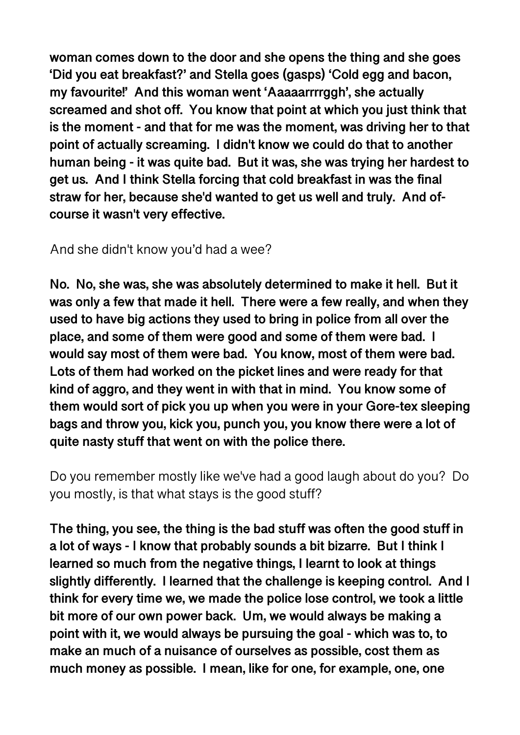**woman comes down to the door and she opens the thing and she goes 'Did you eat breakfast?' and Stella goes (gasps) 'Cold egg and bacon, my favourite!' And this woman went 'Aaaaarrrrggh', she actually screamed and shot off. You know that point at which you just think that is the moment - and that for me was the moment, was driving her to that point of actually screaming. I didn't know we could do that to another human being - it was quite bad. But it was, she was trying her hardest to get us. And I think Stella forcing that cold breakfast in was the final straw for her, because she'd wanted to get us well and truly. And of-course it wasn't very effective.**

And she didn't know you'd had a wee?

**No. No, she was, she was absolutely determined to make it hell. But it was only a few that made it hell. There were a few really, and when they used to have big actions they used to bring in police from all over the place, and some of them were good and some of them were bad. I would say most of them were bad. You know, most of them were bad. Lots of them had worked on the picket lines and were ready for that kind of aggro, and they went in with that in mind. You know some of them would sort of pick you up when you were in your Gore-tex sleeping bags and throw you, kick you, punch you, you know there were a lot of quite nasty stuff that went on with the police there.**

Do you remember mostly like we've had a good laugh about do you? Do you mostly, is that what stays is the good stuff?

**The thing, you see, the thing is the bad stuff was often the good stuff in a lot of ways - I know that probably sounds a bit bizarre. But I think I learned so much from the negative things, I learnt to look at things slightly differently. I learned that the challenge is keeping control. And I think for every time we, we made the police lose control, we took a little bit more of our own power back. Um, we would always be making a point with it, we would always be pursuing the goal - which was to, to make an much of a nuisance of ourselves as possible, cost them as much money as possible. I mean, like for one, for example, one, one**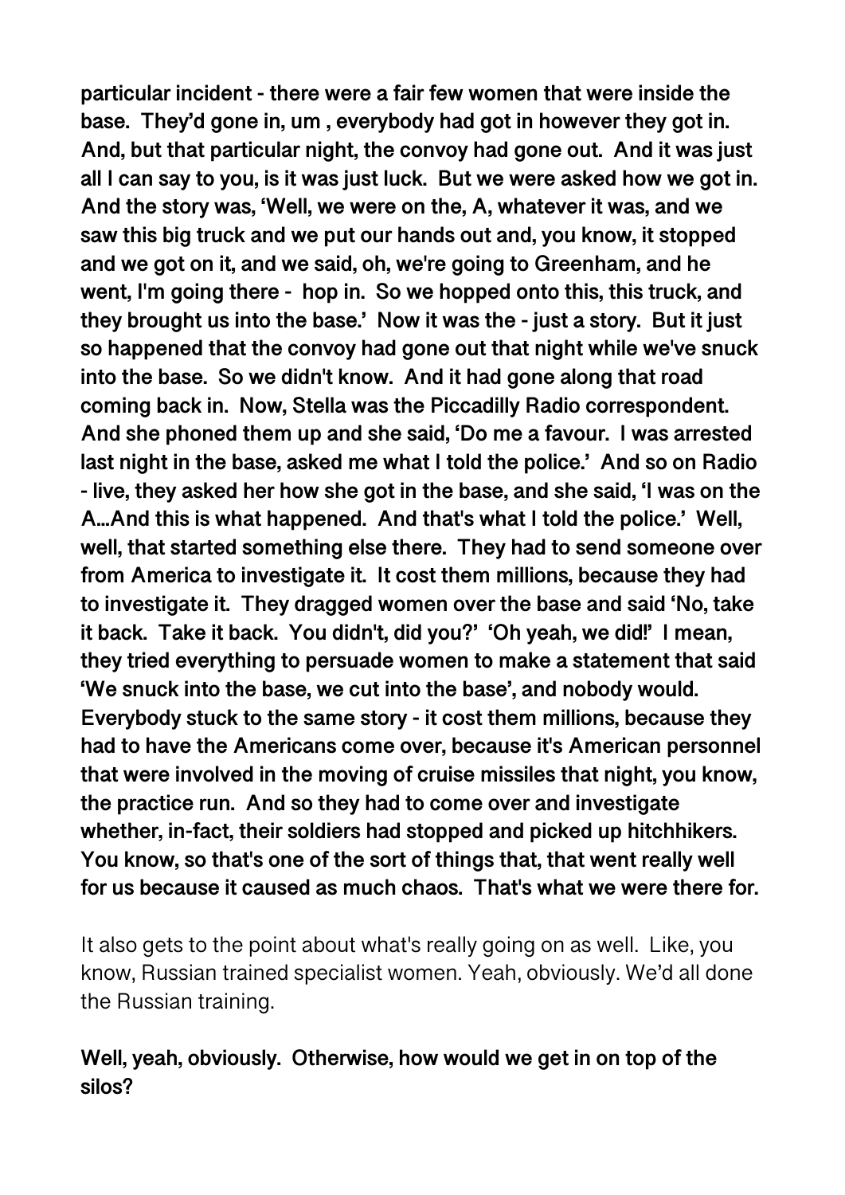**particular incident - there were a fair few women that were inside the base. They'd gone in, um , everybody had got in however they got in. And, but that particular night, the convoy had gone out. And it was just all I can say to you, is it was just luck. But we were asked how we got in. And the story was, 'Well, we were on the, A, whatever it was, and we saw this big truck and we put our hands out and, you know, it stopped and we got on it, and we said, oh, we're going to Greenham, and he went, I'm going there - hop in. So we hopped onto this, this truck, and they brought us into the base.' Now it was the - just a story. But it just so happened that the convoy had gone out that night while we've snuck into the base. So we didn't know. And it had gone along that road coming back in. Now, Stella was the Piccadilly Radio correspondent. And she phoned them up and she said, 'Do me a favour. I was arrested last night in the base, asked me what I told the police.' And so on Radio - live, they asked her how she got in the base, and she said, 'I was on the A...And this is what happened. And that's what I told the police.' Well, well, that started something else there. They had to send someone over from America to investigate it. It cost them millions, because they had to investigate it. They dragged women over the base and said 'No, take it back. Take it back. You didn't, did you?' 'Oh yeah, we did!' I mean, they tried everything to persuade women to make a statement that said 'We snuck into the base, we cut into the base', and nobody would. Everybody stuck to the same story - it cost them millions, because they had to have the Americans come over, because it's American personnel that were involved in the moving of cruise missiles that night, you know, the practice run. And so they had to come over and investigate whether, in-fact, their soldiers had stopped and picked up hitchhikers. You know, so that's one of the sort of things that, that went really well for us because it caused as much chaos. That's what we were there for.**

It also gets to the point about what's really going on as well. Like, you know, Russian trained specialist women. Yeah, obviously. We'd all done the Russian training.

**Well, yeah, obviously. Otherwise, how would we get in on top of the silos?**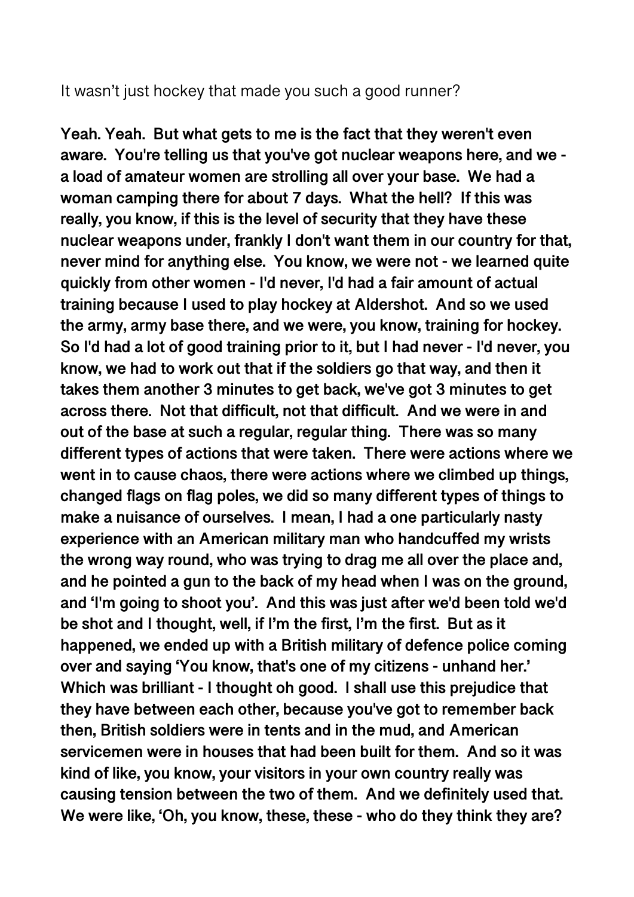It wasn't just hockey that made you such a good runner?

**Yeah. Yeah. But what gets to me is the fact that they weren't even aware. You're telling us that you've got nuclear weapons here, and we - a load of amateur women are strolling all over your base. We had a woman camping there for about 7 days. What the hell? If this was really, you know, if this is the level of security that they have these nuclear weapons under, frankly I don't want them in our country for that, never mind for anything else. You know, we were not - we learned quite quickly from other women - I'd never, I'd had a fair amount of actual training because I used to play hockey at Aldershot. And so we used the army, army base there, and we were, you know, training for hockey. So I'd had a lot of good training prior to it, but I had never - I'd never, you know, we had to work out that if the soldiers go that way, and then it takes them another 3 minutes to get back, we've got 3 minutes to get across there. Not that difficult, not that difficult. And we were in and out of the base at such a regular, regular thing. There was so many different types of actions that were taken. There were actions where we went in to cause chaos, there were actions where we climbed up things, changed flags on flag poles, we did so many different types of things to make a nuisance of ourselves. I mean, I had a one particularly nasty experience with an American military man who handcuffed my wrists the wrong way round, who was trying to drag me all over the place and, and he pointed a gun to the back of my head when I was on the ground, and 'I'm going to shoot you'. And this was just after we'd been told we'd be shot and I thought, well, if I'm the first, I'm the first. But as it happened, we ended up with a British military of defence police coming over and saying 'You know, that's one of my citizens - unhand her.' Which was brilliant - I thought oh good. I shall use this prejudice that they have between each other, because you've got to remember back then, British soldiers were in tents and in the mud, and American servicemen were in houses that had been built for them. And so it was kind of like, you know, your visitors in your own country really was causing tension between the two of them. And we definitely used that. We were like, 'Oh, you know, these, these - who do they think they are?**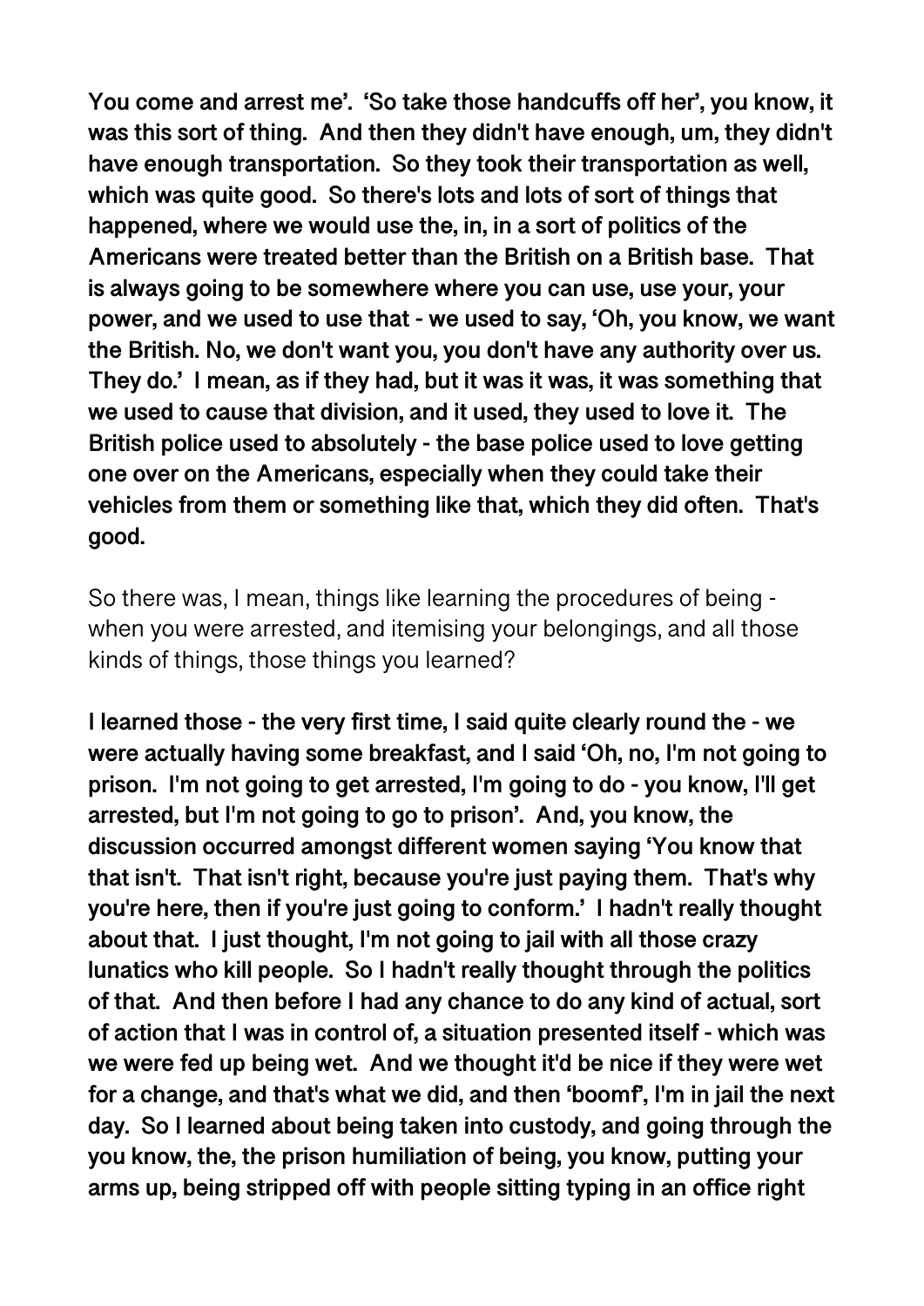**You come and arrest me'. 'So take those handcuffs off her', you know, it was this sort of thing. And then they didn't have enough, um, they didn't have enough transportation. So they took their transportation as well, which was quite good. So there's lots and lots of sort of things that happened, where we would use the, in, in a sort of politics of the Americans were treated better than the British on a British base. That is always going to be somewhere where you can use, use your, your power, and we used to use that - we used to say, 'Oh, you know, we want the British. No, we don't want you, you don't have any authority over us. They do.' I mean, as if they had, but it was it was, it was something that we used to cause that division, and it used, they used to love it. The British police used to absolutely - the base police used to love getting one over on the Americans, especially when they could take their vehicles from them or something like that, which they did often. That's good.**

So there was, I mean, things like learning the procedures of being - when you were arrested, and itemising your belongings, and all those kinds of things, those things you learned?

**I learned those - the very first time, I said quite clearly round the - we were actually having some breakfast, and I said 'Oh, no, I'm not going to prison. I'm not going to get arrested, I'm going to do - you know, I'll get arrested, but I'm not going to go to prison'. And, you know, the discussion occurred amongst different women saying 'You know that that isn't. That isn't right, because you're just paying them. That's why you're here, then if you're just going to conform.' I hadn't really thought about that. I just thought, I'm not going to jail with all those crazy lunatics who kill people. So I hadn't really thought through the politics of that. And then before I had any chance to do any kind of actual, sort of action that I was in control of, a situation presented itself - which was we were fed up being wet. And we thought it'd be nice if they were wet for a change, and that's what we did, and then 'boomf', I'm in jail the next day. So I learned about being taken into custody, and going through the you know, the, the prison humiliation of being, you know, putting your arms up, being stripped off with people sitting typing in an office right**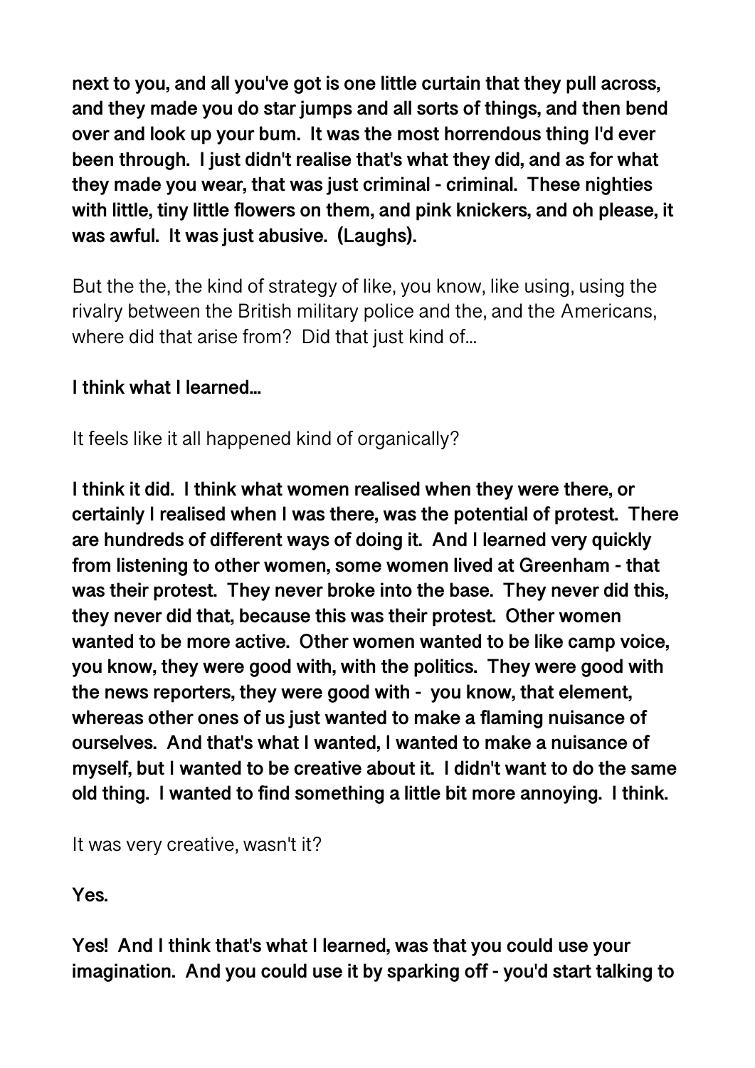**next to you, and all you've got is one little curtain that they pull across, and they made you do star jumps and all sorts of things, and then bend over and look up your bum. It was the most horrendous thing I'd ever been through. I just didn't realise that's what they did, and as for what they made you wear, that was just criminal - criminal. These nighties with little, tiny little flowers on them, and pink knickers, and oh please, it was awful. It was just abusive. (Laughs).**

But the the, the kind of strategy of like, you know, like using, using the rivalry between the British military police and the, and the Americans, where did that arise from? Did that just kind of...

**I think what I learned...**

It feels like it all happened kind of organically?

**I think it did. I think what women realised when they were there, or certainly I realised when I was there, was the potential of protest. There are hundreds of different ways of doing it. And I learned very quickly from listening to other women, some women lived at Greenham - that was their protest. They never broke into the base. They never did this, they never did that, because this was their protest. Other women wanted to be more active. Other women wanted to be like camp voice, you know, they were good with, with the politics. They were good with the news reporters, they were good with - you know, that element, whereas other ones of us just wanted to make a flaming nuisance of ourselves. And that's what I wanted, I wanted to make a nuisance of myself, but I wanted to be creative about it. I didn't want to do the same old thing. I wanted to find something a little bit more annoying. I think.**

It was very creative, wasn't it?

**Yes.**

**Yes! And I think that's what I learned, was that you could use your imagination. And you could use it by sparking off - you'd start talking to**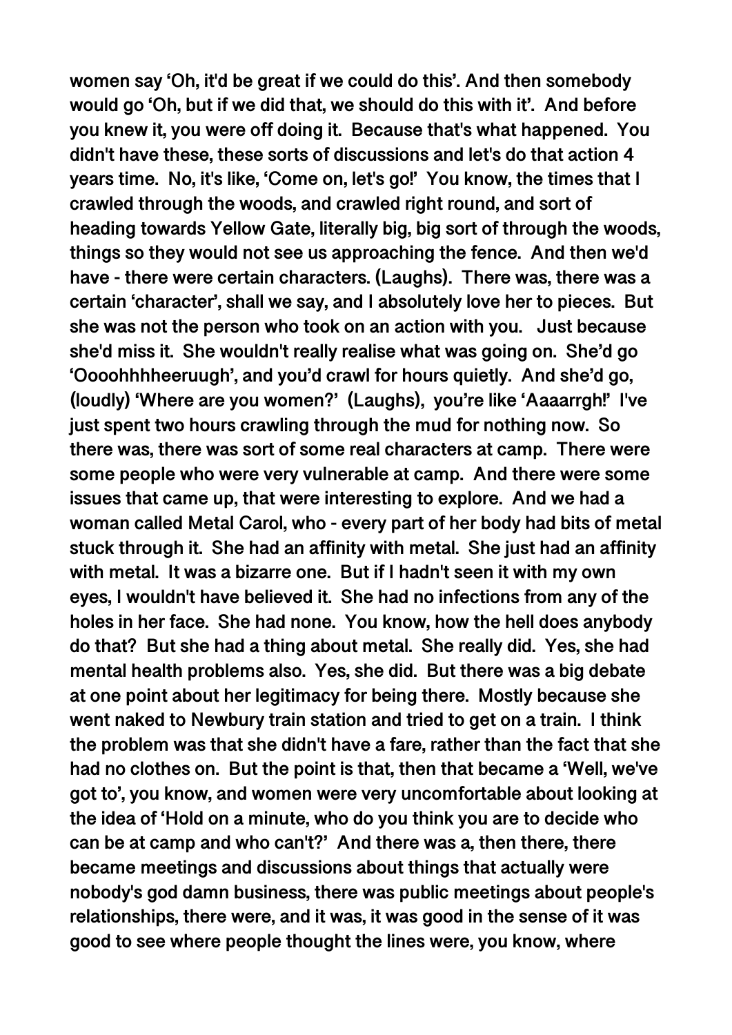women say 'Oh, it'd be great if we could do this'. And then somebody would go 'Oh, but if we did that, we should do this with it'. And before you knew it, you were off doing it. Because that's what happened. You didn't have these, these sorts of discussions and let's do that action 4 years time. No, it's like, 'Come on, let's go!' You know, the times that I crawled through the woods, and crawled right round, and sort of heading towards Yellow Gate, literally big, big sort of through the woods, things so they would not see us approaching the fence. And then we'd have - there were certain characters. (Laughs). There was, there was a certain 'character', shall we say, and I absolutely love her to pieces. But she was not the person who took on an action with you. Just because she'd miss it. She wouldn't really realise what was going on. She'd go 'Oooohhhheeruugh', and you'd crawl for hours quietly. And she'd go, (loudly) 'Where are you women?' (Laughs), you're like 'Aaaarrgh!' I've just spent two hours crawling through the mud for nothing now. So there was, there was sort of some real characters at camp. There were some people who were very vulnerable at camp. And there were some issues that came up, that were interesting to explore. And we had a woman called Metal Carol, who - every part of her body had bits of metal stuck through it. She had an affinity with metal. She just had an affinity with metal. It was a bizarre one. But if I hadn't seen it with my own eyes, I wouldn't have believed it. She had no infections from any of the holes in her face. She had none. You know, how the hell does anybody do that? But she had a thing about metal. She really did. Yes, she had mental health problems also. Yes, she did. But there was a big debate at one point about her legitimacy for being there. Mostly because she went naked to Newbury train station and tried to get on a train. I think the problem was that she didn't have a fare, rather than the fact that she had no clothes on. But the point is that, then that became a 'Well, we've got to', you know, and women were very uncomfortable about looking at the idea of 'Hold on a minute, who do you think you are to decide who can be at camp and who can't?' And there was a, then there, there became meetings and discussions about things that actually were nobody's god damn business, there was public meetings about people's relationships, there were, and it was, it was good in the sense of it was good to see where people thought the lines were, you know, where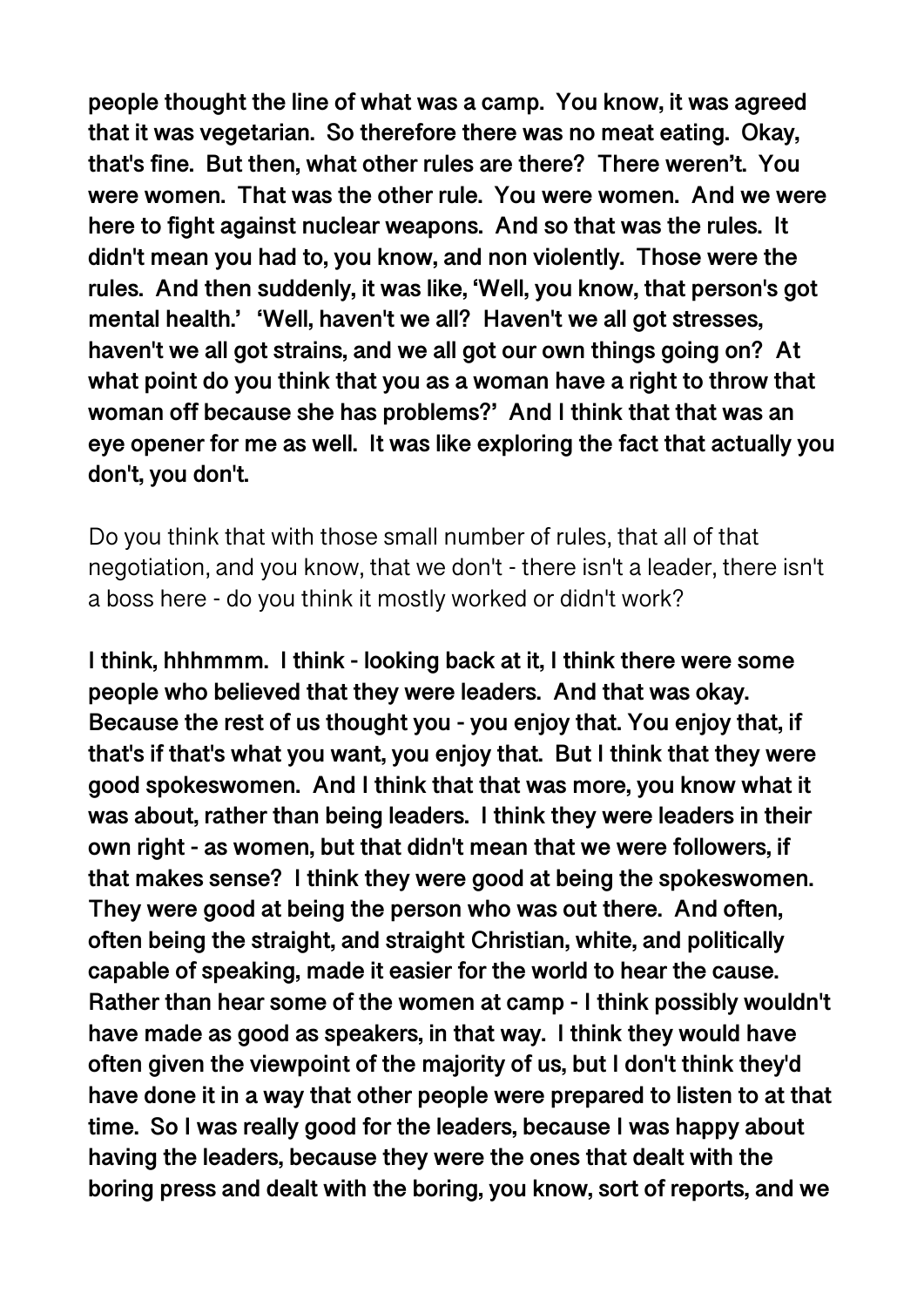**people thought the line of what was a camp. You know, it was agreed that it was vegetarian. So therefore there was no meat eating. Okay, that's fine. But then, what other rules are there? There weren't. You were women. That was the other rule. You were women. And we were here to fight against nuclear weapons. And so that was the rules. It didn't mean you had to, you know, and non violently. Those were the rules. And then suddenly, it was like, 'Well, you know, that person's got mental health.' 'Well, haven't we all? Haven't we all got stresses, haven't we all got strains, and we all got our own things going on? At what point do you think that you as a woman have a right to throw that woman off because she has problems?' And I think that that was an eye opener for me as well. It was like exploring the fact that actually you don't, you don't.**

Do you think that with those small number of rules, that all of that negotiation, and you know, that we don't - there isn't a leader, there isn't a boss here - do you think it mostly worked or didn't work?

**I think, hhhmmm. I think - looking back at it, I think there were some people who believed that they were leaders. And that was okay. Because the rest of us thought you - you enjoy that. You enjoy that, if that's if that's what you want, you enjoy that. But I think that they were good spokeswomen. And I think that that was more, you know what it was about, rather than being leaders. I think they were leaders in their own right - as women, but that didn't mean that we were followers, if that makes sense? I think they were good at being the spokeswomen. They were good at being the person who was out there. And often, often being the straight, and straight Christian, white, and politically capable of speaking, made it easier for the world to hear the cause. Rather than hear some of the women at camp - I think possibly wouldn't have made as good as speakers, in that way. I think they would have often given the viewpoint of the majority of us, but I don't think they'd have done it in a way that other people were prepared to listen to at that time. So I was really good for the leaders, because I was happy about having the leaders, because they were the ones that dealt with the boring press and dealt with the boring, you know, sort of reports, and we**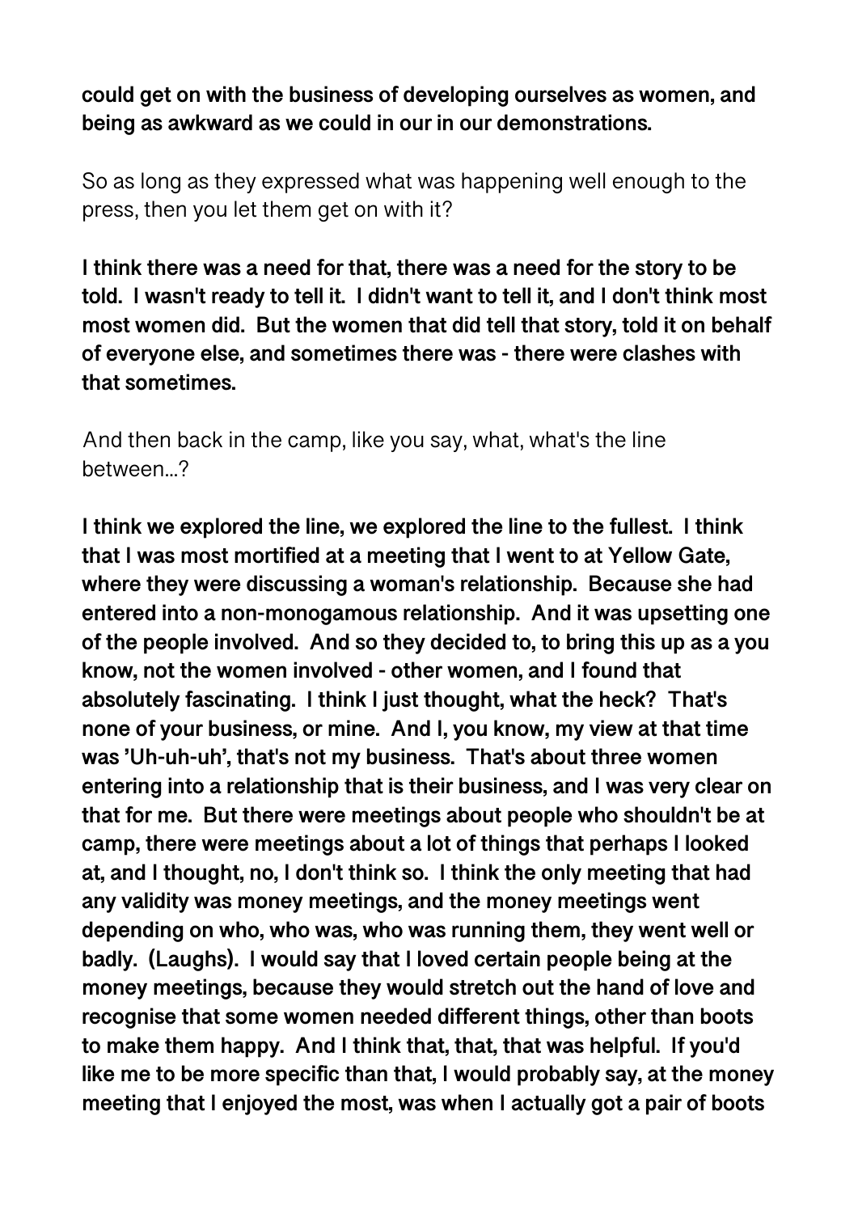**could get on with the business of developing ourselves as women, and being as awkward as we could in our in our demonstrations.**

So as long as they expressed what was happening well enough to the press, then you let them get on with it?

**I think there was a need for that, there was a need for the story to be told. I wasn't ready to tell it. I didn't want to tell it, and I don't think most most women did. But the women that did tell that story, told it on behalf of everyone else, and sometimes there was - there were clashes with that sometimes.**

And then back in the camp, like you say, what, what's the line between...?

**I think we explored the line, we explored the line to the fullest. I think that I was most mortified at a meeting that I went to at Yellow Gate, where they were discussing a woman's relationship. Because she had entered into a non-monogamous relationship. And it was upsetting one of the people involved. And so they decided to, to bring this up as a you know, not the women involved - other women, and I found that absolutely fascinating. I think I just thought, what the heck? That's none of your business, or mine. And I, you know, my view at that time was 'Uh-uh-uh', that's not my business. That's about three women entering into a relationship that is their business, and I was very clear on that for me. But there were meetings about people who shouldn't be at camp, there were meetings about a lot of things that perhaps I looked at, and I thought, no, I don't think so. I think the only meeting that had any validity was money meetings, and the money meetings went depending on who, who was, who was running them, they went well or badly. (Laughs). I would say that I loved certain people being at the money meetings, because they would stretch out the hand of love and recognise that some women needed different things, other than boots to make them happy. And I think that, that, that was helpful. If you'd like me to be more specific than that, I would probably say, at the money meeting that I enjoyed the most, was when I actually got a pair of boots**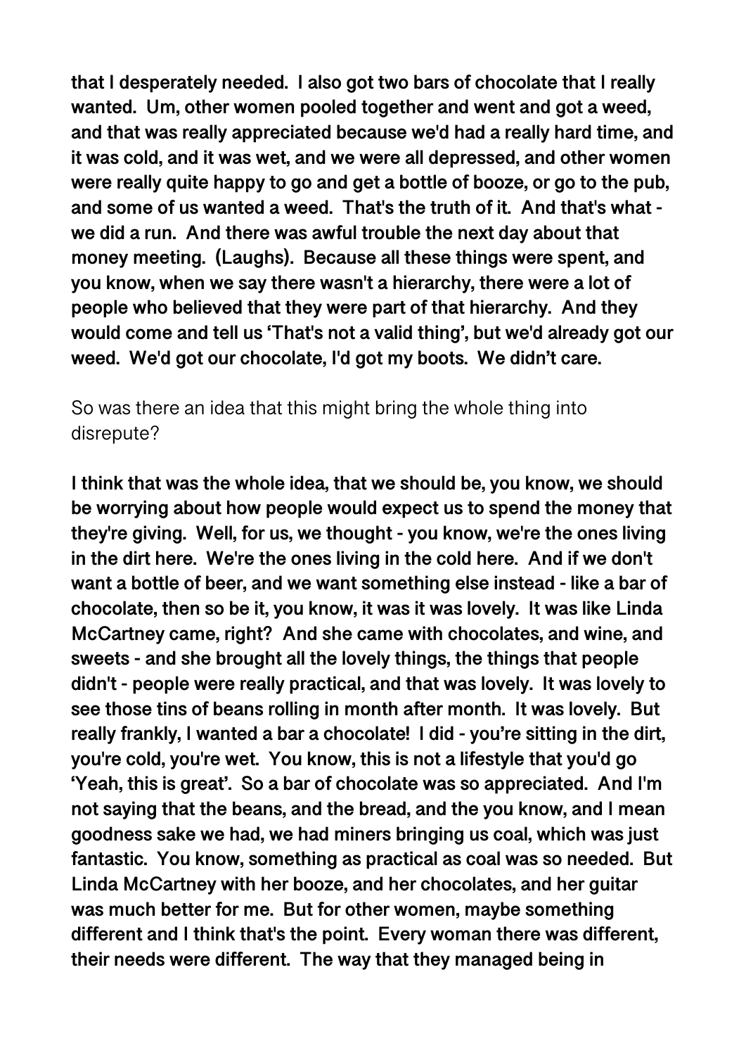**that I desperately needed. I also got two bars of chocolate that I really wanted. Um, other women pooled together and went and got a weed, and that was really appreciated because we'd had a really hard time, and it was cold, and it was wet, and we were all depressed, and other women were really quite happy to go and get a bottle of booze, or go to the pub, and some of us wanted a weed. That's the truth of it. And that's what - we did a run. And there was awful trouble the next day about that money meeting. (Laughs). Because all these things were spent, and you know, when we say there wasn't a hierarchy, there were a lot of people who believed that they were part of that hierarchy. And they would come and tell us 'That's not a valid thing', but we'd already got our weed. We'd got our chocolate, I'd got my boots. We didn't care.**

So was there an idea that this might bring the whole thing into disrepute?

**I think that was the whole idea, that we should be, you know, we should be worrying about how people would expect us to spend the money that they're giving. Well, for us, we thought - you know, we're the ones living in the dirt here. We're the ones living in the cold here. And if we don't want a bottle of beer, and we want something else instead - like a bar of chocolate, then so be it, you know, it was it was lovely. It was like Linda McCartney came, right? And she came with chocolates, and wine, and sweets - and she brought all the lovely things, the things that people didn't - people were really practical, and that was lovely. It was lovely to see those tins of beans rolling in month after month. It was lovely. But really frankly, I wanted a bar a chocolate! I did - you're sitting in the dirt, you're cold, you're wet. You know, this is not a lifestyle that you'd go 'Yeah, this is great'. So a bar of chocolate was so appreciated. And I'm not saying that the beans, and the bread, and the you know, and I mean goodness sake we had, we had miners bringing us coal, which was just fantastic. You know, something as practical as coal was so needed. But Linda McCartney with her booze, and her chocolates, and her guitar was much better for me. But for other women, maybe something different and I think that's the point. Every woman there was different, their needs were different. The way that they managed being in**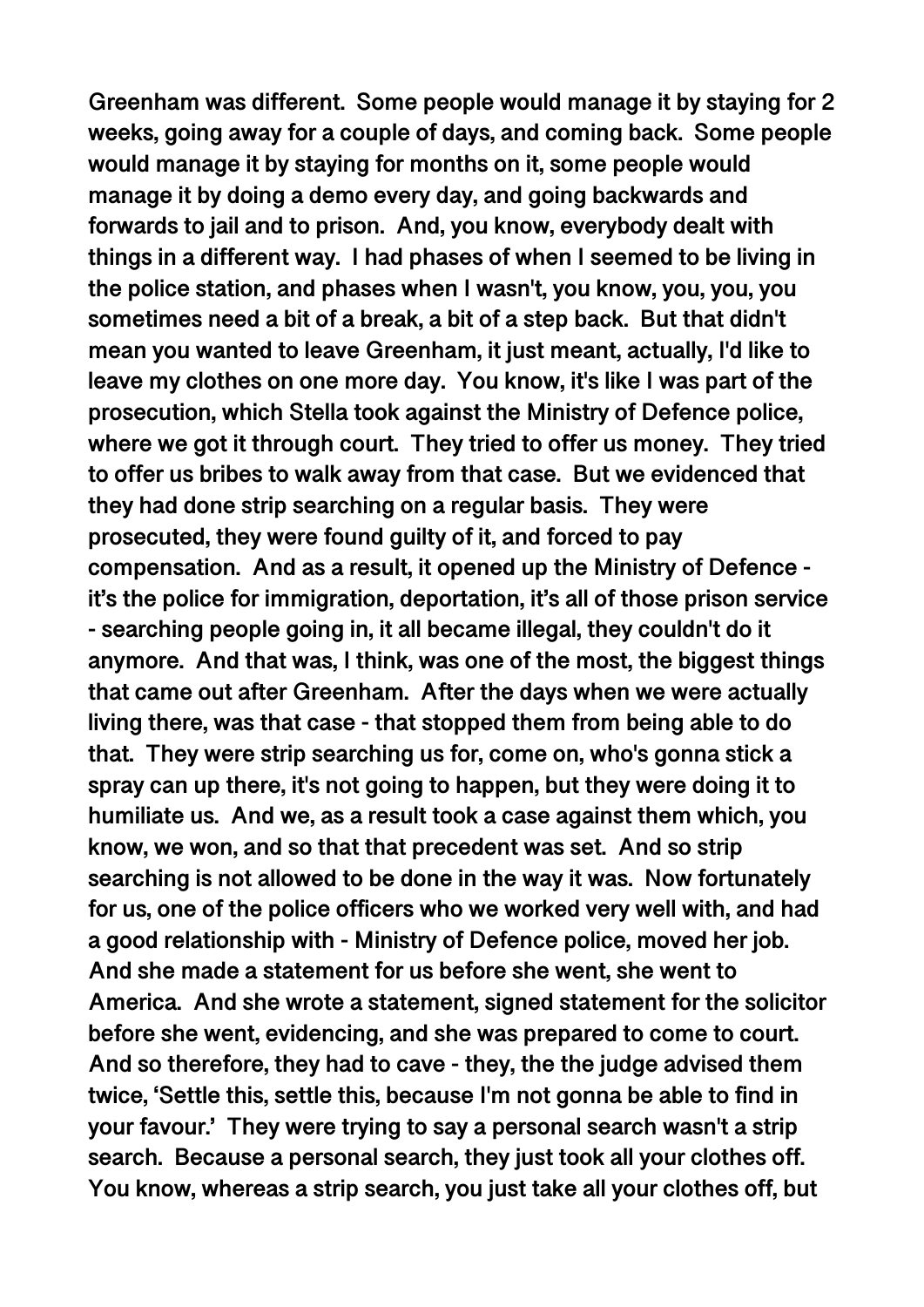Greenham was different. Some people would manage it by staying for 2 weeks, going away for a couple of days, and coming back. Some people would manage it by staying for months on it, some people would manage it by doing a demo every day, and going backwards and forwards to jail and to prison. And, you know, everybody dealt with things in a different way. I had phases of when I seemed to be living in the police station, and phases when I wasn't, you know, you, you, you sometimes need a bit of a break, a bit of a step back. But that didn't mean you wanted to leave Greenham, it just meant, actually, I'd like to leave my clothes on one more day. You know, it's like I was part of the prosecution, which Stella took against the Ministry of Defence police, where we got it through court. They tried to offer us money. They tried to offer us bribes to walk away from that case. But we evidenced that they had done strip searching on a regular basis. They were prosecuted, they were found guilty of it, and forced to pay compensation. And as a result, it opened up the Ministry of Defence - it's the police for immigration, deportation, it's all of those prison service - searching people going in, it all became illegal, they couldn't do it anymore. And that was, I think, was one of the most, the biggest things that came out after Greenham. After the days when we were actually living there, was that case - that stopped them from being able to do that. They were strip searching us for, come on, who's gonna stick a spray can up there, it's not going to happen, but they were doing it to humiliate us. And we, as a result took a case against them which, you know, we won, and so that that precedent was set. And so strip searching is not allowed to be done in the way it was. Now fortunately for us, one of the police officers who we worked very well with, and had a good relationship with - Ministry of Defence police, moved her job. And she made a statement for us before she went, she went to America. And she wrote a statement, signed statement for the solicitor before she went, evidencing, and she was prepared to come to court. And so therefore, they had to cave - they, the the judge advised them twice, 'Settle this, settle this, because I'm not gonna be able to find in your favour.' They were trying to say a personal search wasn't a strip search. Because a personal search, they just took all your clothes off. You know, whereas a strip search, you just take all your clothes off, but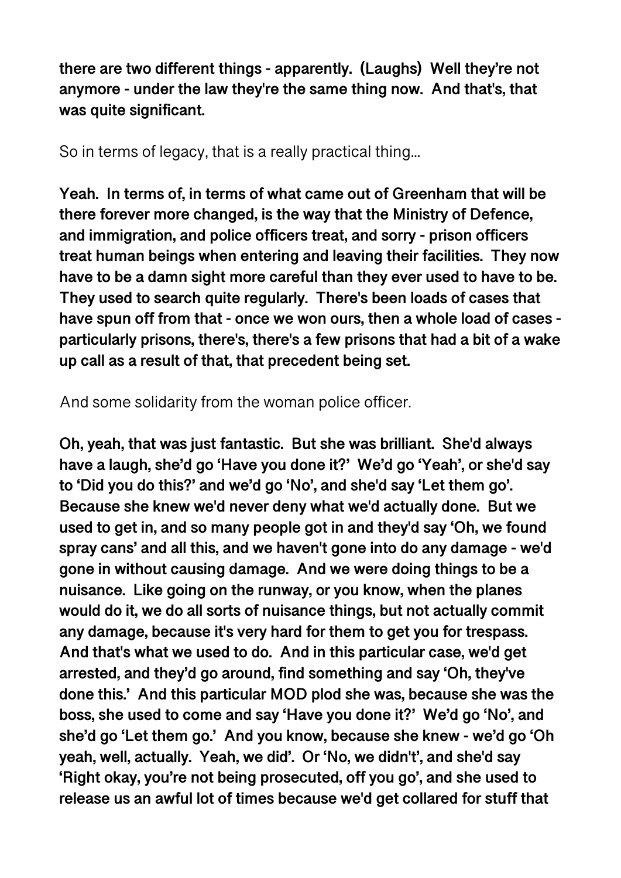**there are two different things - apparently. (Laughs) Well they're not anymore - under the law they're the same thing now. And that's, that was quite significant.**

So in terms of legacy, that is a really practical thing...

**Yeah. In terms of, in terms of what came out of Greenham that will be there forever more changed, is the way that the Ministry of Defence, and immigration, and police officers treat, and sorry - prison officers treat human beings when entering and leaving their facilities. They now have to be a damn sight more careful than they ever used to have to be. They used to search quite regularly. There's been loads of cases that have spun off from that - once we won ours, then a whole load of cases - particularly prisons, there's, there's a few prisons that had a bit of a wake up call as a result of that, that precedent being set.**

And some solidarity from the woman police officer.

**Oh, yeah, that was just fantastic. But she was brilliant. She'd always have a laugh, she'd go 'Have you done it?' We'd go 'Yeah', or she'd say to 'Did you do this?' and we'd go 'No', and she'd say 'Let them go'. Because she knew we'd never deny what we'd actually done. But we used to get in, and so many people got in and they'd say 'Oh, we found spray cans' and all this, and we haven't gone into do any damage - we'd gone in without causing damage. And we were doing things to be a nuisance. Like going on the runway, or you know, when the planes would do it, we do all sorts of nuisance things, but not actually commit any damage, because it's very hard for them to get you for trespass. And that's what we used to do. And in this particular case, we'd get arrested, and they'd go around, find something and say 'Oh, they've done this.' And this particular MOD plod she was, because she was the boss, she used to come and say 'Have you done it?' We'd go 'No', and she'd go 'Let them go.' And you know, because she knew - we'd go 'Oh yeah, well, actually. Yeah, we did'. Or 'No, we didn't', and she'd say 'Right okay, you're not being prosecuted, off you go', and she used to release us an awful lot of times because we'd get collared for stuff that**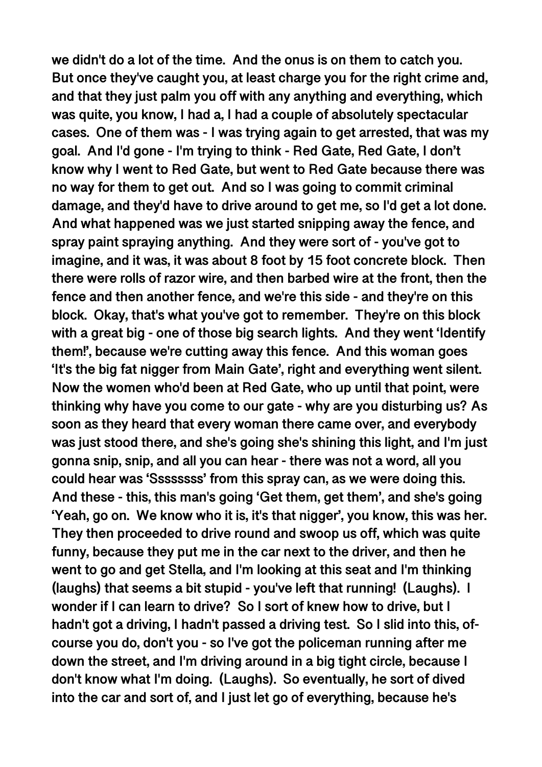**we didn't do a lot of the time. And the onus is on them to catch you. But once they've caught you, at least charge you for the right crime and, and that they just palm you off with any anything and everything, which was quite, you know, I had a, I had a couple of absolutely spectacular cases. One of them was - I was trying again to get arrested, that was my goal. And I'd gone - I'm trying to think - Red Gate, Red Gate, I don't know why I went to Red Gate, but went to Red Gate because there was no way for them to get out. And so I was going to commit criminal damage, and they'd have to drive around to get me, so I'd get a lot done. And what happened was we just started snipping away the fence, and spray paint spraying anything. And they were sort of - you've got to imagine, and it was, it was about 8 foot by 15 foot concrete block. Then there were rolls of razor wire, and then barbed wire at the front, then the fence and then another fence, and we're this side - and they're on this block. Okay, that's what you've got to remember. They're on this block with a great big - one of those big search lights. And they went 'Identify them!', because we're cutting away this fence. And this woman goes 'It's the big fat nigger from Main Gate', right and everything went silent. Now the women who'd been at Red Gate, who up until that point, were thinking why have you come to our gate - why are you disturbing us? As soon as they heard that every woman there came over, and everybody was just stood there, and she's going she's shining this light, and I'm just gonna snip, snip, and all you can hear - there was not a word, all you could hear was 'Sssssss' from this spray can, as we were doing this. And these - this, this man's going 'Get them, get them', and she's going 'Yeah, go on. We know who it is, it's that nigger', you know, this was her. They then proceeded to drive round and swoop us off, which was quite funny, because they put me in the car next to the driver, and then he went to go and get Stella, and I'm looking at this seat and I'm thinking (laughs) that seems a bit stupid - you've left that running! (Laughs). I wonder if I can learn to drive? So I sort of knew how to drive, but I hadn't got a driving, I hadn't passed a driving test. So I slid into this, of-course you do, don't you - so I've got the policeman running after me down the street, and I'm driving around in a big tight circle, because I don't know what I'm doing. (Laughs). So eventually, he sort of dived into the car and sort of, and I just let go of everything, because he's**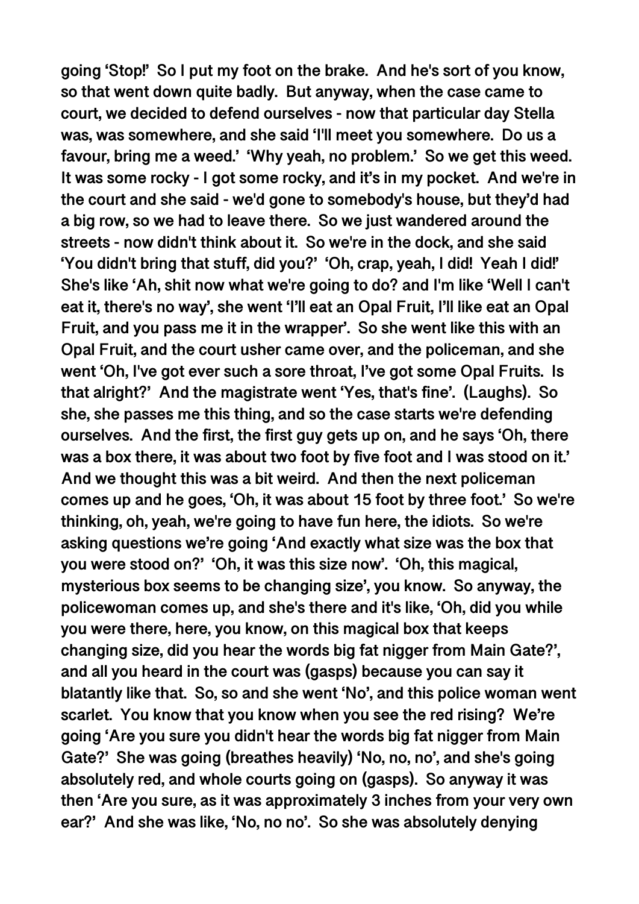going 'Stop!' So I put my foot on the brake. And he's sort of you know, so that went down quite badly. But anyway, when the case came to court, we decided to defend ourselves - now that particular day Stella was, was somewhere, and she said 'I'll meet you somewhere. Do us a favour, bring me a weed.' 'Why yeah, no problem.' So we get this weed. It was some rocky - I got some rocky, and it's in my pocket. And we're in the court and she said - we'd gone to somebody's house, but they'd had a big row, so we had to leave there. So we just wandered around the streets - now didn't think about it. So we're in the dock, and she said 'You didn't bring that stuff, did you?' 'Oh, crap, yeah, I did! Yeah I did!' She's like 'Ah, shit now what we're going to do? and I'm like 'Well I can't eat it, there's no way', she went 'I'll eat an Opal Fruit, I'll like eat an Opal Fruit, and you pass me it in the wrapper'. So she went like this with an Opal Fruit, and the court usher came over, and the policeman, and she went 'Oh, I've got ever such a sore throat, I've got some Opal Fruits. Is that alright?' And the magistrate went 'Yes, that's fine'. (Laughs). So she, she passes me this thing, and so the case starts we're defending ourselves. And the first, the first guy gets up on, and he says 'Oh, there was a box there, it was about two foot by five foot and I was stood on it.' And we thought this was a bit weird. And then the next policeman comes up and he goes, 'Oh, it was about 15 foot by three foot.' So we're thinking, oh, yeah, we're going to have fun here, the idiots. So we're asking questions we're going 'And exactly what size was the box that you were stood on?' 'Oh, it was this size now'. 'Oh, this magical, mysterious box seems to be changing size', you know. So anyway, the policewoman comes up, and she's there and it's like, 'Oh, did you while you were there, here, you know, on this magical box that keeps changing size, did you hear the words big fat nigger from Main Gate?', and all you heard in the court was (gasps) because you can say it blatantly like that. So, so and she went 'No', and this police woman went scarlet. You know that you know when you see the red rising? We're going 'Are you sure you didn't hear the words big fat nigger from Main Gate?' She was going (breathes heavily) 'No, no, no', and she's going absolutely red, and whole courts going on (gasps). So anyway it was then 'Are you sure, as it was approximately 3 inches from your very own ear?' And she was like, 'No, no no'. So she was absolutely denying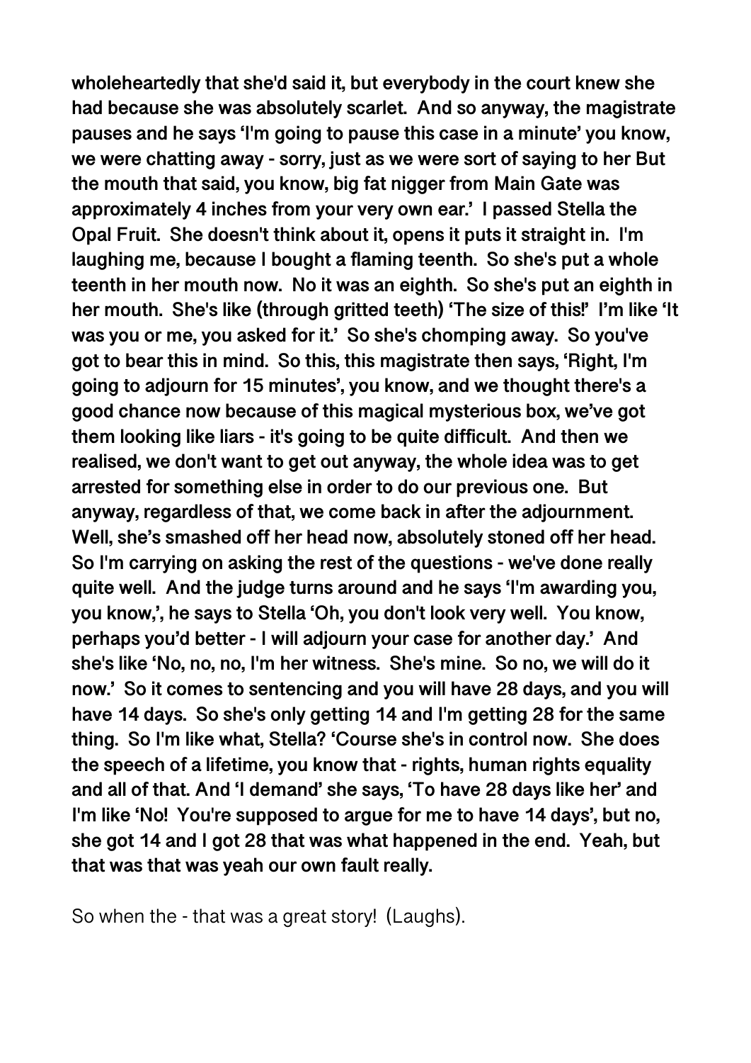**wholeheartedly that she'd said it, but everybody in the court knew she had because she was absolutely scarlet. And so anyway, the magistrate pauses and he says 'I'm going to pause this case in a minute' you know, we were chatting away - sorry, just as we were sort of saying to her But the mouth that said, you know, big fat nigger from Main Gate was approximately 4 inches from your very own ear.' I passed Stella the Opal Fruit. She doesn't think about it, opens it puts it straight in. I'm laughing me, because I bought a flaming teenth. So she's put a whole teenth in her mouth now. No it was an eighth. So she's put an eighth in her mouth. She's like (through gritted teeth) 'The size of this!' I'm like 'It was you or me, you asked for it.' So she's chomping away. So you've got to bear this in mind. So this, this magistrate then says, 'Right, I'm going to adjourn for 15 minutes', you know, and we thought there's a good chance now because of this magical mysterious box, we've got them looking like liars - it's going to be quite difficult. And then we realised, we don't want to get out anyway, the whole idea was to get arrested for something else in order to do our previous one. But anyway, regardless of that, we come back in after the adjournment. Well, she's smashed off her head now, absolutely stoned off her head. So I'm carrying on asking the rest of the questions - we've done really quite well. And the judge turns around and he says 'I'm awarding you, you know,', he says to Stella 'Oh, you don't look very well. You know, perhaps you'd better - I will adjourn your case for another day.' And she's like 'No, no, no, I'm her witness. She's mine. So no, we will do it now.' So it comes to sentencing and you will have 28 days, and you will have 14 days. So she's only getting 14 and I'm getting 28 for the same thing. So I'm like what, Stella? 'Course she's in control now. She does the speech of a lifetime, you know that - rights, human rights equality and all of that. And 'I demand' she says, 'To have 28 days like her' and I'm like 'No! You're supposed to argue for me to have 14 days', but no, she got 14 and I got 28 that was what happened in the end. Yeah, but that was that was yeah our own fault really.**

So when the - that was a great story! (Laughs).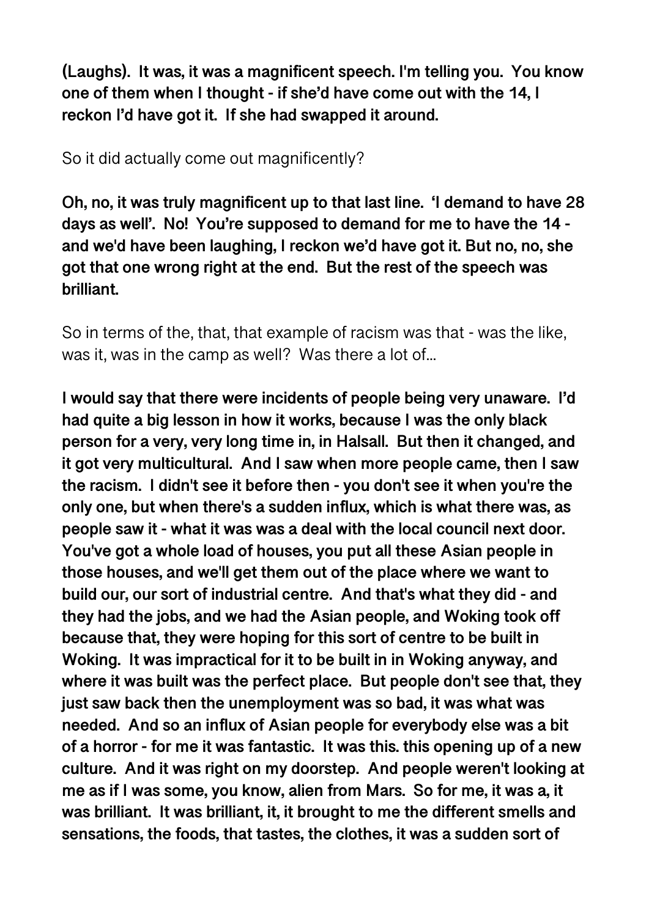**(Laughs). It was, it was a magnificent speech. I'm telling you. You know one of them when I thought - if she'd have come out with the 14, I reckon I'd have got it. If she had swapped it around.**

So it did actually come out magnificently?

**Oh, no, it was truly magnificent up to that last line. 'I demand to have 28 days as well'. No! You're supposed to demand for me to have the 14 - and we'd have been laughing, I reckon we'd have got it. But no, no, she got that one wrong right at the end. But the rest of the speech was brilliant.**

So in terms of the, that, that example of racism was that - was the like, was it, was in the camp as well? Was there a lot of...

**I would say that there were incidents of people being very unaware. I'd had quite a big lesson in how it works, because I was the only black person for a very, very long time in, in Halsall. But then it changed, and it got very multicultural. And I saw when more people came, then I saw the racism. I didn't see it before then - you don't see it when you're the only one, but when there's a sudden influx, which is what there was, as people saw it - what it was was a deal with the local council next door. You've got a whole load of houses, you put all these Asian people in those houses, and we'll get them out of the place where we want to build our, our sort of industrial centre. And that's what they did - and they had the jobs, and we had the Asian people, and Woking took off because that, they were hoping for this sort of centre to be built in Woking. It was impractical for it to be built in in Woking anyway, and where it was built was the perfect place. But people don't see that, they just saw back then the unemployment was so bad, it was what was needed. And so an influx of Asian people for everybody else was a bit of a horror - for me it was fantastic. It was this. this opening up of a new culture. And it was right on my doorstep. And people weren't looking at me as if I was some, you know, alien from Mars. So for me, it was a, it was brilliant. It was brilliant, it, it brought to me the different smells and sensations, the foods, that tastes, the clothes, it was a sudden sort of**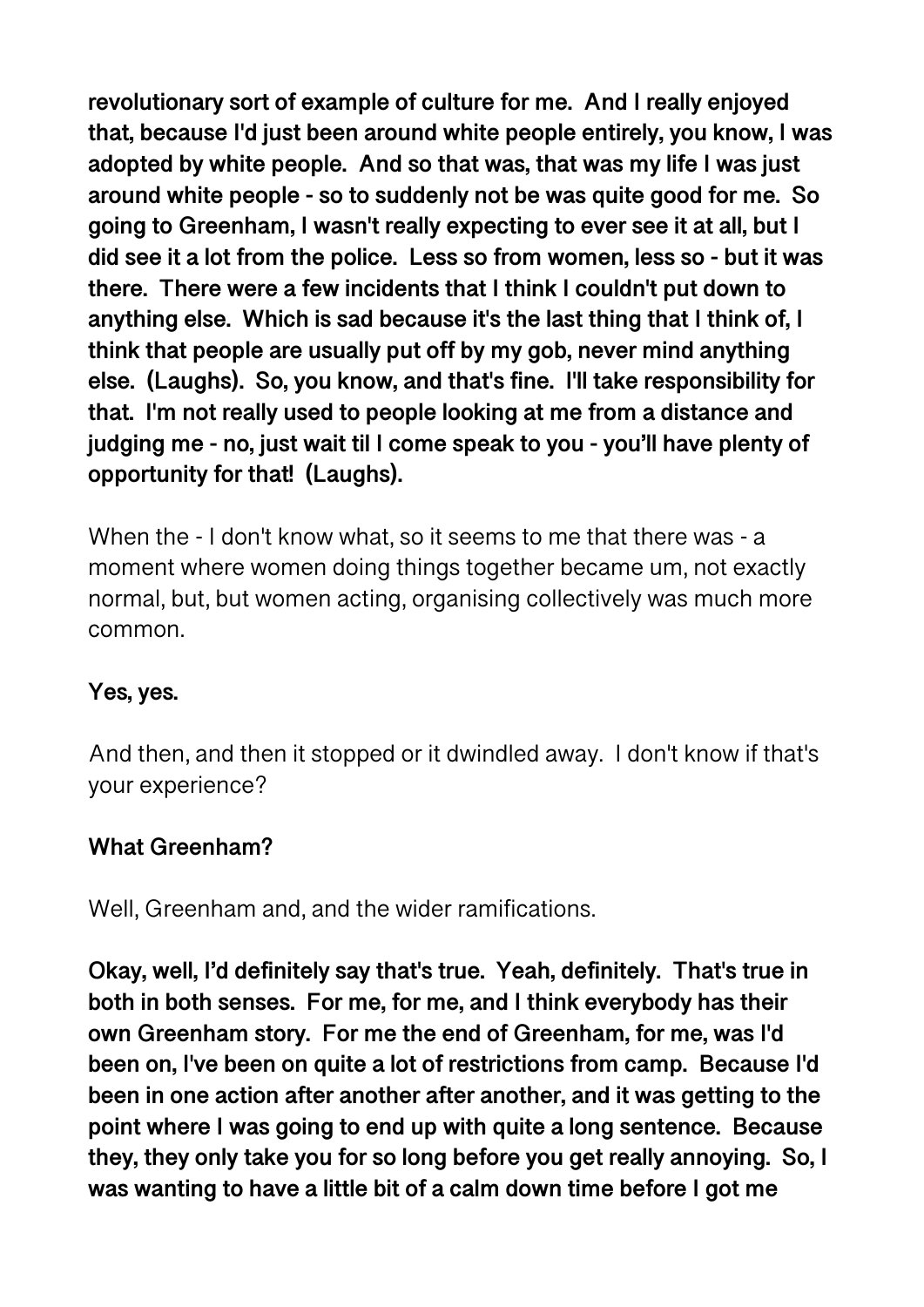**revolutionary sort of example of culture for me. And I really enjoyed that, because I'd just been around white people entirely, you know, I was adopted by white people. And so that was, that was my life I was just around white people - so to suddenly not be was quite good for me. So going to Greenham, I wasn't really expecting to ever see it at all, but I did see it a lot from the police. Less so from women, less so - but it was there. There were a few incidents that I think I couldn't put down to anything else. Which is sad because it's the last thing that I think of, I think that people are usually put off by my gob, never mind anything else. (Laughs). So, you know, and that's fine. I'll take responsibility for that. I'm not really used to people looking at me from a distance and judging me - no, just wait til I come speak to you - you'll have plenty of opportunity for that! (Laughs).**

When the - I don't know what, so it seems to me that there was - a moment where women doing things together became um, not exactly normal, but, but women acting, organising collectively was much more common.

**Yes, yes.**

And then, and then it stopped or it dwindled away. I don't know if that's your experience?

**What Greenham?**

Well, Greenham and, and the wider ramifications.

**Okay, well, I'd definitely say that's true. Yeah, definitely. That's true in both in both senses. For me, for me, and I think everybody has their own Greenham story. For me the end of Greenham, for me, was I'd been on, I've been on quite a lot of restrictions from camp. Because I'd been in one action after another after another, and it was getting to the point where I was going to end up with quite a long sentence. Because they, they only take you for so long before you get really annoying. So, I was wanting to have a little bit of a calm down time before I got me**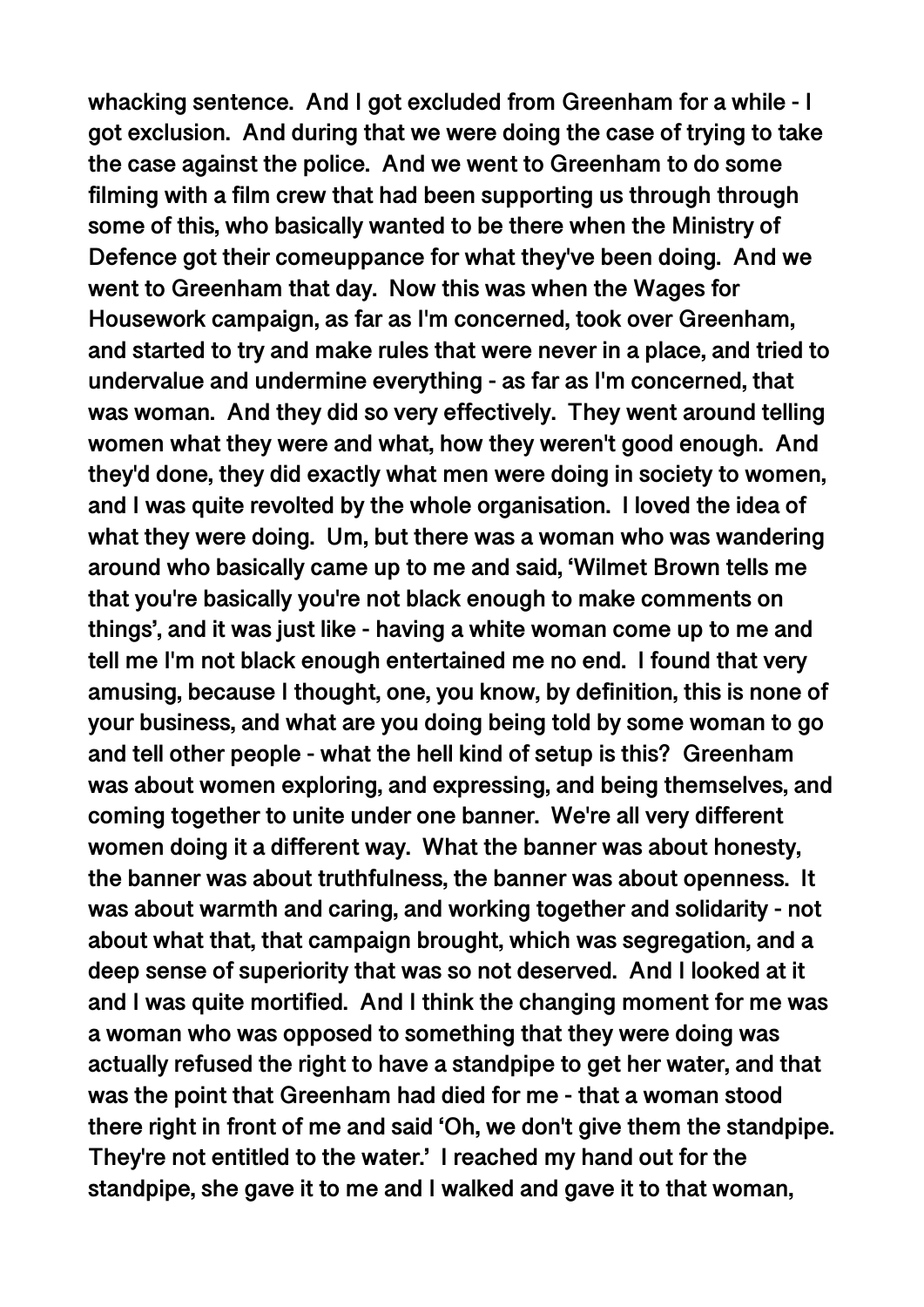**whacking sentence. And I got excluded from Greenham for a while - I got exclusion. And during that we were doing the case of trying to take the case against the police. And we went to Greenham to do some filming with a film crew that had been supporting us through through some of this, who basically wanted to be there when the Ministry of Defence got their comeuppance for what they've been doing. And we went to Greenham that day. Now this was when the Wages for Housework campaign, as far as I'm concerned, took over Greenham, and started to try and make rules that were never in a place, and tried to undervalue and undermine everything - as far as I'm concerned, that was woman. And they did so very effectively. They went around telling women what they were and what, how they weren't good enough. And they'd done, they did exactly what men were doing in society to women, and I was quite revolted by the whole organisation. I loved the idea of what they were doing. Um, but there was a woman who was wandering around who basically came up to me and said, 'Wilmet Brown tells me that you're basically you're not black enough to make comments on things', and it was just like - having a white woman come up to me and tell me I'm not black enough entertained me no end. I found that very amusing, because I thought, one, you know, by definition, this is none of your business, and what are you doing being told by some woman to go and tell other people - what the hell kind of setup is this? Greenham was about women exploring, and expressing, and being themselves, and coming together to unite under one banner. We're all very different women doing it a different way. What the banner was about honesty, the banner was about truthfulness, the banner was about openness. It was about warmth and caring, and working together and solidarity - not about what that, that campaign brought, which was segregation, and a deep sense of superiority that was so not deserved. And I looked at it and I was quite mortified. And I think the changing moment for me was a woman who was opposed to something that they were doing was actually refused the right to have a standpipe to get her water, and that was the point that Greenham had died for me - that a woman stood there right in front of me and said 'Oh, we don't give them the standpipe. They're not entitled to the water.' I reached my hand out for the standpipe, she gave it to me and I walked and gave it to that woman,**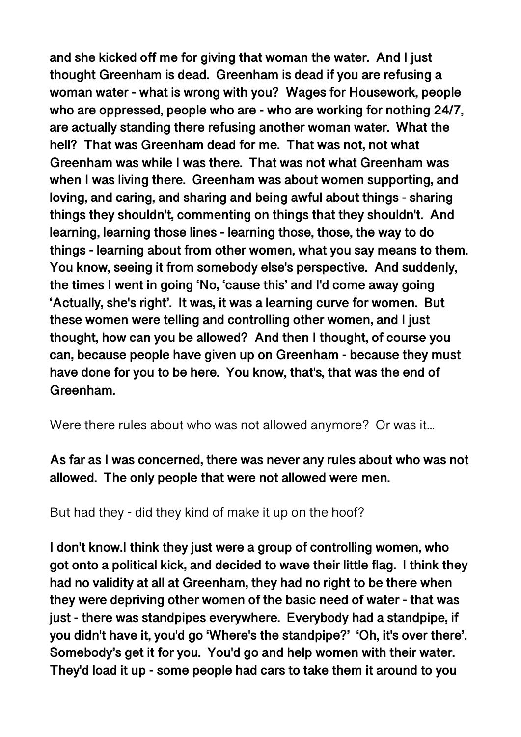**and she kicked off me for giving that woman the water. And I just thought Greenham is dead. Greenham is dead if you are refusing a woman water - what is wrong with you? Wages for Housework, people who are oppressed, people who are - who are working for nothing 24/7, are actually standing there refusing another woman water. What the hell? That was Greenham dead for me. That was not, not what Greenham was while I was there. That was not what Greenham was when I was living there. Greenham was about women supporting, and loving, and caring, and sharing and being awful about things - sharing things they shouldn't, commenting on things that they shouldn't. And learning, learning those lines - learning those, those, the way to do things - learning about from other women, what you say means to them. You know, seeing it from somebody else's perspective. And suddenly, the times I went in going 'No, 'cause this' and I'd come away going 'Actually, she's right'. It was, it was a learning curve for women. But these women were telling and controlling other women, and I just thought, how can you be allowed? And then I thought, of course you can, because people have given up on Greenham - because they must have done for you to be here. You know, that's, that was the end of Greenham.**

Were there rules about who was not allowed anymore? Or was it...

**As far as I was concerned, there was never any rules about who was not allowed. The only people that were not allowed were men.**

But had they - did they kind of make it up on the hoof?

**I don't know.I think they just were a group of controlling women, who got onto a political kick, and decided to wave their little flag. I think they had no validity at all at Greenham, they had no right to be there when they were depriving other women of the basic need of water - that was just - there was standpipes everywhere. Everybody had a standpipe, if you didn't have it, you'd go 'Where's the standpipe?' 'Oh, it's over there'. Somebody's get it for you. You'd go and help women with their water. They'd load it up - some people had cars to take them it around to you**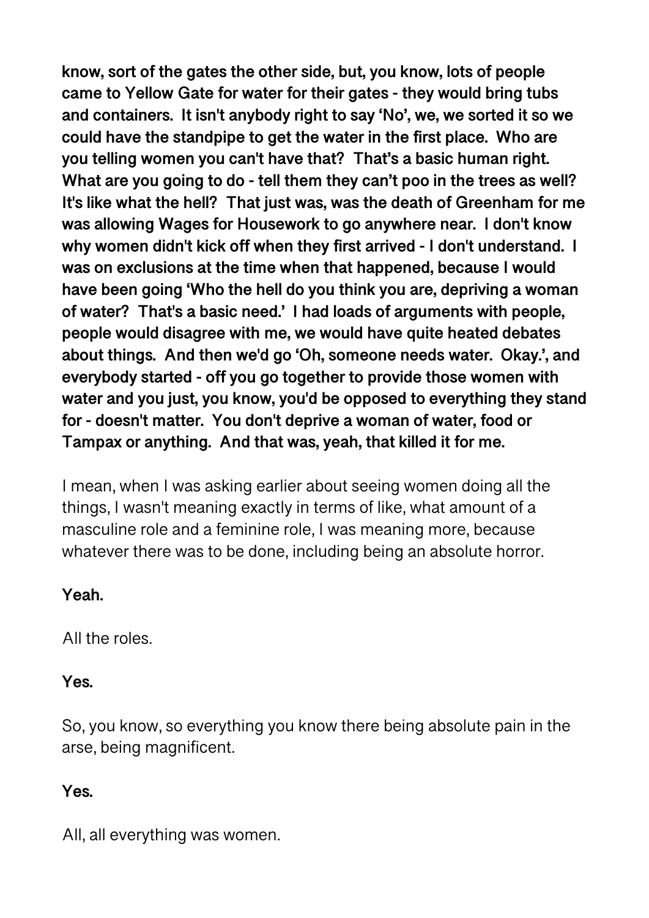**know, sort of the gates the other side, but, you know, lots of people came to Yellow Gate for water for their gates - they would bring tubs and containers. It isn't anybody right to say 'No', we, we sorted it so we could have the standpipe to get the water in the first place. Who are you telling women you can't have that? That's a basic human right. What are you going to do - tell them they can't poo in the trees as well? It's like what the hell? That just was, was the death of Greenham for me was allowing Wages for Housework to go anywhere near. I don't know why women didn't kick off when they first arrived - I don't understand. I was on exclusions at the time when that happened, because I would have been going 'Who the hell do you think you are, depriving a woman of water? That's a basic need.' I had loads of arguments with people, people would disagree with me, we would have quite heated debates about things. And then we'd go 'Oh, someone needs water. Okay.', and everybody started - off you go together to provide those women with water and you just, you know, you'd be opposed to everything they stand for - doesn't matter. You don't deprive a woman of water, food or Tampax or anything. And that was, yeah, that killed it for me.**

I mean, when I was asking earlier about seeing women doing all the things, I wasn't meaning exactly in terms of like, what amount of a masculine role and a feminine role, I was meaning more, because whatever there was to be done, including being an absolute horror.

**Yeah.**

All the roles.

**Yes.**

So, you know, so everything you know there being absolute pain in the arse, being magnificent.

**Yes.**

All, all everything was women.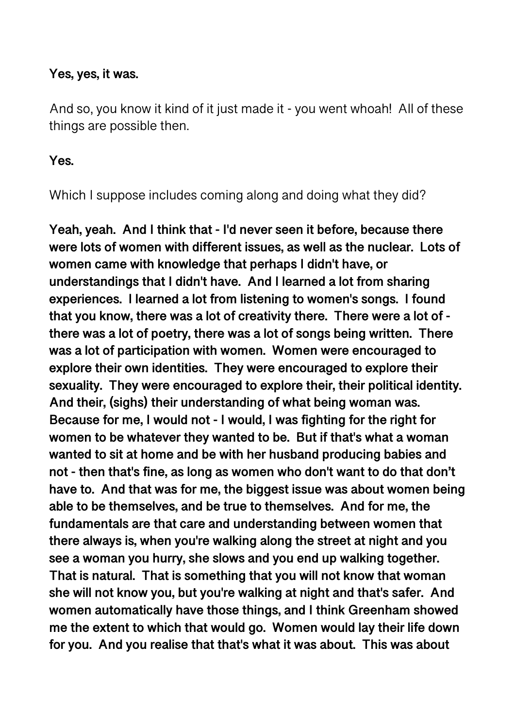**Yes, yes, it was.**

And so, you know it kind of it just made it - you went whoah! All of these things are possible then.

**Yes.**

Which I suppose includes coming along and doing what they did?

**Yeah, yeah. And I think that - I'd never seen it before, because there were lots of women with different issues, as well as the nuclear. Lots of women came with knowledge that perhaps I didn't have, or understandings that I didn't have. And I learned a lot from sharing experiences. I learned a lot from listening to women's songs. I found that you know, there was a lot of creativity there. There were a lot of - there was a lot of poetry, there was a lot of songs being written. There was a lot of participation with women. Women were encouraged to explore their own identities. They were encouraged to explore their sexuality. They were encouraged to explore their, their political identity. And their, (sighs) their understanding of what being woman was. Because for me, I would not - I would, I was fighting for the right for women to be whatever they wanted to be. But if that's what a woman wanted to sit at home and be with her husband producing babies and not - then that's fine, as long as women who don't want to do that don't have to. And that was for me, the biggest issue was about women being able to be themselves, and be true to themselves. And for me, the fundamentals are that care and understanding between women that there always is, when you're walking along the street at night and you see a woman you hurry, she slows and you end up walking together. That is natural. That is something that you will not know that woman she will not know you, but you're walking at night and that's safer. And women automatically have those things, and I think Greenham showed me the extent to which that would go. Women would lay their life down for you. And you realise that that's what it was about. This was about**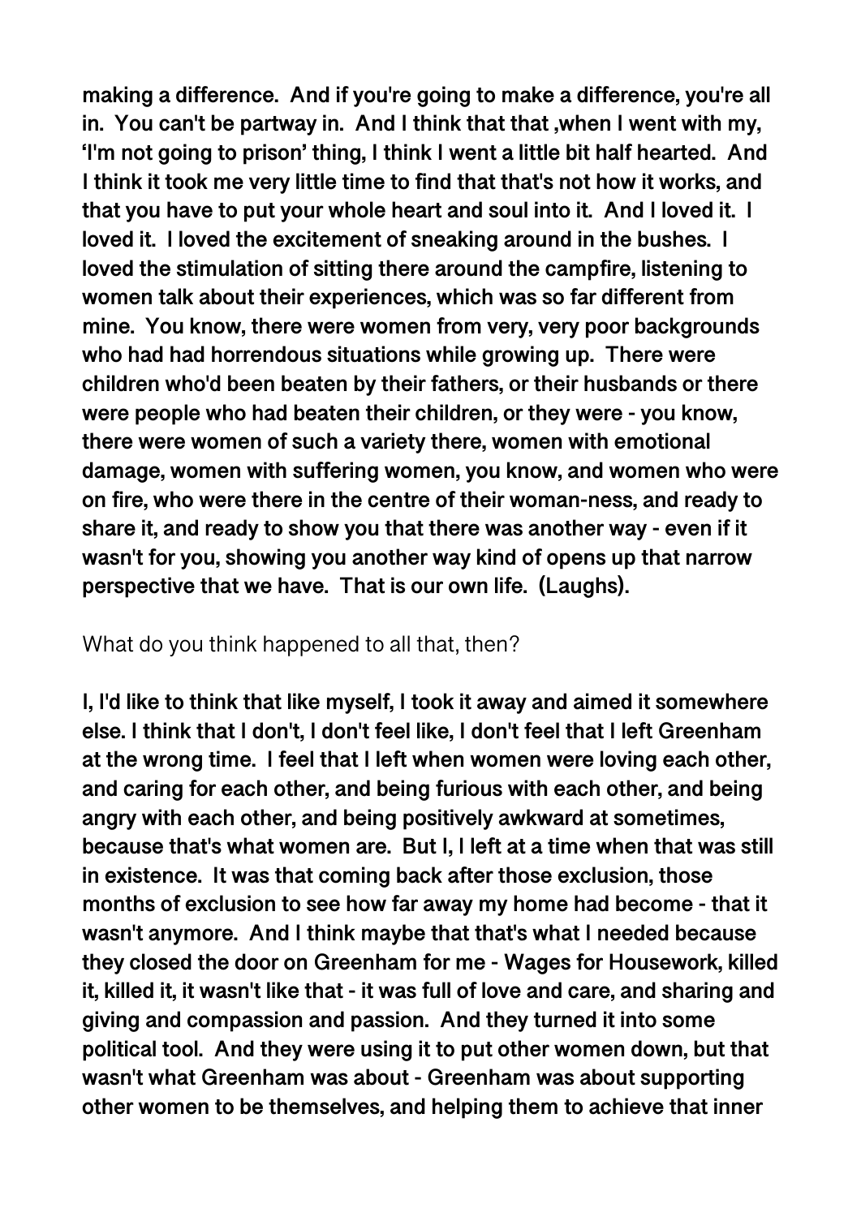**making a difference. And if you're going to make a difference, you're all in. You can't be partway in. And I think that that ,when I went with my, 'I'm not going to prison' thing, I think I went a little bit half hearted. And I think it took me very little time to find that that's not how it works, and that you have to put your whole heart and soul into it. And I loved it. I loved it. I loved the excitement of sneaking around in the bushes. I loved the stimulation of sitting there around the campfire, listening to women talk about their experiences, which was so far different from mine. You know, there were women from very, very poor backgrounds who had had horrendous situations while growing up. There were children who'd been beaten by their fathers, or their husbands or there were people who had beaten their children, or they were - you know, there were women of such a variety there, women with emotional damage, women with suffering women, you know, and women who were on fire, who were there in the centre of their woman-ness, and ready to share it, and ready to show you that there was another way - even if it wasn't for you, showing you another way kind of opens up that narrow perspective that we have. That is our own life. (Laughs).**

What do you think happened to all that, then?

**I, I'd like to think that like myself, I took it away and aimed it somewhere else. I think that I don't, I don't feel like, I don't feel that I left Greenham at the wrong time. I feel that I left when women were loving each other, and caring for each other, and being furious with each other, and being angry with each other, and being positively awkward at sometimes, because that's what women are. But I, I left at a time when that was still in existence. It was that coming back after those exclusion, those months of exclusion to see how far away my home had become - that it wasn't anymore. And I think maybe that that's what I needed because they closed the door on Greenham for me - Wages for Housework, killed it, killed it, it wasn't like that - it was full of love and care, and sharing and giving and compassion and passion. And they turned it into some political tool. And they were using it to put other women down, but that wasn't what Greenham was about - Greenham was about supporting other women to be themselves, and helping them to achieve that inner**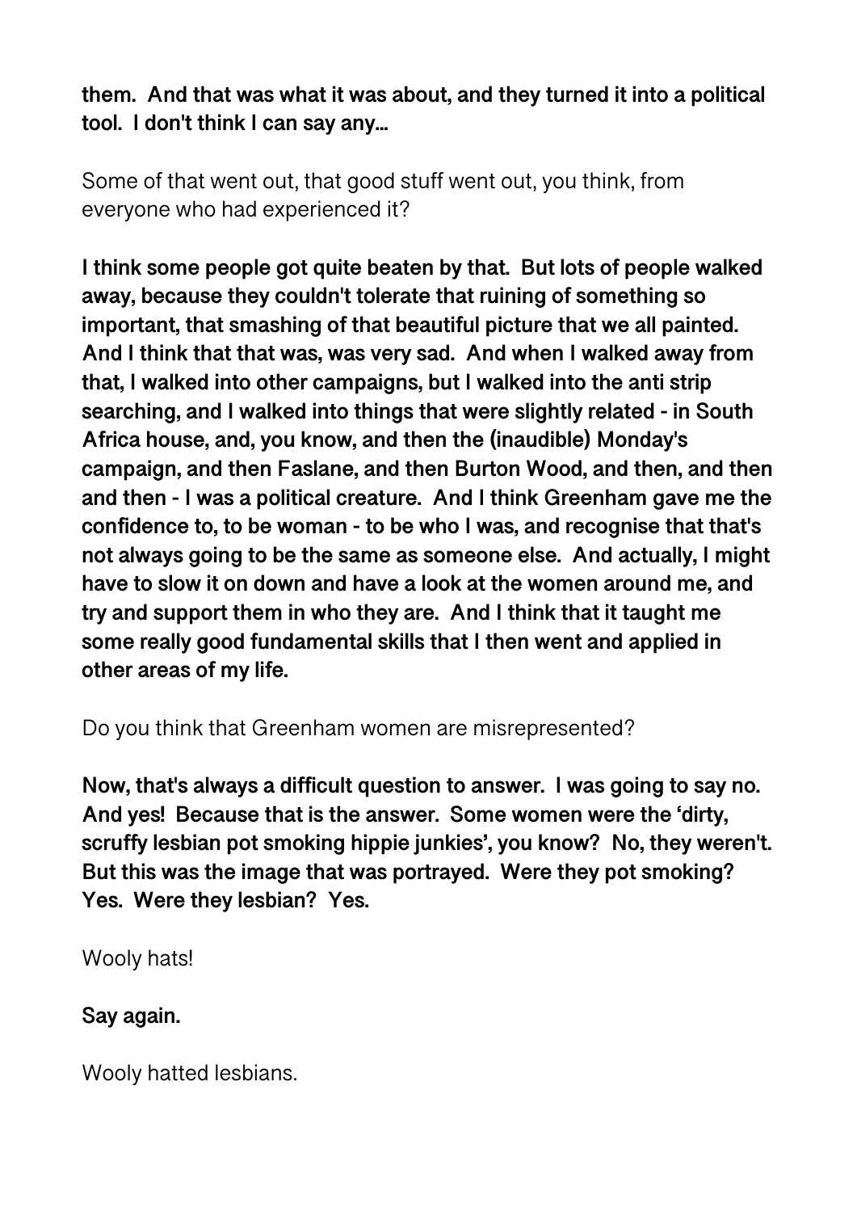**them. And that was what it was about, and they turned it into a political tool. I don't think I can say any...**

Some of that went out, that good stuff went out, you think, from everyone who had experienced it?

**I think some people got quite beaten by that. But lots of people walked away, because they couldn't tolerate that ruining of something so important, that smashing of that beautiful picture that we all painted. And I think that that was, was very sad. And when I walked away from that, I walked into other campaigns, but I walked into the anti strip searching, and I walked into things that were slightly related - in South Africa house, and, you know, and then the (inaudible) Monday's campaign, and then Faslane, and then Burton Wood, and then, and then and then - I was a political creature. And I think Greenham gave me the confidence to, to be woman - to be who I was, and recognise that that's not always going to be the same as someone else. And actually, I might have to slow it on down and have a look at the women around me, and try and support them in who they are. And I think that it taught me some really good fundamental skills that I then went and applied in other areas of my life.**

Do you think that Greenham women are misrepresented?

**Now, that's always a difficult question to answer. I was going to say no. And yes! Because that is the answer. Some women were the 'dirty, scruffy lesbian pot smoking hippie junkies', you know? No, they weren't. But this was the image that was portrayed. Were they pot smoking? Yes. Were they lesbian? Yes.**

Wooly hats!

**Say again.**

Wooly hatted lesbians.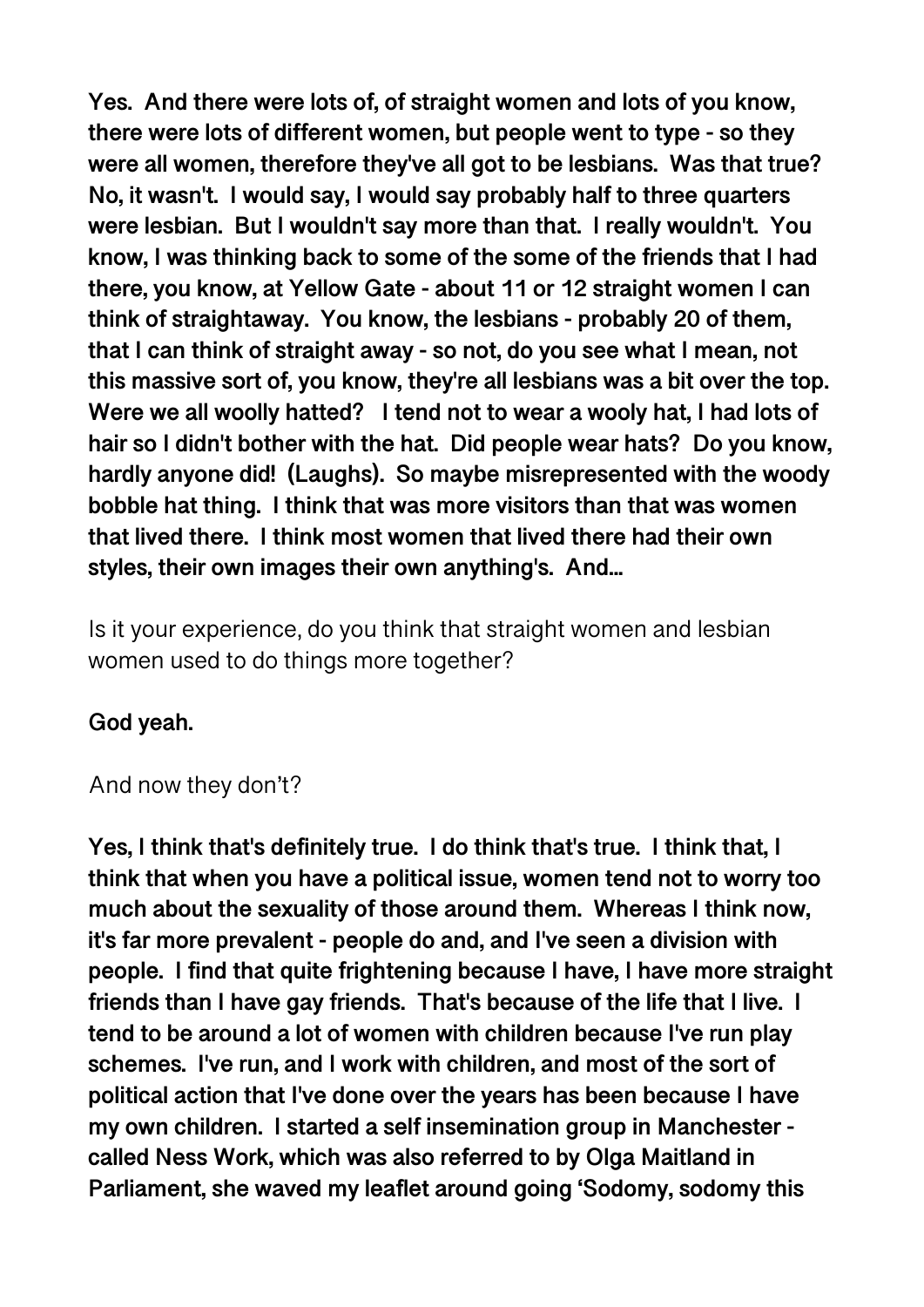**Yes. And there were lots of, of straight women and lots of you know, there were lots of different women, but people went to type - so they were all women, therefore they've all got to be lesbians. Was that true? No, it wasn't. I would say, I would say probably half to three quarters were lesbian. But I wouldn't say more than that. I really wouldn't. You know, I was thinking back to some of the some of the friends that I had there, you know, at Yellow Gate - about 11 or 12 straight women I can think of straightaway. You know, the lesbians - probably 20 of them, that I can think of straight away - so not, do you see what I mean, not this massive sort of, you know, they're all lesbians was a bit over the top. Were we all woolly hatted? I tend not to wear a wooly hat, I had lots of hair so I didn't bother with the hat. Did people wear hats? Do you know, hardly anyone did! (Laughs). So maybe misrepresented with the woody bobble hat thing. I think that was more visitors than that was women that lived there. I think most women that lived there had their own styles, their own images their own anything's. And...**

Is it your experience, do you think that straight women and lesbian women used to do things more together?

**God yeah.**

And now they don't?

**Yes, I think that's definitely true. I do think that's true. I think that, I think that when you have a political issue, women tend not to worry too much about the sexuality of those around them. Whereas I think now, it's far more prevalent - people do and, and I've seen a division with people. I find that quite frightening because I have, I have more straight friends than I have gay friends. That's because of the life that I live. I tend to be around a lot of women with children because I've run play schemes. I've run, and I work with children, and most of the sort of political action that I've done over the years has been because I have my own children. I started a self insemination group in Manchester - called Ness Work, which was also referred to by Olga Maitland in Parliament, she waved my leaflet around going 'Sodomy, sodomy this**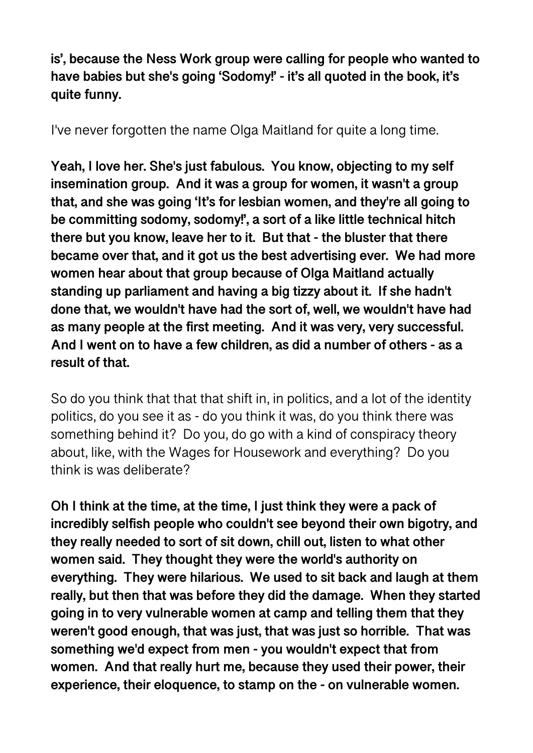**is', because the Ness Work group were calling for people who wanted to have babies but she's going 'Sodomy!' - it's all quoted in the book, it's quite funny.**

I've never forgotten the name Olga Maitland for quite a long time.

**Yeah, I love her. She's just fabulous. You know, objecting to my self insemination group. And it was a group for women, it wasn't a group that, and she was going 'It's for lesbian women, and they're all going to be committing sodomy, sodomy!', a sort of a like little technical hitch there but you know, leave her to it. But that - the bluster that there became over that, and it got us the best advertising ever. We had more women hear about that group because of Olga Maitland actually standing up parliament and having a big tizzy about it. If she hadn't done that, we wouldn't have had the sort of, well, we wouldn't have had as many people at the first meeting. And it was very, very successful. And I went on to have a few children, as did a number of others - as a result of that.**

So do you think that that that shift in, in politics, and a lot of the identity politics, do you see it as - do you think it was, do you think there was something behind it? Do you, do go with a kind of conspiracy theory about, like, with the Wages for Housework and everything? Do you think is was deliberate?

**Oh I think at the time, at the time, I just think they were a pack of incredibly selfish people who couldn't see beyond their own bigotry, and they really needed to sort of sit down, chill out, listen to what other women said. They thought they were the world's authority on everything. They were hilarious. We used to sit back and laugh at them really, but then that was before they did the damage. When they started going in to very vulnerable women at camp and telling them that they weren't good enough, that was just, that was just so horrible. That was something we'd expect from men - you wouldn't expect that from women. And that really hurt me, because they used their power, their experience, their eloquence, to stamp on the - on vulnerable women.**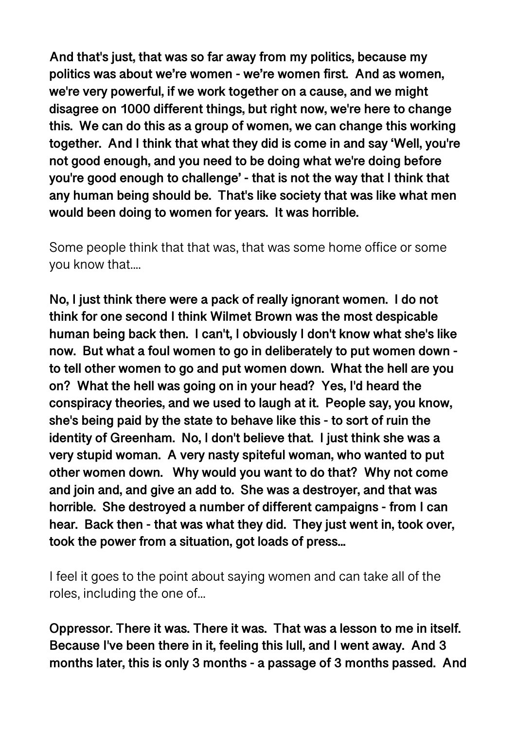**And that's just, that was so far away from my politics, because my politics was about we're women - we're women first. And as women, we're very powerful, if we work together on a cause, and we might disagree on 1000 different things, but right now, we're here to change this. We can do this as a group of women, we can change this working together. And I think that what they did is come in and say 'Well, you're not good enough, and you need to be doing what we're doing before you're good enough to challenge' - that is not the way that I think that any human being should be. That's like society that was like what men would been doing to women for years. It was horrible.**

Some people think that that was, that was some home office or some you know that....

**No, I just think there were a pack of really ignorant women. I do not think for one second I think Wilmet Brown was the most despicable human being back then. I can't, I obviously I don't know what she's like now. But what a foul women to go in deliberately to put women down - to tell other women to go and put women down. What the hell are you on? What the hell was going on in your head? Yes, I'd heard the conspiracy theories, and we used to laugh at it. People say, you know, she's being paid by the state to behave like this - to sort of ruin the identity of Greenham. No, I don't believe that. I just think she was a very stupid woman. A very nasty spiteful woman, who wanted to put other women down. Why would you want to do that? Why not come and join and, and give an add to. She was a destroyer, and that was horrible. She destroyed a number of different campaigns - from I can hear. Back then - that was what they did. They just went in, took over, took the power from a situation, got loads of press...**

I feel it goes to the point about saying women and can take all of the roles, including the one of...

**Oppressor. There it was. There it was. That was a lesson to me in itself. Because I've been there in it, feeling this lull, and I went away. And 3 months later, this is only 3 months - a passage of 3 months passed. And**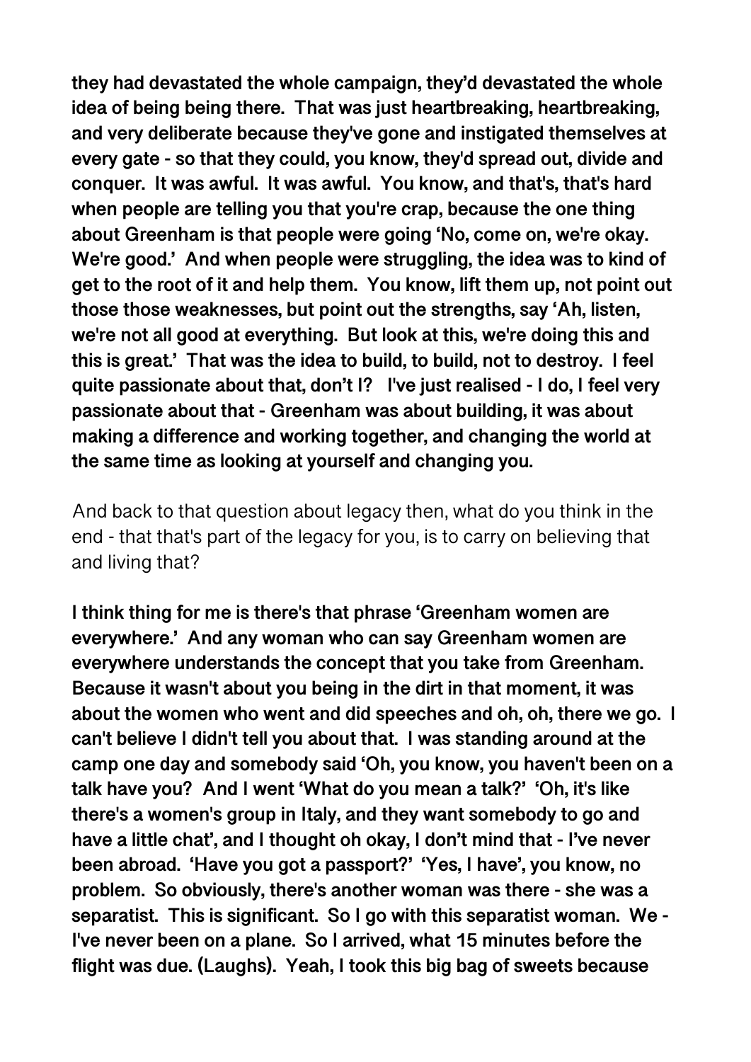**they had devastated the whole campaign, they'd devastated the whole idea of being being there. That was just heartbreaking, heartbreaking, and very deliberate because they've gone and instigated themselves at every gate - so that they could, you know, they'd spread out, divide and conquer. It was awful. It was awful. You know, and that's, that's hard when people are telling you that you're crap, because the one thing about Greenham is that people were going 'No, come on, we're okay. We're good.' And when people were struggling, the idea was to kind of get to the root of it and help them. You know, lift them up, not point out those those weaknesses, but point out the strengths, say 'Ah, listen, we're not all good at everything. But look at this, we're doing this and this is great.' That was the idea to build, to build, not to destroy. I feel quite passionate about that, don't I? I've just realised - I do, I feel very passionate about that - Greenham was about building, it was about making a difference and working together, and changing the world at the same time as looking at yourself and changing you.**

And back to that question about legacy then, what do you think in the end - that that's part of the legacy for you, is to carry on believing that and living that?

**I think thing for me is there's that phrase 'Greenham women are everywhere.' And any woman who can say Greenham women are everywhere understands the concept that you take from Greenham. Because it wasn't about you being in the dirt in that moment, it was about the women who went and did speeches and oh, oh, there we go. I can't believe I didn't tell you about that. I was standing around at the camp one day and somebody said 'Oh, you know, you haven't been on a talk have you? And I went 'What do you mean a talk?' 'Oh, it's like there's a women's group in Italy, and they want somebody to go and have a little chat', and I thought oh okay, I don't mind that - I've never been abroad. 'Have you got a passport?' 'Yes, I have', you know, no problem. So obviously, there's another woman was there - she was a separatist. This is significant. So I go with this separatist woman. We - I've never been on a plane. So I arrived, what 15 minutes before the flight was due. (Laughs). Yeah, I took this big bag of sweets because**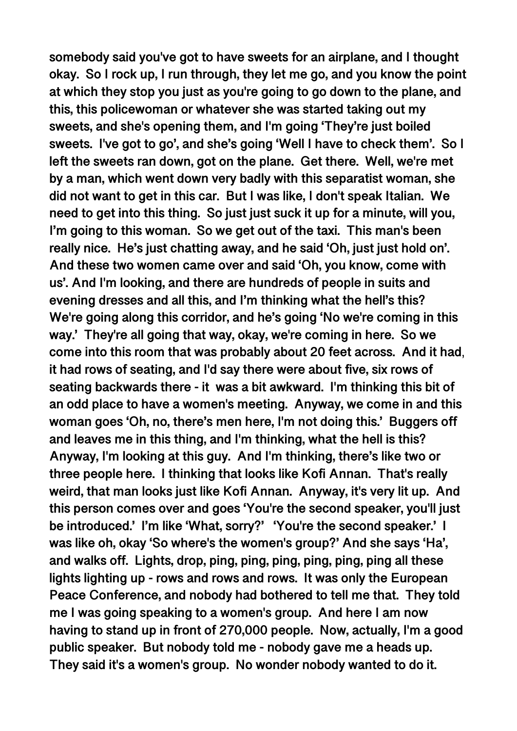somebody said you've got to have sweets for an airplane, and I thought okay. So I rock up, I run through, they let me go, and you know the point at which they stop you just as you're going to go down to the plane, and this, this policewoman or whatever she was started taking out my sweets, and she's opening them, and I'm going 'They're just boiled sweets. I've got to go', and she's going 'Well I have to check them'. So I left the sweets ran down, got on the plane. Get there. Well, we're met by a man, which went down very badly with this separatist woman, she did not want to get in this car. But I was like, I don't speak Italian. We need to get into this thing. So just just suck it up for a minute, will you, I'm going to this woman. So we get out of the taxi. This man's been really nice. He's just chatting away, and he said 'Oh, just just hold on'. And these two women came over and said 'Oh, you know, come with us'. And I'm looking, and there are hundreds of people in suits and evening dresses and all this, and I'm thinking what the hell's this? We're going along this corridor, and he's going 'No we're coming in this way.' They're all going that way, okay, we're coming in here. So we come into this room that was probably about 20 feet across. And it had, it had rows of seating, and I'd say there were about five, six rows of seating backwards there - it was a bit awkward. I'm thinking this bit of an odd place to have a women's meeting. Anyway, we come in and this woman goes 'Oh, no, there's men here, I'm not doing this.' Buggers off and leaves me in this thing, and I'm thinking, what the hell is this? Anyway, I'm looking at this guy. And I'm thinking, there's like two or three people here. I thinking that looks like Kofi Annan. That's really weird, that man looks just like Kofi Annan. Anyway, it's very lit up. And this person comes over and goes 'You're the second speaker, you'll just be introduced.' I'm like 'What, sorry?' 'You're the second speaker.' I was like oh, okay 'So where's the women's group?' And she says 'Ha', and walks off. Lights, drop, ping, ping, ping, ping, ping, ping all these lights lighting up - rows and rows and rows. It was only the European Peace Conference, and nobody had bothered to tell me that. They told me I was going speaking to a women's group. And here I am now having to stand up in front of 270,000 people. Now, actually, I'm a good public speaker. But nobody told me - nobody gave me a heads up. They said it's a women's group. No wonder nobody wanted to do it.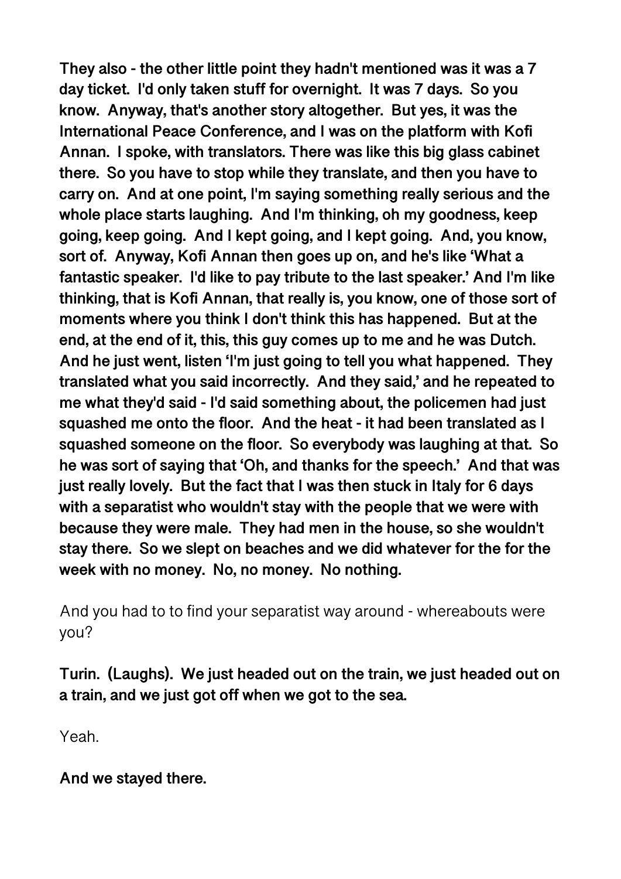**They also - the other little point they hadn't mentioned was it was a 7 day ticket. I'd only taken stuff for overnight. It was 7 days. So you know. Anyway, that's another story altogether. But yes, it was the International Peace Conference, and I was on the platform with Kofi Annan. I spoke, with translators. There was like this big glass cabinet there. So you have to stop while they translate, and then you have to carry on. And at one point, I'm saying something really serious and the whole place starts laughing. And I'm thinking, oh my goodness, keep going, keep going. And I kept going, and I kept going. And, you know, sort of. Anyway, Kofi Annan then goes up on, and he's like 'What a fantastic speaker. I'd like to pay tribute to the last speaker.' And I'm like thinking, that is Kofi Annan, that really is, you know, one of those sort of moments where you think I don't think this has happened. But at the end, at the end of it, this, this guy comes up to me and he was Dutch. And he just went, listen 'I'm just going to tell you what happened. They translated what you said incorrectly. And they said,' and he repeated to me what they'd said - I'd said something about, the policemen had just squashed me onto the floor. And the heat - it had been translated as I squashed someone on the floor. So everybody was laughing at that. So he was sort of saying that 'Oh, and thanks for the speech.' And that was just really lovely. But the fact that I was then stuck in Italy for 6 days with a separatist who wouldn't stay with the people that we were with because they were male. They had men in the house, so she wouldn't stay there. So we slept on beaches and we did whatever for the for the week with no money. No, no money. No nothing.**

And you had to to find your separatist way around - whereabouts were you?

**Turin. (Laughs). We just headed out on the train, we just headed out on a train, and we just got off when we got to the sea.**

Yeah.

**And we stayed there.**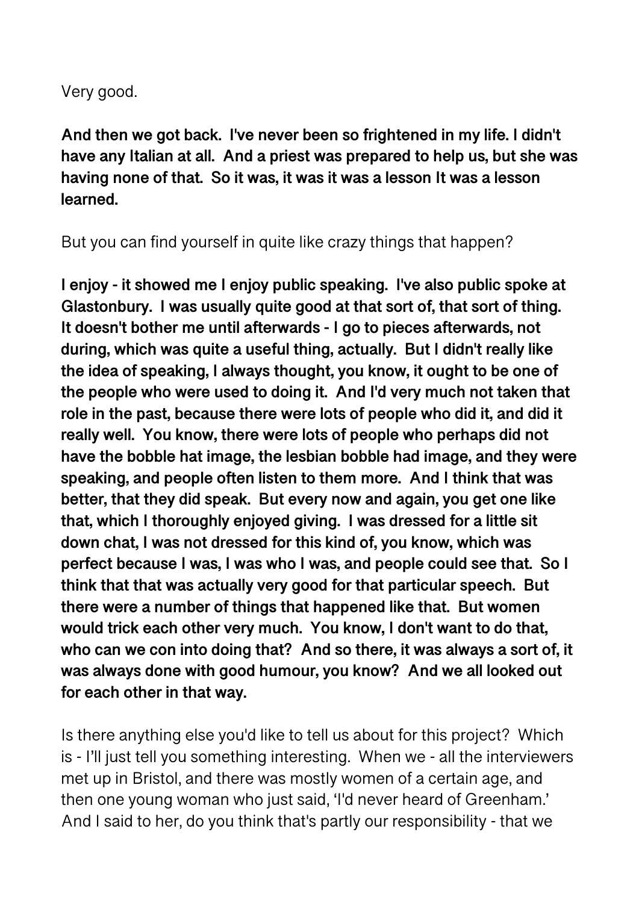Very good.

**And then we got back. I've never been so frightened in my life. I didn't have any Italian at all. And a priest was prepared to help us, but she was having none of that. So it was, it was it was a lesson It was a lesson learned.**

But you can find yourself in quite like crazy things that happen?

**I enjoy - it showed me I enjoy public speaking. I've also public spoke at Glastonbury. I was usually quite good at that sort of, that sort of thing. It doesn't bother me until afterwards - I go to pieces afterwards, not during, which was quite a useful thing, actually. But I didn't really like the idea of speaking, I always thought, you know, it ought to be one of the people who were used to doing it. And I'd very much not taken that role in the past, because there were lots of people who did it, and did it really well. You know, there were lots of people who perhaps did not have the bobble hat image, the lesbian bobble had image, and they were speaking, and people often listen to them more. And I think that was better, that they did speak. But every now and again, you get one like that, which I thoroughly enjoyed giving. I was dressed for a little sit down chat, I was not dressed for this kind of, you know, which was perfect because I was, I was who I was, and people could see that. So I think that that was actually very good for that particular speech. But there were a number of things that happened like that. But women would trick each other very much. You know, I don't want to do that, who can we con into doing that? And so there, it was always a sort of, it was always done with good humour, you know? And we all looked out for each other in that way.**

Is there anything else you'd like to tell us about for this project? Which is - I'll just tell you something interesting. When we - all the interviewers met up in Bristol, and there was mostly women of a certain age, and then one young woman who just said, 'I'd never heard of Greenham.' And I said to her, do you think that's partly our responsibility - that we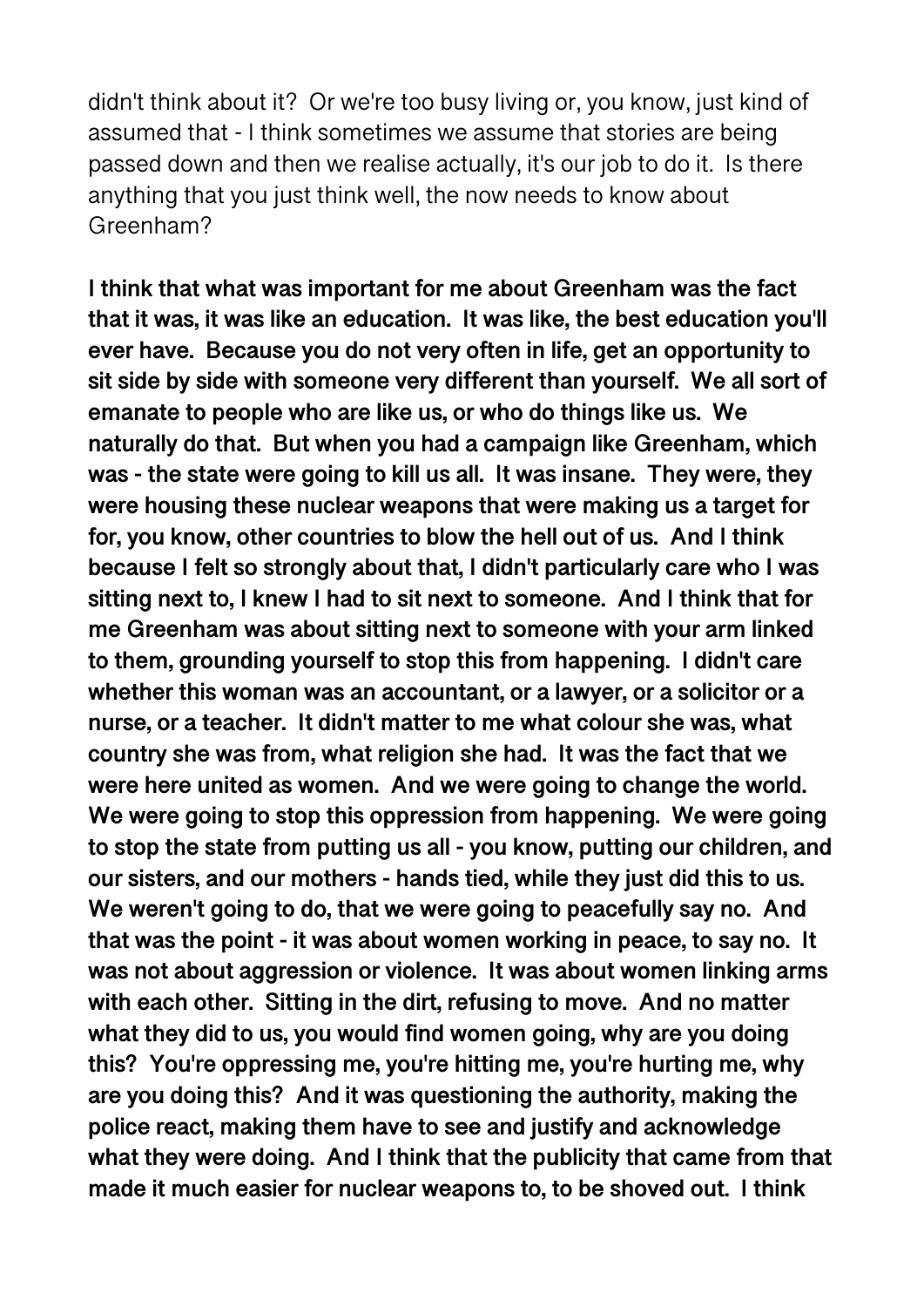didn't think about it? Or we're too busy living or, you know, just kind of assumed that - I think sometimes we assume that stories are being passed down and then we realise actually, it's our job to do it. Is there anything that you just think well, the now needs to know about Greenham?

**I think that what was important for me about Greenham was the fact that it was, it was like an education. It was like, the best education you'll ever have. Because you do not very often in life, get an opportunity to sit side by side with someone very different than yourself. We all sort of emanate to people who are like us, or who do things like us. We naturally do that. But when you had a campaign like Greenham, which was - the state were going to kill us all. It was insane. They were, they were housing these nuclear weapons that were making us a target for for, you know, other countries to blow the hell out of us. And I think because I felt so strongly about that, I didn't particularly care who I was sitting next to, I knew I had to sit next to someone. And I think that for me Greenham was about sitting next to someone with your arm linked to them, grounding yourself to stop this from happening. I didn't care whether this woman was an accountant, or a lawyer, or a solicitor or a nurse, or a teacher. It didn't matter to me what colour she was, what country she was from, what religion she had. It was the fact that we were here united as women. And we were going to change the world. We were going to stop this oppression from happening. We were going to stop the state from putting us all - you know, putting our children, and our sisters, and our mothers - hands tied, while they just did this to us. We weren't going to do, that we were going to peacefully say no. And that was the point - it was about women working in peace, to say no. It was not about aggression or violence. It was about women linking arms with each other. Sitting in the dirt, refusing to move. And no matter what they did to us, you would find women going, why are you doing this? You're oppressing me, you're hitting me, you're hurting me, why are you doing this? And it was questioning the authority, making the police react, making them have to see and justify and acknowledge what they were doing. And I think that the publicity that came from that made it much easier for nuclear weapons to, to be shoved out. I think**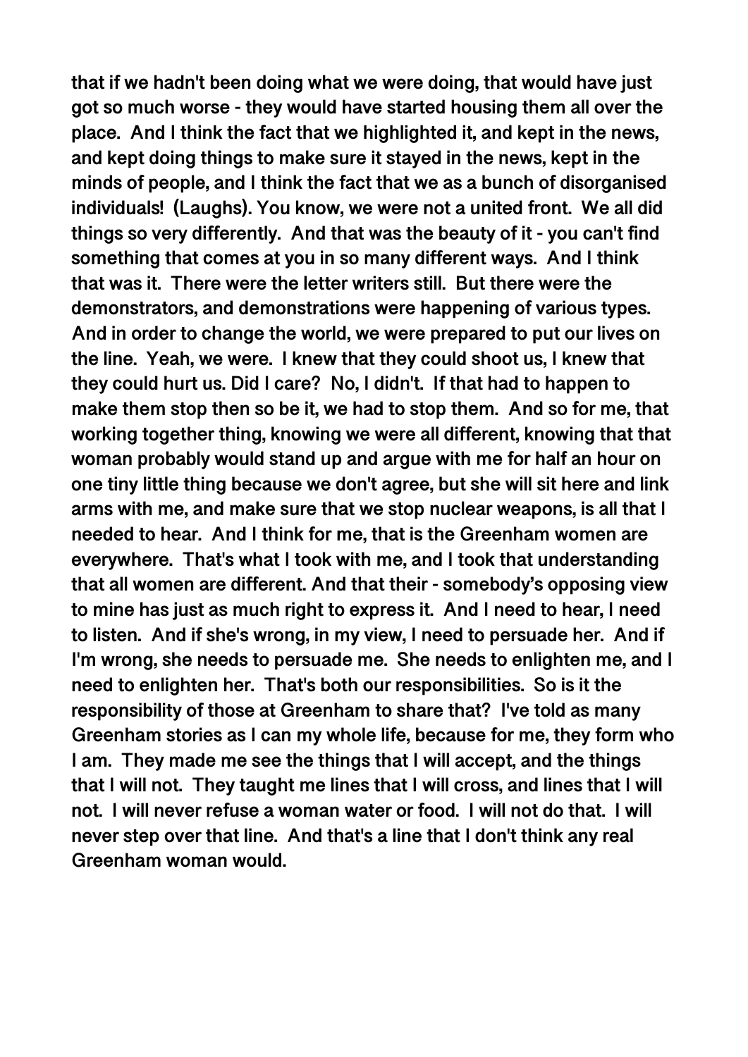that if we hadn't been doing what we were doing, that would have just got so much worse - they would have started housing them all over the place. And I think the fact that we highlighted it, and kept in the news, and kept doing things to make sure it stayed in the news, kept in the minds of people, and I think the fact that we as a bunch of disorganised individuals! (Laughs). You know, we were not a united front. We all did things so very differently. And that was the beauty of it - you can't find something that comes at you in so many different ways. And I think that was it. There were the letter writers still. But there were the demonstrators, and demonstrations were happening of various types. And in order to change the world, we were prepared to put our lives on the line. Yeah, we were. I knew that they could shoot us, I knew that they could hurt us. Did I care? No, I didn't. If that had to happen to make them stop then so be it, we had to stop them. And so for me, that working together thing, knowing we were all different, knowing that that woman probably would stand up and argue with me for half an hour on one tiny little thing because we don't agree, but she will sit here and link arms with me, and make sure that we stop nuclear weapons, is all that I needed to hear. And I think for me, that is the Greenham women are everywhere. That's what I took with me, and I took that understanding that all women are different. And that their - somebody's opposing view to mine has just as much right to express it. And I need to hear, I need to listen. And if she's wrong, in my view, I need to persuade her. And if I'm wrong, she needs to persuade me. She needs to enlighten me, and I need to enlighten her. That's both our responsibilities. So is it the responsibility of those at Greenham to share that? I've told as many Greenham stories as I can my whole life, because for me, they form who I am. They made me see the things that I will accept, and the things that I will not. They taught me lines that I will cross, and lines that I will not. I will never refuse a woman water or food. I will not do that. I will never step over that line. And that's a line that I don't think any real Greenham woman would.